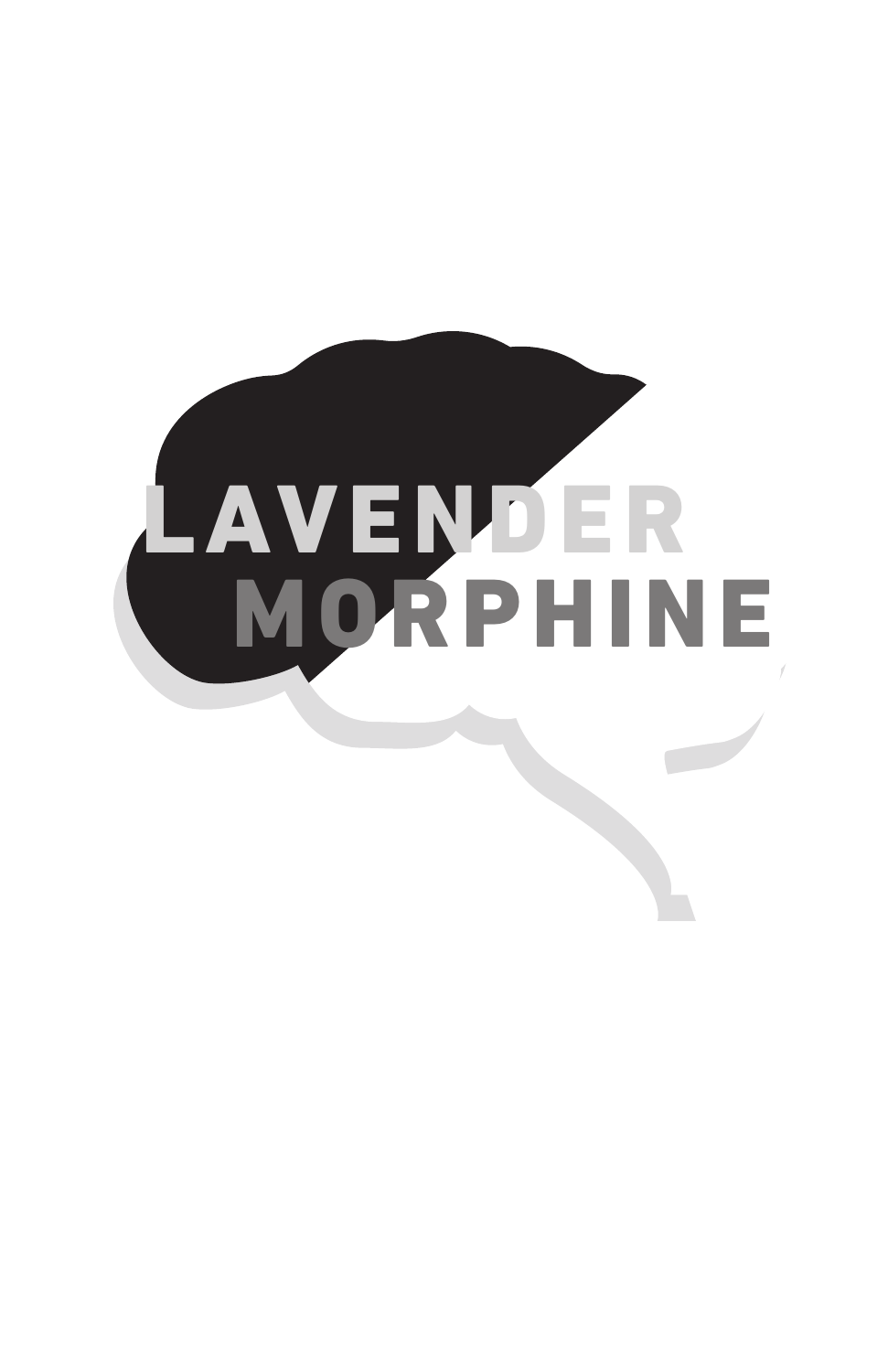# LAVENDER MORPHINE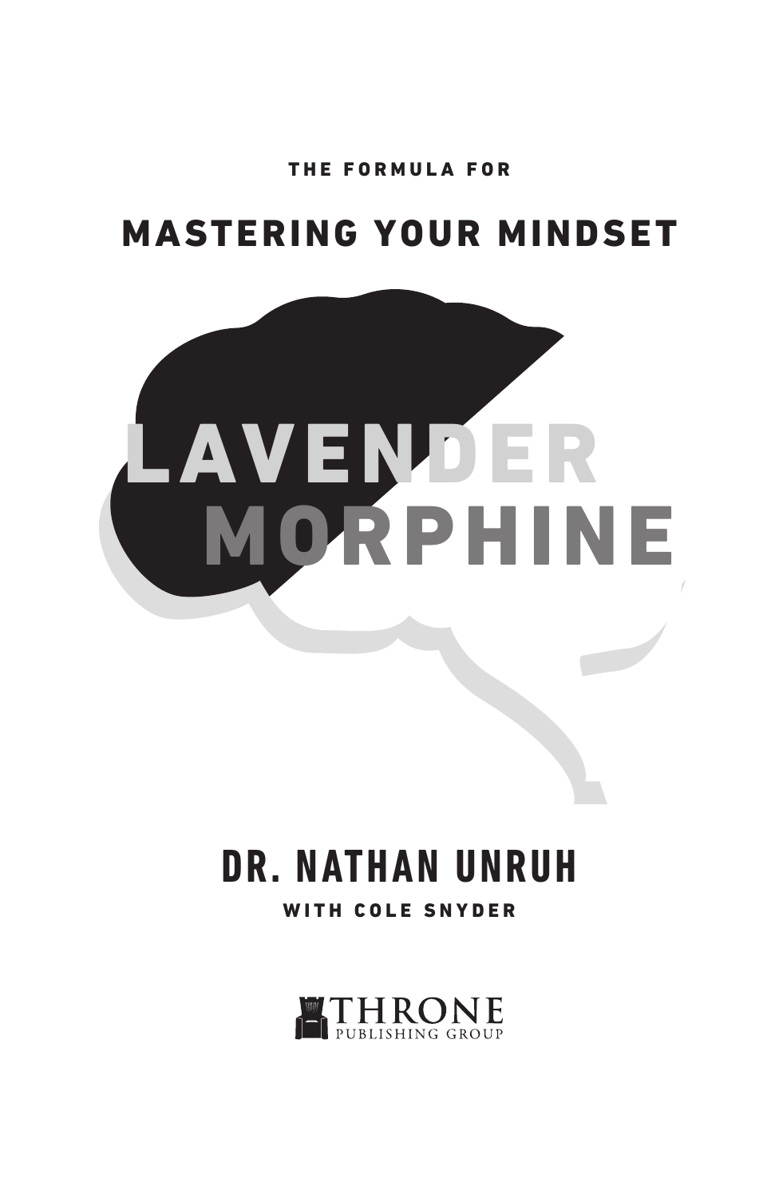THE FORMULA FOR

# MASTERING YOUR MINDSET

# LAVENDER MORPHINE

## DR. NATHAN UNRUH

WITH COLE SNYDER

THRONE PUBLISHING GROUP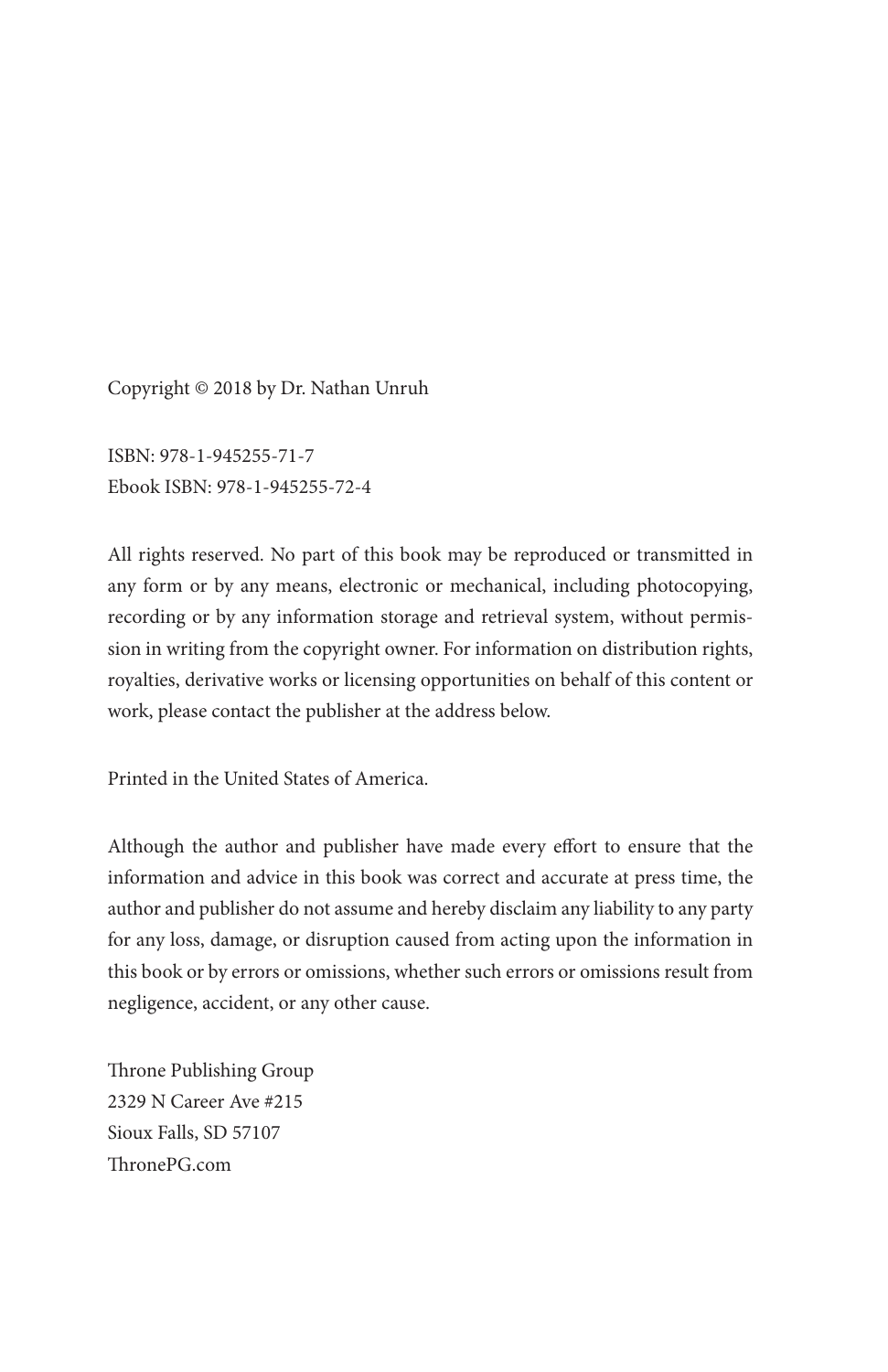Copyright © 2018 by Dr. Nathan Unruh

ISBN: 978-1-945255-71-7
Ebook ISBN: 978-1-945255-72-4

All rights reserved. No part of this book may be reproduced or transmitted in any form or by any means, electronic or mechanical, including photocopying, recording or by any information storage and retrieval system, without permission in writing from the copyright owner. For information on distribution rights, royalties, derivative works or licensing opportunities on behalf of this content or work, please contact the publisher at the address below.

Printed in the United States of America.

Although the author and publisher have made every effort to ensure that the information and advice in this book was correct and accurate at press time, the author and publisher do not assume and hereby disclaim any liability to any party for any loss, damage, or disruption caused from acting upon the information in this book or by errors or omissions, whether such errors or omissions result from negligence, accident, or any other cause.

Throne Publishing Group
2329 N Career Ave #215
Sioux Falls, SD 57107
ThronePG.com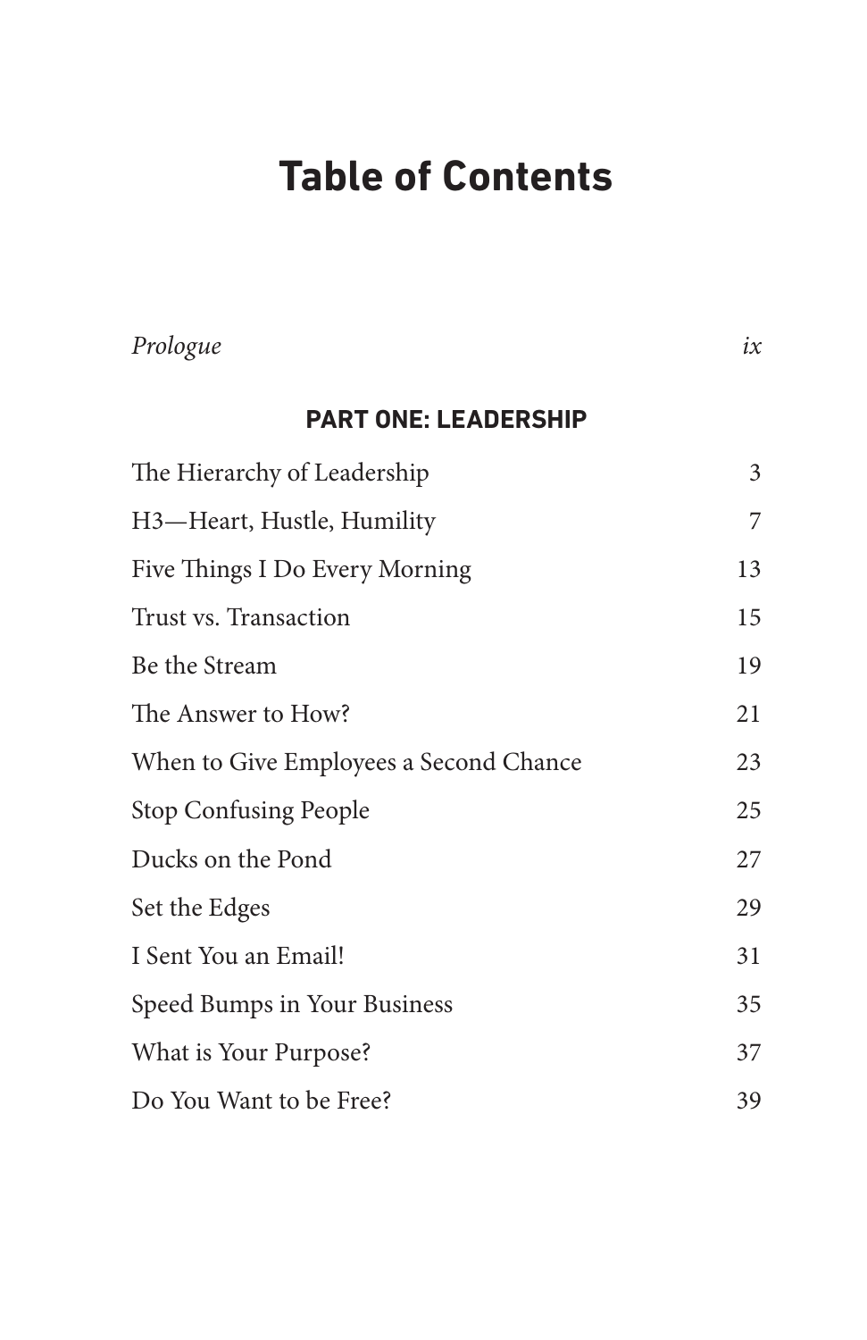# Table of Contents

| | |
|---|---|
| *Prologue* | *ix* |

## PART ONE: LEADERSHIP

| | |
|---|---|
| The Hierarchy of Leadership | 3 |
| H3—Heart, Hustle, Humility | 7 |
| Five Things I Do Every Morning | 13 |
| Trust vs. Transaction | 15 |
| Be the Stream | 19 |
| The Answer to How? | 21 |
| When to Give Employees a Second Chance | 23 |
| Stop Confusing People | 25 |
| Ducks on the Pond | 27 |
| Set the Edges | 29 |
| I Sent You an Email! | 31 |
| Speed Bumps in Your Business | 35 |
| What is Your Purpose? | 37 |
| Do You Want to be Free? | 39 |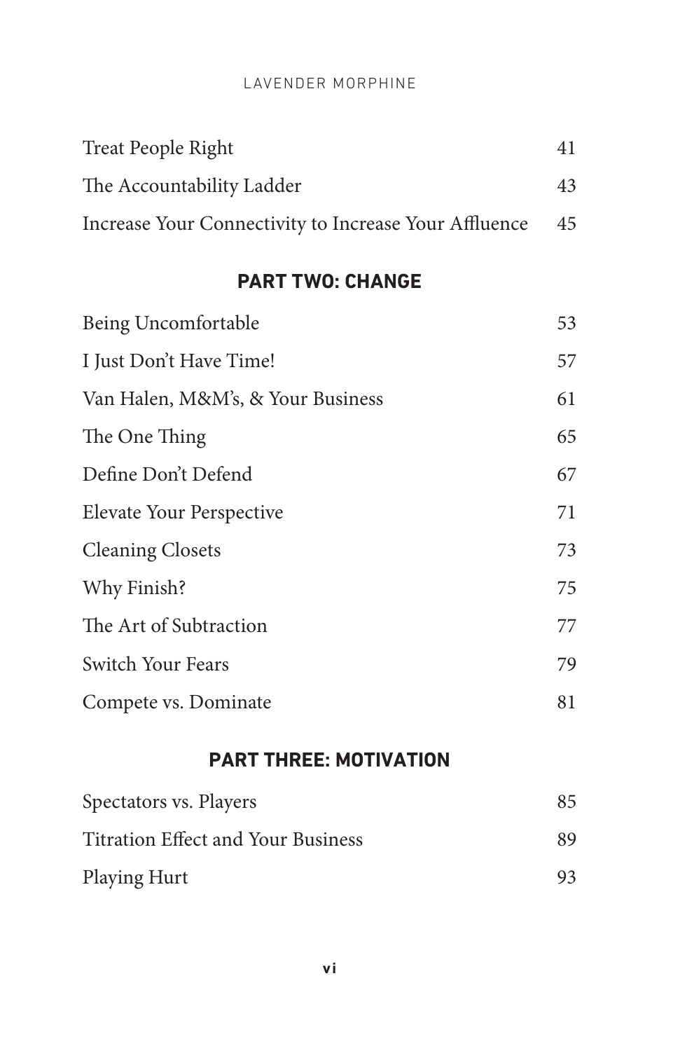| | |
|---|---|
| Treat People Right | 41 |
| The Accountability Ladder | 43 |
| Increase Your Connectivity to Increase Your Affluence | 45 |

## PART TWO: CHANGE

| | |
|---|---|
| Being Uncomfortable | 53 |
| I Just Don't Have Time! | 57 |
| Van Halen, M&M's, & Your Business | 61 |
| The One Thing | 65 |
| Define Don't Defend | 67 |
| Elevate Your Perspective | 71 |
| Cleaning Closets | 73 |
| Why Finish? | 75 |
| The Art of Subtraction | 77 |
| Switch Your Fears | 79 |
| Compete vs. Dominate | 81 |

## PART THREE: MOTIVATION

| | |
|---|---|
| Spectators vs. Players | 85 |
| Titration Effect and Your Business | 89 |
| Playing Hurt | 93 |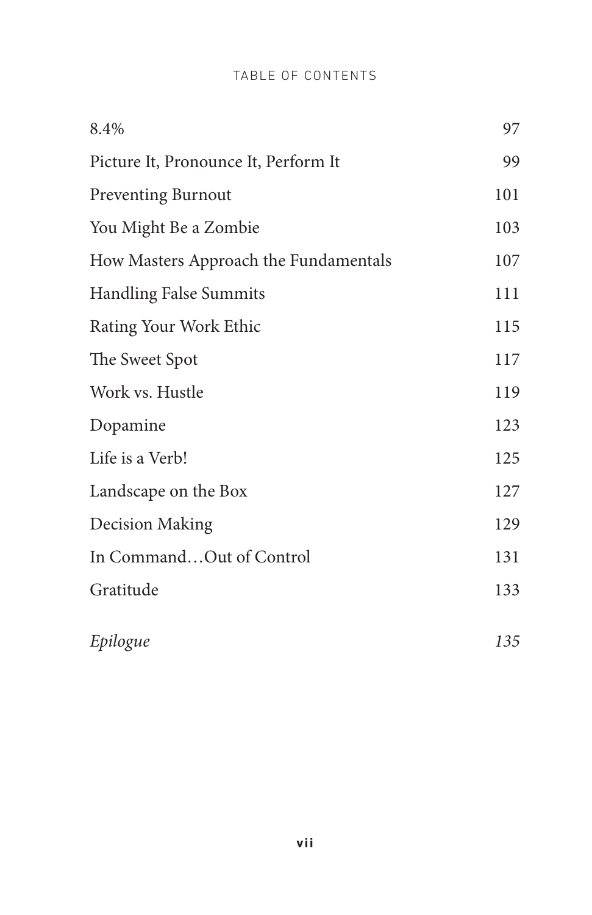| | |
|---|---|
| 8.4% | 97 |
| Picture It, Pronounce It, Perform It | 99 |
| Preventing Burnout | 101 |
| You Might Be a Zombie | 103 |
| How Masters Approach the Fundamentals | 107 |
| Handling False Summits | 111 |
| Rating Your Work Ethic | 115 |
| The Sweet Spot | 117 |
| Work vs. Hustle | 119 |
| Dopamine | 123 |
| Life is a Verb! | 125 |
| Landscape on the Box | 127 |
| Decision Making | 129 |
| In Command…Out of Control | 131 |
| Gratitude | 133 |
| *Epilogue* | *135* |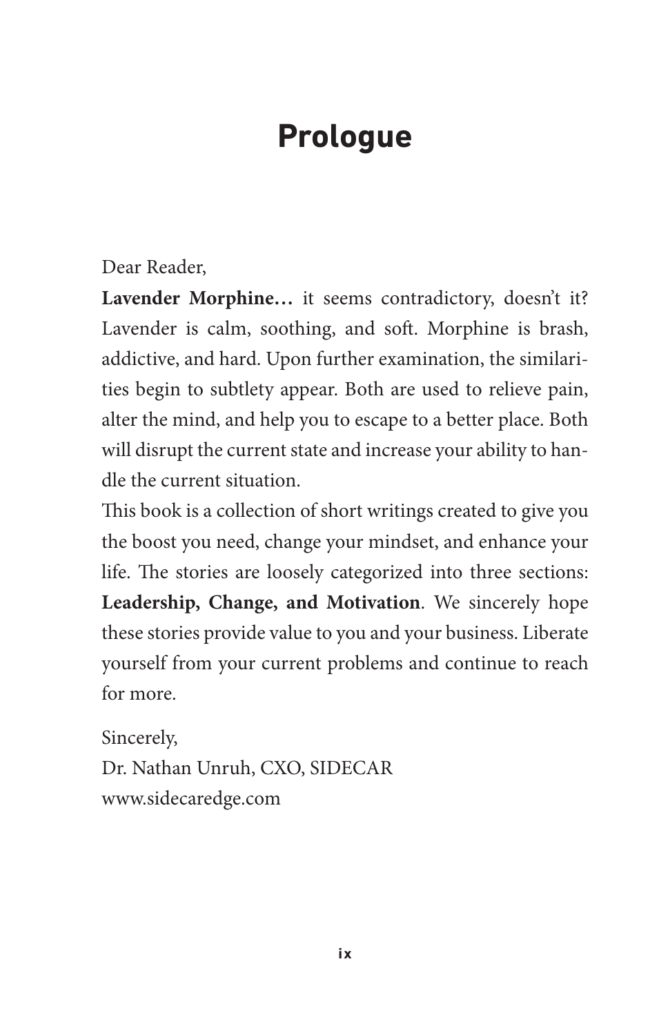# Prologue

Dear Reader,

**Lavender Morphine…** it seems contradictory, doesn't it? Lavender is calm, soothing, and soft. Morphine is brash, addictive, and hard. Upon further examination, the similarities begin to subtlety appear. Both are used to relieve pain, alter the mind, and help you to escape to a better place. Both will disrupt the current state and increase your ability to handle the current situation.

This book is a collection of short writings created to give you the boost you need, change your mindset, and enhance your life. The stories are loosely categorized into three sections: **Leadership, Change, and Motivation**. We sincerely hope these stories provide value to you and your business. Liberate yourself from your current problems and continue to reach for more.

Sincerely,
Dr. Nathan Unruh, CXO, SIDECAR
www.sidecaredge.com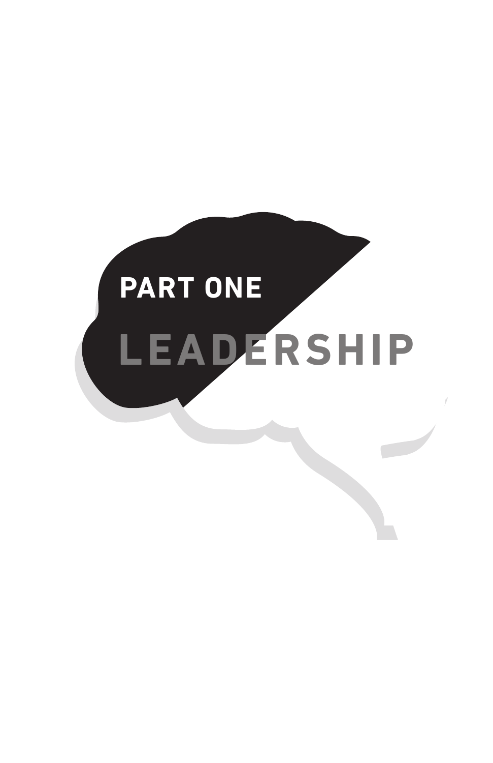# PART ONE

# LEADERSHIP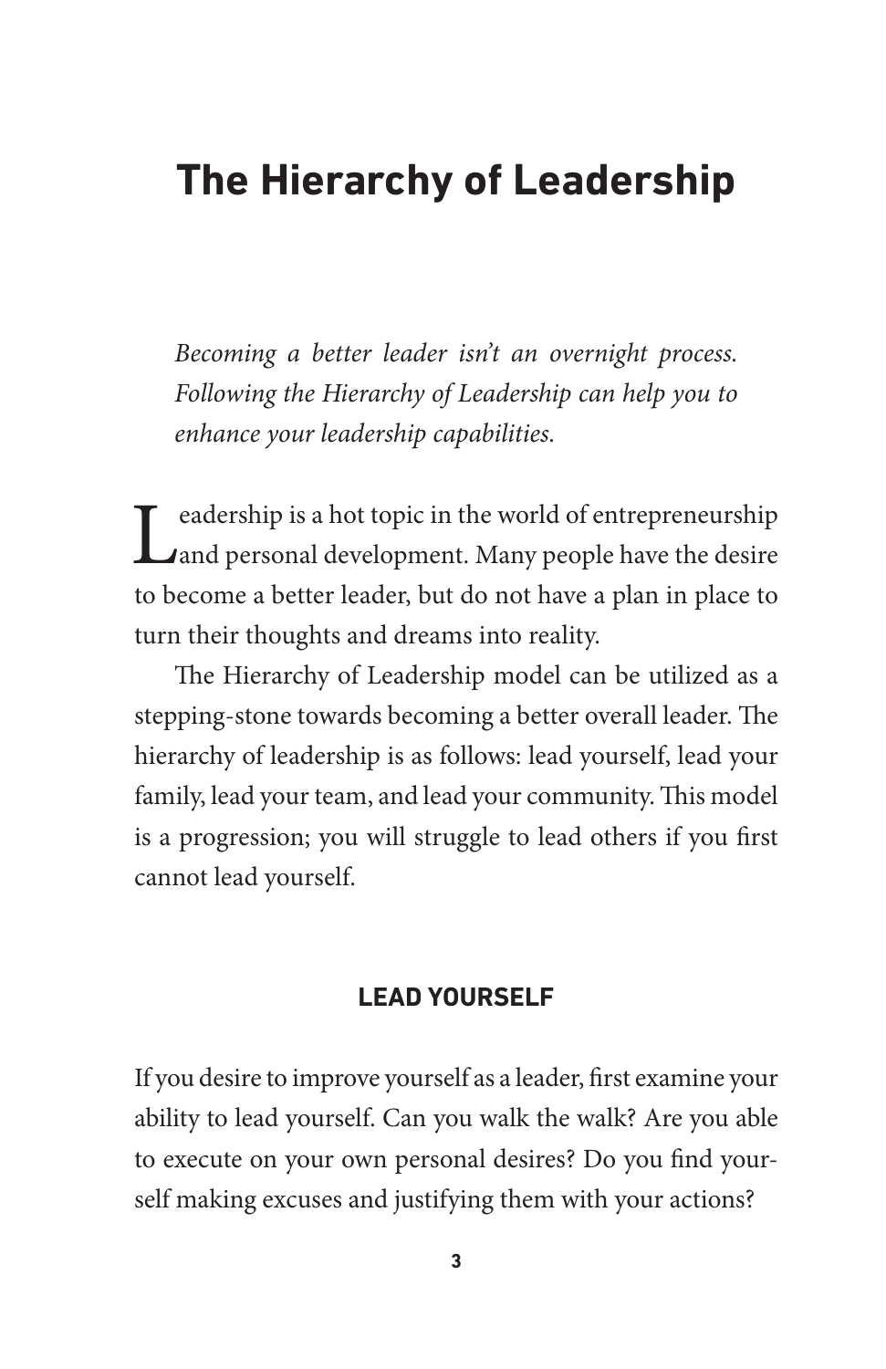# The Hierarchy of Leadership

*Becoming a better leader isn't an overnight process. Following the Hierarchy of Leadership can help you to enhance your leadership capabilities.*

Leadership is a hot topic in the world of entrepreneurship and personal development. Many people have the desire to become a better leader, but do not have a plan in place to turn their thoughts and dreams into reality.

The Hierarchy of Leadership model can be utilized as a stepping-stone towards becoming a better overall leader. The hierarchy of leadership is as follows: lead yourself, lead your family, lead your team, and lead your community. This model is a progression; you will struggle to lead others if you first cannot lead yourself.

## LEAD YOURSELF

If you desire to improve yourself as a leader, first examine your ability to lead yourself. Can you walk the walk? Are you able to execute on your own personal desires? Do you find yourself making excuses and justifying them with your actions?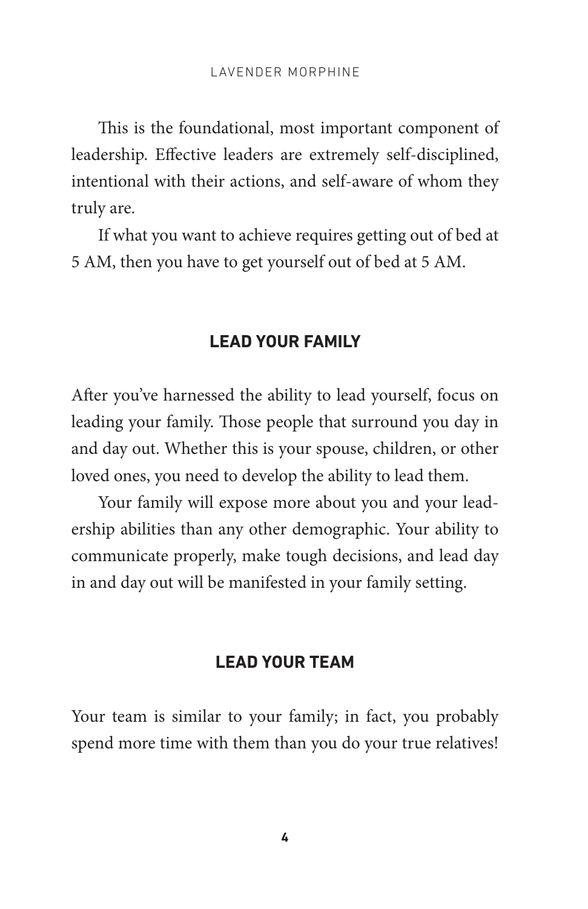This is the foundational, most important component of leadership. Effective leaders are extremely self-disciplined, intentional with their actions, and self-aware of whom they truly are.

If what you want to achieve requires getting out of bed at 5 AM, then you have to get yourself out of bed at 5 AM.

## LEAD YOUR FAMILY

After you've harnessed the ability to lead yourself, focus on leading your family. Those people that surround you day in and day out. Whether this is your spouse, children, or other loved ones, you need to develop the ability to lead them.

Your family will expose more about you and your leadership abilities than any other demographic. Your ability to communicate properly, make tough decisions, and lead day in and day out will be manifested in your family setting.

## LEAD YOUR TEAM

Your team is similar to your family; in fact, you probably spend more time with them than you do your true relatives!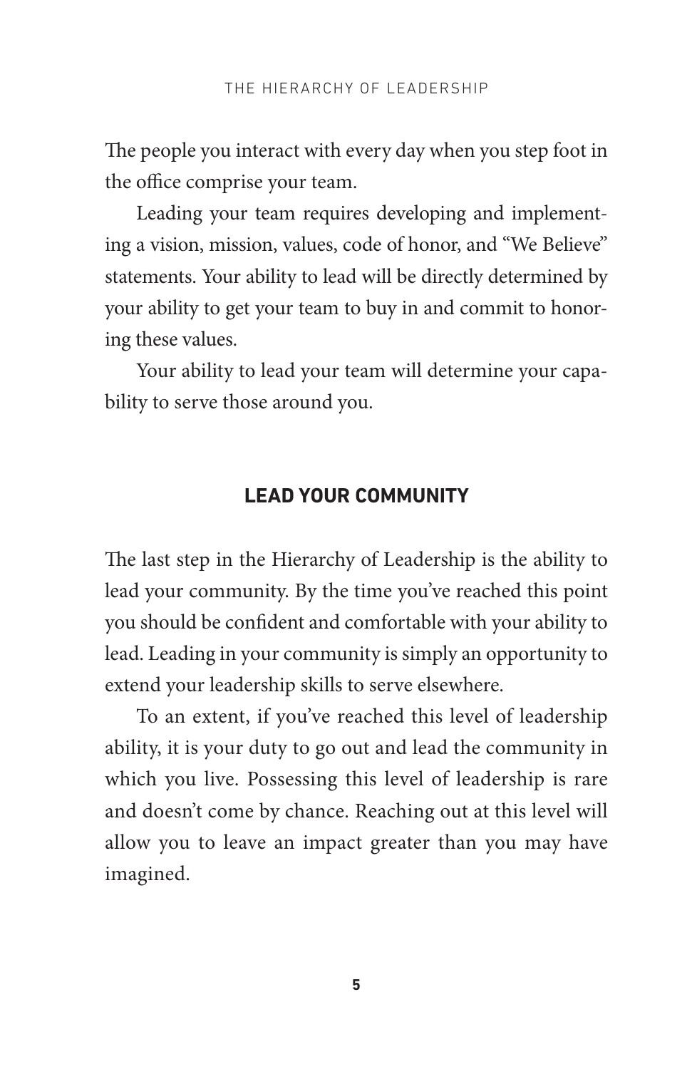The people you interact with every day when you step foot in the office comprise your team.

Leading your team requires developing and implementing a vision, mission, values, code of honor, and "We Believe" statements. Your ability to lead will be directly determined by your ability to get your team to buy in and commit to honoring these values.

Your ability to lead your team will determine your capability to serve those around you.

## LEAD YOUR COMMUNITY

The last step in the Hierarchy of Leadership is the ability to lead your community. By the time you've reached this point you should be confident and comfortable with your ability to lead. Leading in your community is simply an opportunity to extend your leadership skills to serve elsewhere.

To an extent, if you've reached this level of leadership ability, it is your duty to go out and lead the community in which you live. Possessing this level of leadership is rare and doesn't come by chance. Reaching out at this level will allow you to leave an impact greater than you may have imagined.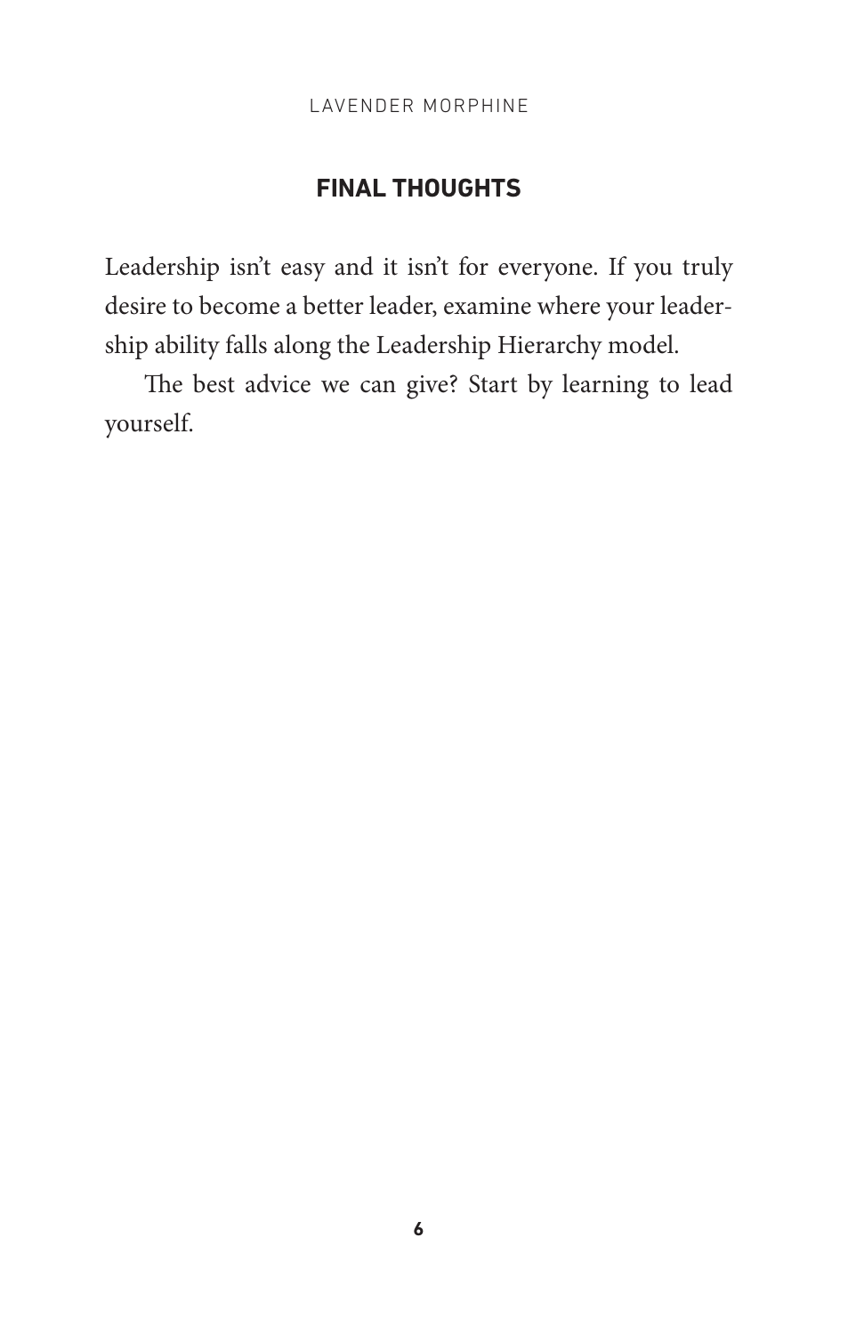## FINAL THOUGHTS

Leadership isn't easy and it isn't for everyone. If you truly desire to become a better leader, examine where your leadership ability falls along the Leadership Hierarchy model.

The best advice we can give? Start by learning to lead yourself.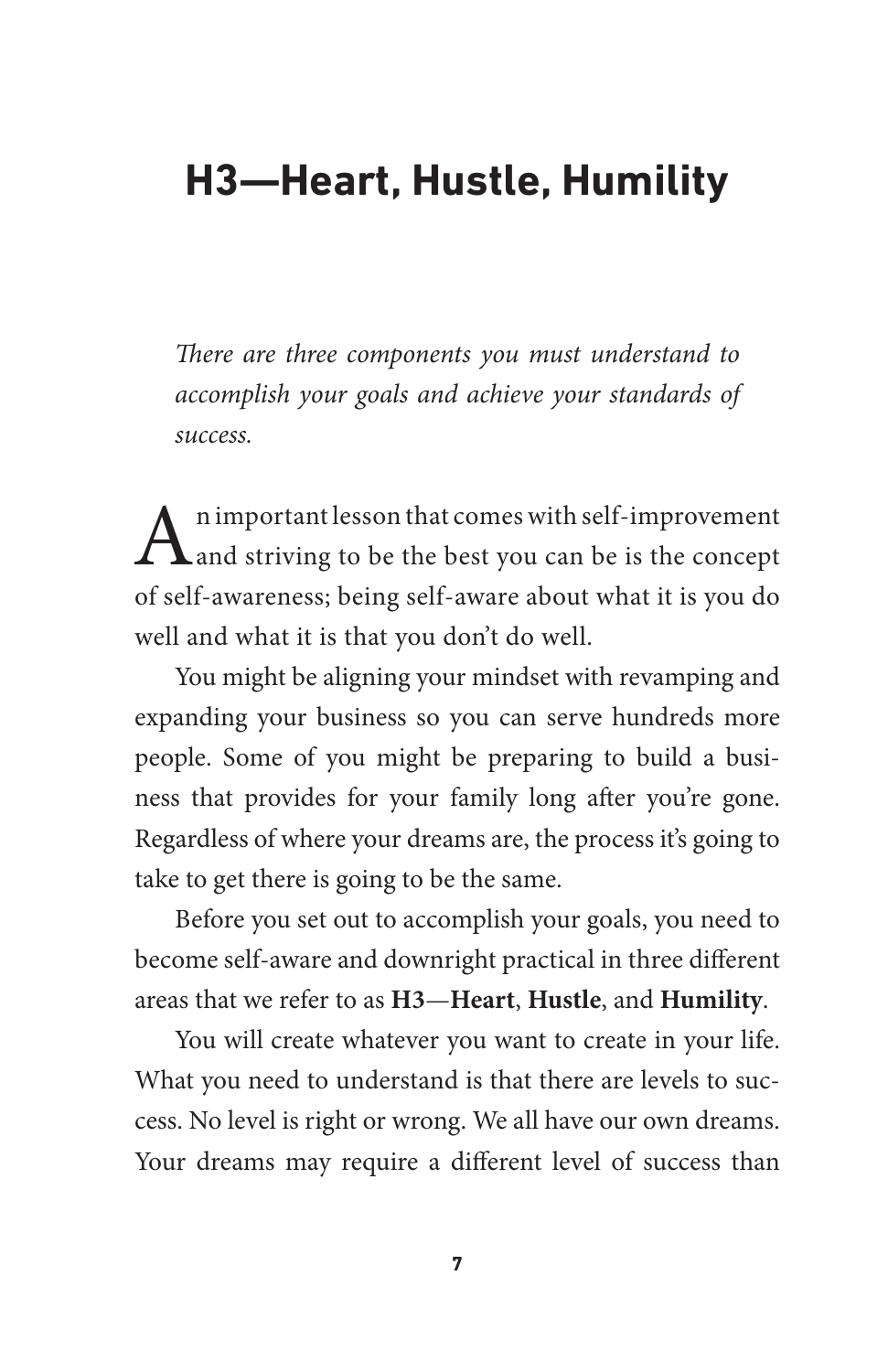# H3—Heart, Hustle, Humility

*There are three components you must understand to accomplish your goals and achieve your standards of success.*

An important lesson that comes with self-improvement and striving to be the best you can be is the concept of self-awareness; being self-aware about what it is you do well and what it is that you don't do well.

You might be aligning your mindset with revamping and expanding your business so you can serve hundreds more people. Some of you might be preparing to build a business that provides for your family long after you're gone. Regardless of where your dreams are, the process it's going to take to get there is going to be the same.

Before you set out to accomplish your goals, you need to become self-aware and downright practical in three different areas that we refer to as **H3**—**Heart**, **Hustle**, and **Humility**.

You will create whatever you want to create in your life. What you need to understand is that there are levels to success. No level is right or wrong. We all have our own dreams. Your dreams may require a different level of success than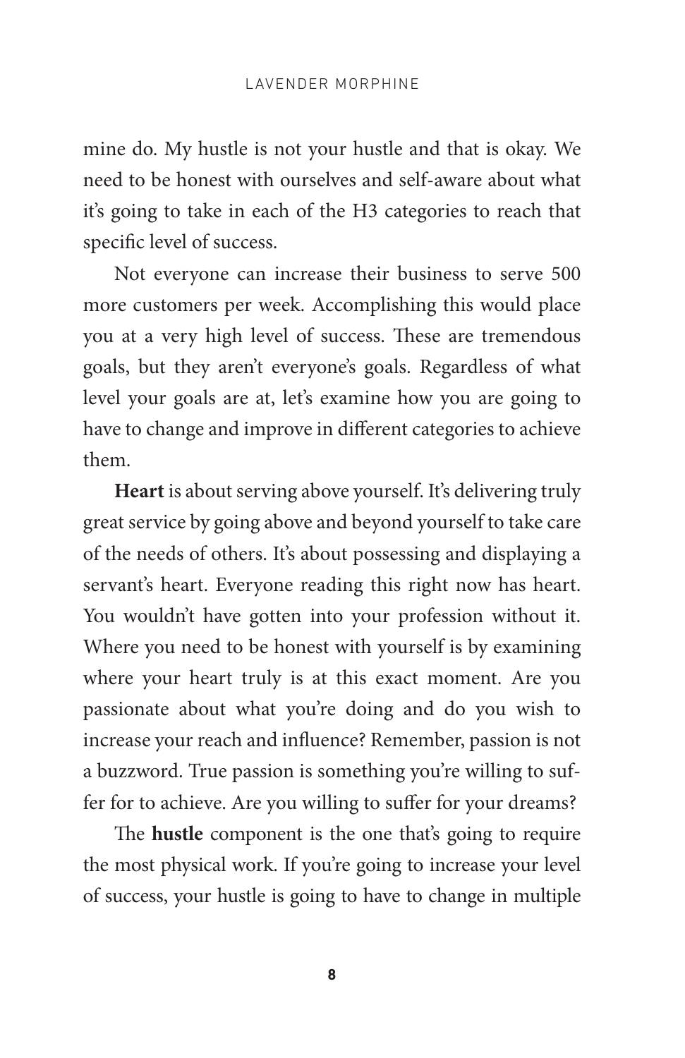mine do. My hustle is not your hustle and that is okay. We need to be honest with ourselves and self-aware about what it's going to take in each of the H3 categories to reach that specific level of success.

Not everyone can increase their business to serve 500 more customers per week. Accomplishing this would place you at a very high level of success. These are tremendous goals, but they aren't everyone's goals. Regardless of what level your goals are at, let's examine how you are going to have to change and improve in different categories to achieve them.

**Heart** is about serving above yourself. It's delivering truly great service by going above and beyond yourself to take care of the needs of others. It's about possessing and displaying a servant's heart. Everyone reading this right now has heart. You wouldn't have gotten into your profession without it. Where you need to be honest with yourself is by examining where your heart truly is at this exact moment. Are you passionate about what you're doing and do you wish to increase your reach and influence? Remember, passion is not a buzzword. True passion is something you're willing to suffer for to achieve. Are you willing to suffer for your dreams?

The **hustle** component is the one that's going to require the most physical work. If you're going to increase your level of success, your hustle is going to have to change in multiple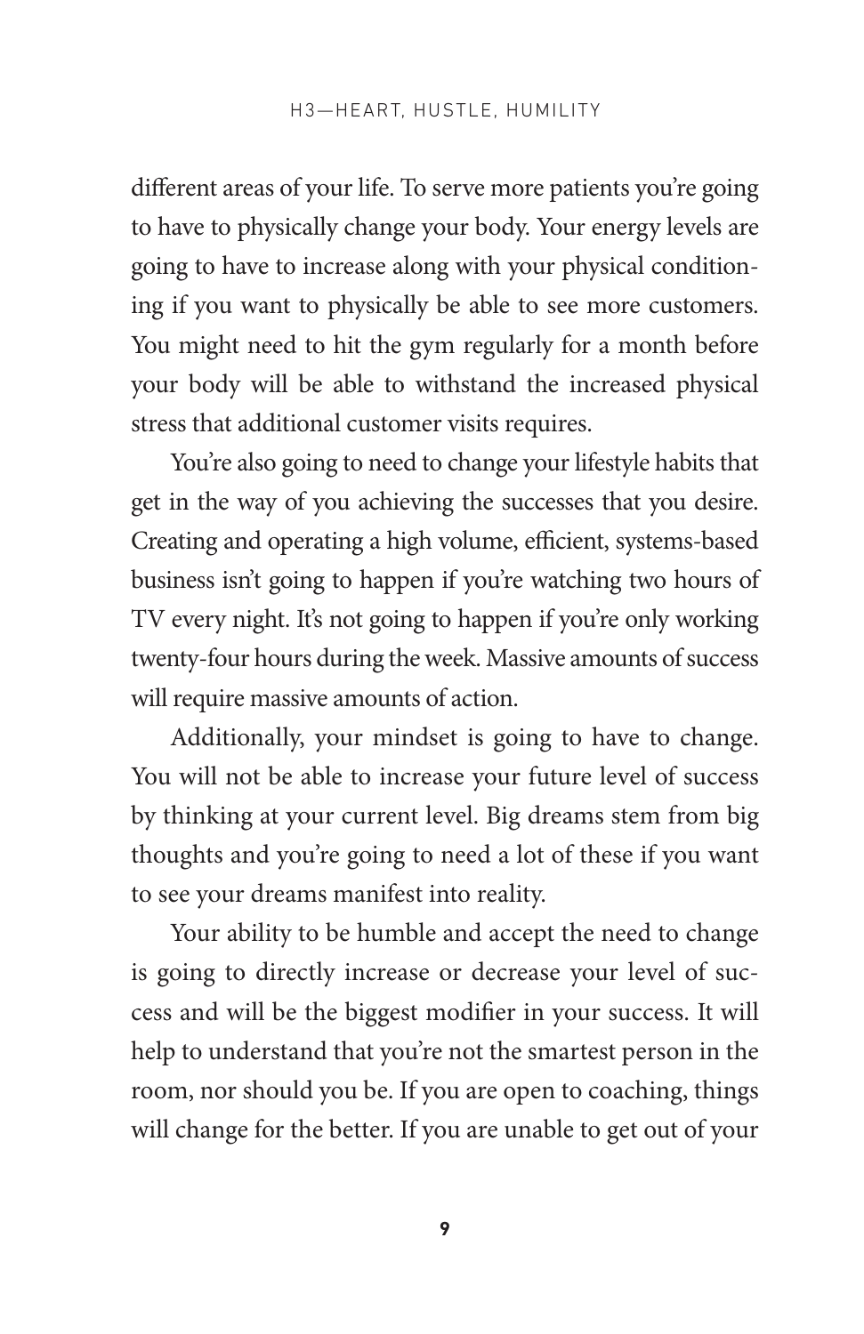different areas of your life. To serve more patients you're going to have to physically change your body. Your energy levels are going to have to increase along with your physical conditioning if you want to physically be able to see more customers. You might need to hit the gym regularly for a month before your body will be able to withstand the increased physical stress that additional customer visits requires.

You're also going to need to change your lifestyle habits that get in the way of you achieving the successes that you desire. Creating and operating a high volume, efficient, systems-based business isn't going to happen if you're watching two hours of TV every night. It's not going to happen if you're only working twenty-four hours during the week. Massive amounts of success will require massive amounts of action.

Additionally, your mindset is going to have to change. You will not be able to increase your future level of success by thinking at your current level. Big dreams stem from big thoughts and you're going to need a lot of these if you want to see your dreams manifest into reality.

Your ability to be humble and accept the need to change is going to directly increase or decrease your level of success and will be the biggest modifier in your success. It will help to understand that you're not the smartest person in the room, nor should you be. If you are open to coaching, things will change for the better. If you are unable to get out of your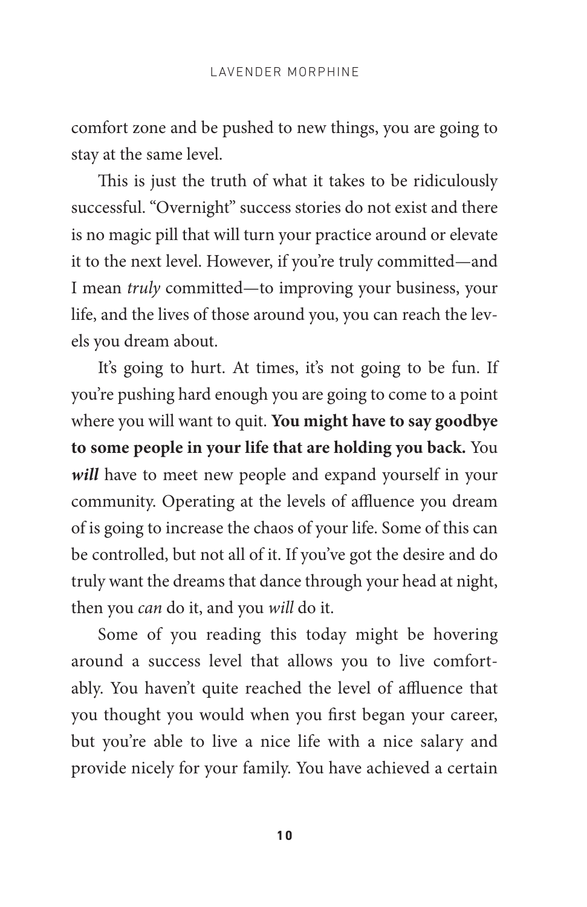comfort zone and be pushed to new things, you are going to stay at the same level.

This is just the truth of what it takes to be ridiculously successful. "Overnight" success stories do not exist and there is no magic pill that will turn your practice around or elevate it to the next level. However, if you're truly committed—and I mean *truly* committed—to improving your business, your life, and the lives of those around you, you can reach the levels you dream about.

It's going to hurt. At times, it's not going to be fun. If you're pushing hard enough you are going to come to a point where you will want to quit. **You might have to say goodbye to some people in your life that are holding you back.** You ***will*** have to meet new people and expand yourself in your community. Operating at the levels of affluence you dream of is going to increase the chaos of your life. Some of this can be controlled, but not all of it. If you've got the desire and do truly want the dreams that dance through your head at night, then you *can* do it, and you *will* do it.

Some of you reading this today might be hovering around a success level that allows you to live comfortably. You haven't quite reached the level of affluence that you thought you would when you first began your career, but you're able to live a nice life with a nice salary and provide nicely for your family. You have achieved a certain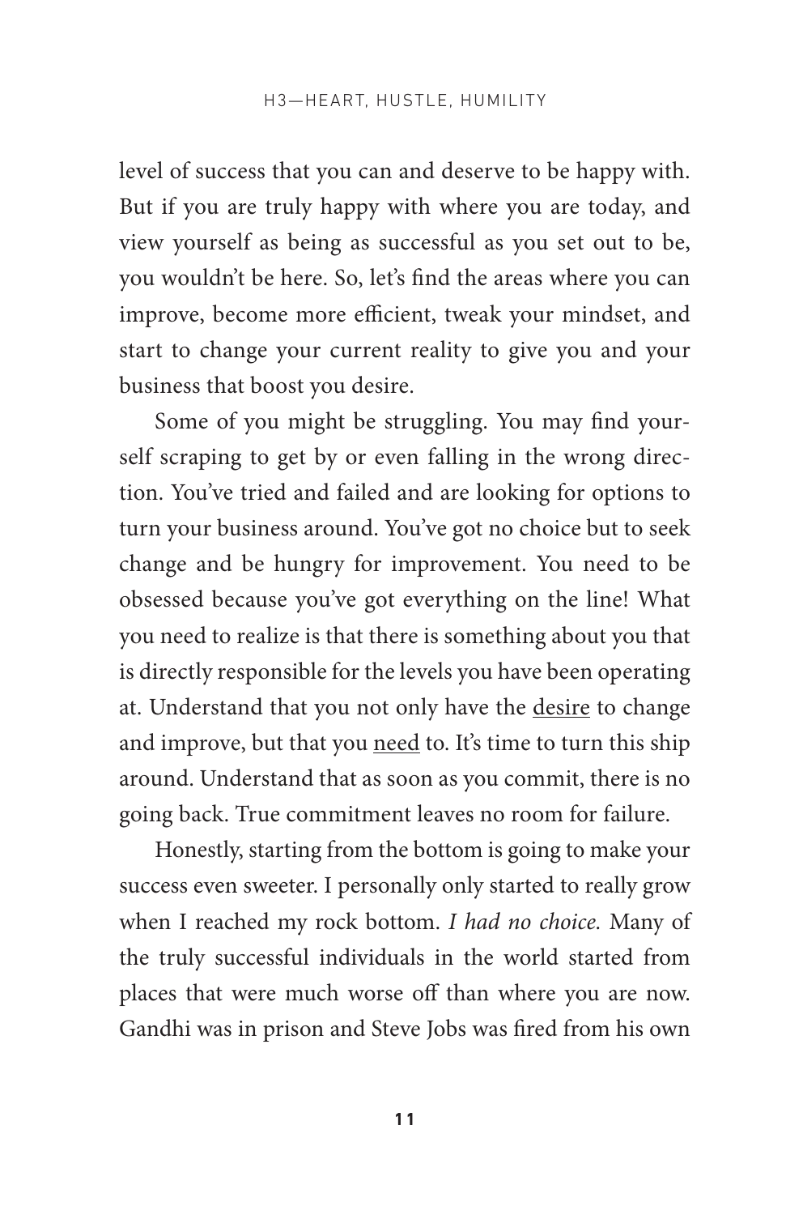level of success that you can and deserve to be happy with. But if you are truly happy with where you are today, and view yourself as being as successful as you set out to be, you wouldn't be here. So, let's find the areas where you can improve, become more efficient, tweak your mindset, and start to change your current reality to give you and your business that boost you desire.

Some of you might be struggling. You may find yourself scraping to get by or even falling in the wrong direction. You've tried and failed and are looking for options to turn your business around. You've got no choice but to seek change and be hungry for improvement. You need to be obsessed because you've got everything on the line! What you need to realize is that there is something about you that is directly responsible for the levels you have been operating at. Understand that you not only have the <u>desire</u> to change and improve, but that you <u>need</u> to. It's time to turn this ship around. Understand that as soon as you commit, there is no going back. True commitment leaves no room for failure.

Honestly, starting from the bottom is going to make your success even sweeter. I personally only started to really grow when I reached my rock bottom. *I had no choice.* Many of the truly successful individuals in the world started from places that were much worse off than where you are now. Gandhi was in prison and Steve Jobs was fired from his own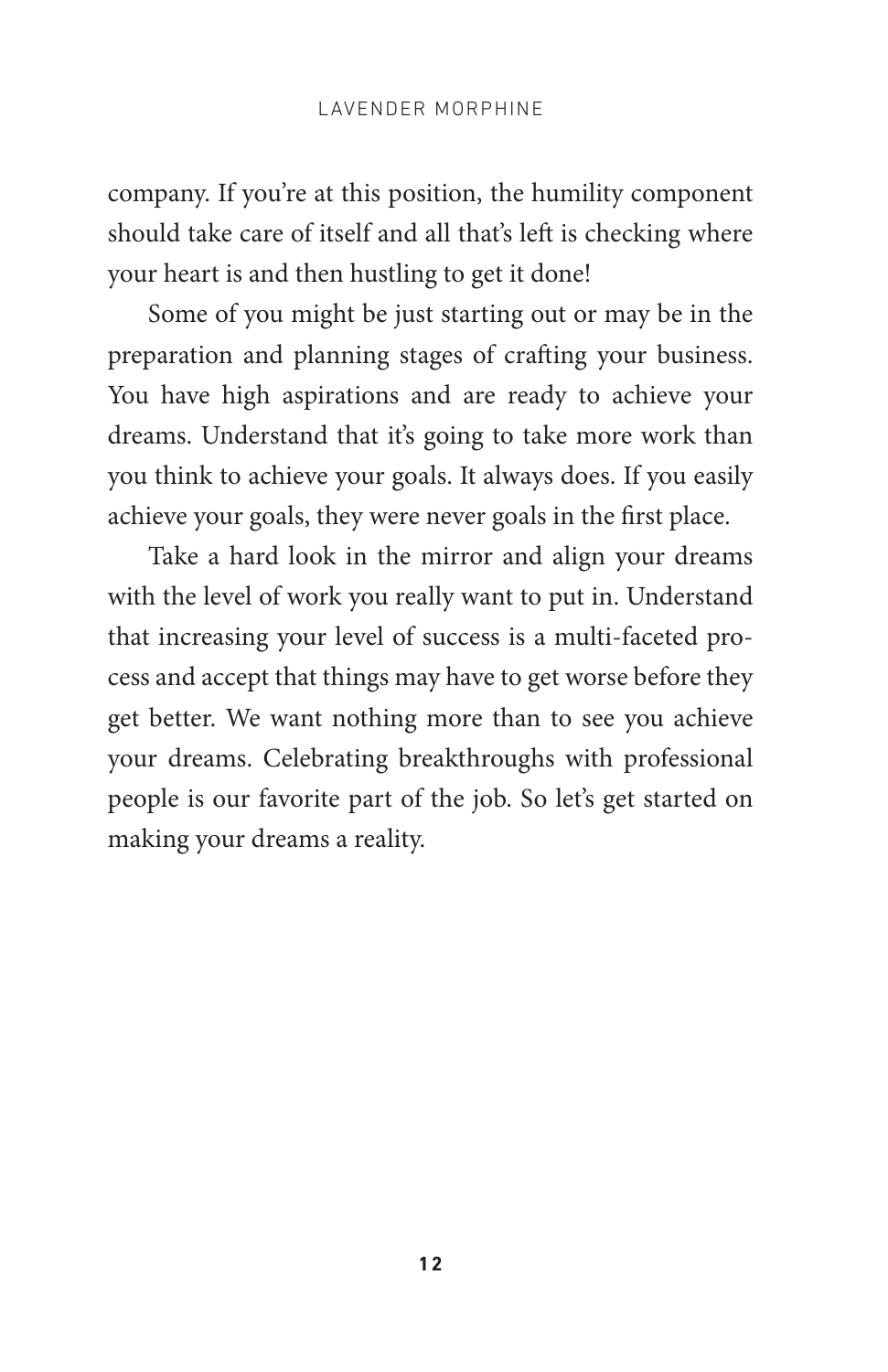company. If you're at this position, the humility component should take care of itself and all that's left is checking where your heart is and then hustling to get it done!

Some of you might be just starting out or may be in the preparation and planning stages of crafting your business. You have high aspirations and are ready to achieve your dreams. Understand that it's going to take more work than you think to achieve your goals. It always does. If you easily achieve your goals, they were never goals in the first place.

Take a hard look in the mirror and align your dreams with the level of work you really want to put in. Understand that increasing your level of success is a multi-faceted process and accept that things may have to get worse before they get better. We want nothing more than to see you achieve your dreams. Celebrating breakthroughs with professional people is our favorite part of the job. So let's get started on making your dreams a reality.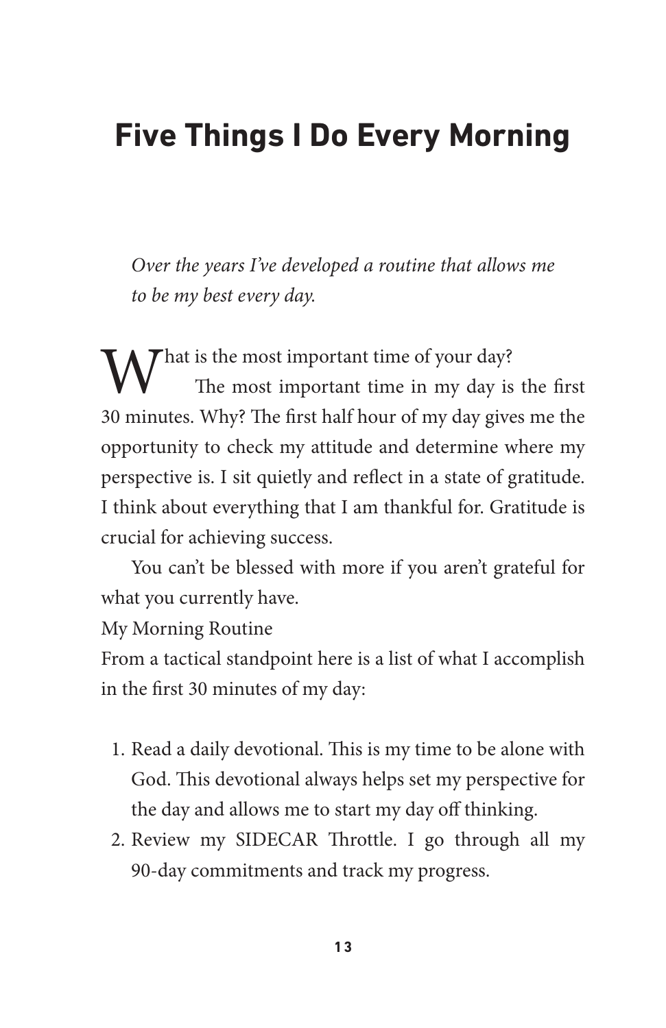# Five Things I Do Every Morning

*Over the years I've developed a routine that allows me to be my best every day.*

What is the most important time of your day?

The most important time in my day is the first 30 minutes. Why? The first half hour of my day gives me the opportunity to check my attitude and determine where my perspective is. I sit quietly and reflect in a state of gratitude. I think about everything that I am thankful for. Gratitude is crucial for achieving success.

You can't be blessed with more if you aren't grateful for what you currently have.

My Morning Routine

From a tactical standpoint here is a list of what I accomplish in the first 30 minutes of my day:

1. Read a daily devotional. This is my time to be alone with God. This devotional always helps set my perspective for the day and allows me to start my day off thinking.
2. Review my SIDECAR Throttle. I go through all my 90-day commitments and track my progress.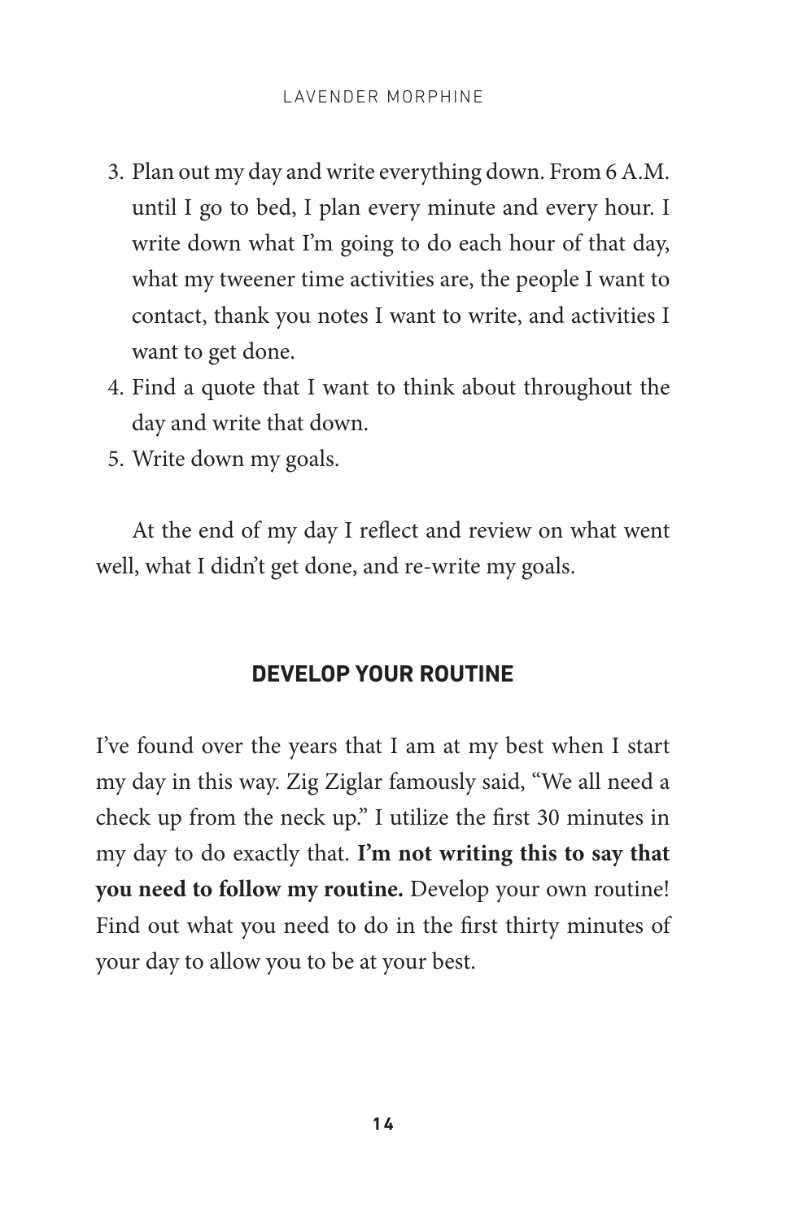3. Plan out my day and write everything down. From 6 A.M. until I go to bed, I plan every minute and every hour. I write down what I'm going to do each hour of that day, what my tweener time activities are, the people I want to contact, thank you notes I want to write, and activities I want to get done.
4. Find a quote that I want to think about throughout the day and write that down.
5. Write down my goals.

At the end of my day I reflect and review on what went well, what I didn't get done, and re-write my goals.

## DEVELOP YOUR ROUTINE

I've found over the years that I am at my best when I start my day in this way. Zig Ziglar famously said, "We all need a check up from the neck up." I utilize the first 30 minutes in my day to do exactly that. **I'm not writing this to say that you need to follow my routine.** Develop your own routine! Find out what you need to do in the first thirty minutes of your day to allow you to be at your best.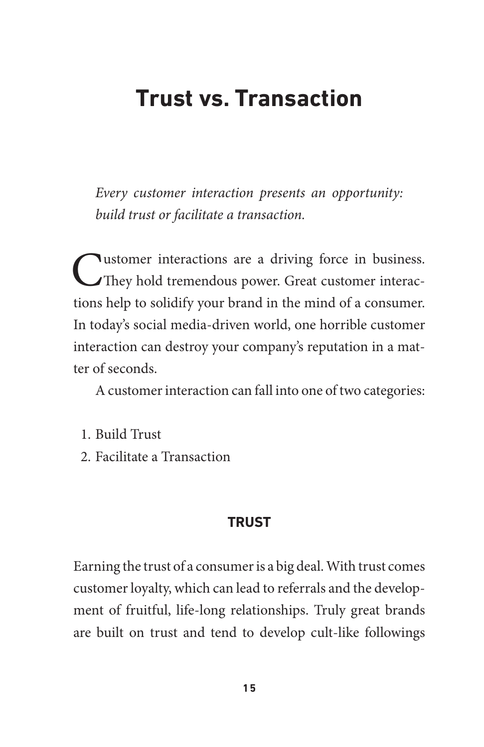# Trust vs. Transaction

*Every customer interaction presents an opportunity: build trust or facilitate a transaction.*

Customer interactions are a driving force in business. They hold tremendous power. Great customer interactions help to solidify your brand in the mind of a consumer. In today's social media-driven world, one horrible customer interaction can destroy your company's reputation in a matter of seconds.

A customer interaction can fall into one of two categories:

1. Build Trust
2. Facilitate a Transaction

## TRUST

Earning the trust of a consumer is a big deal. With trust comes customer loyalty, which can lead to referrals and the development of fruitful, life-long relationships. Truly great brands are built on trust and tend to develop cult-like followings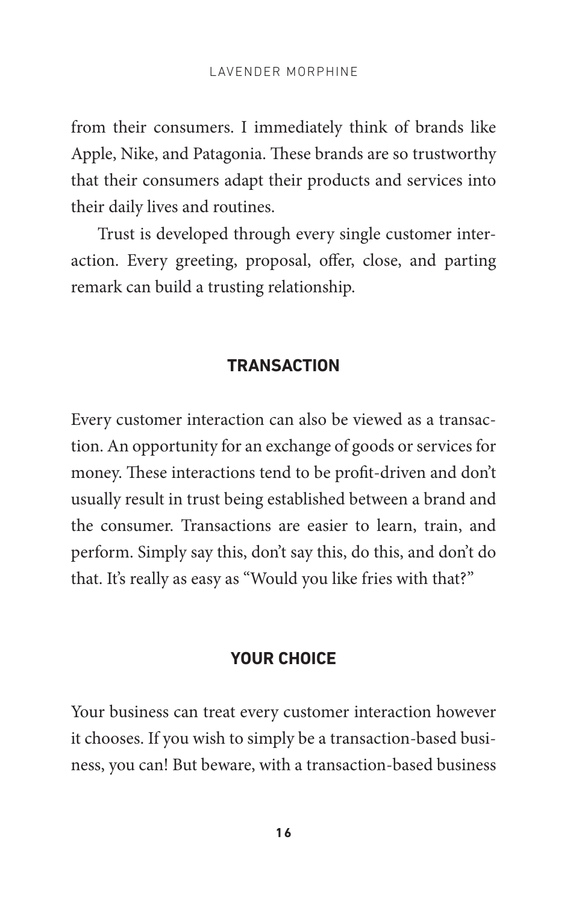from their consumers. I immediately think of brands like Apple, Nike, and Patagonia. These brands are so trustworthy that their consumers adapt their products and services into their daily lives and routines.

Trust is developed through every single customer interaction. Every greeting, proposal, offer, close, and parting remark can build a trusting relationship.

## TRANSACTION

Every customer interaction can also be viewed as a transaction. An opportunity for an exchange of goods or services for money. These interactions tend to be profit-driven and don't usually result in trust being established between a brand and the consumer. Transactions are easier to learn, train, and perform. Simply say this, don't say this, do this, and don't do that. It's really as easy as "Would you like fries with that?"

## YOUR CHOICE

Your business can treat every customer interaction however it chooses. If you wish to simply be a transaction-based business, you can! But beware, with a transaction-based business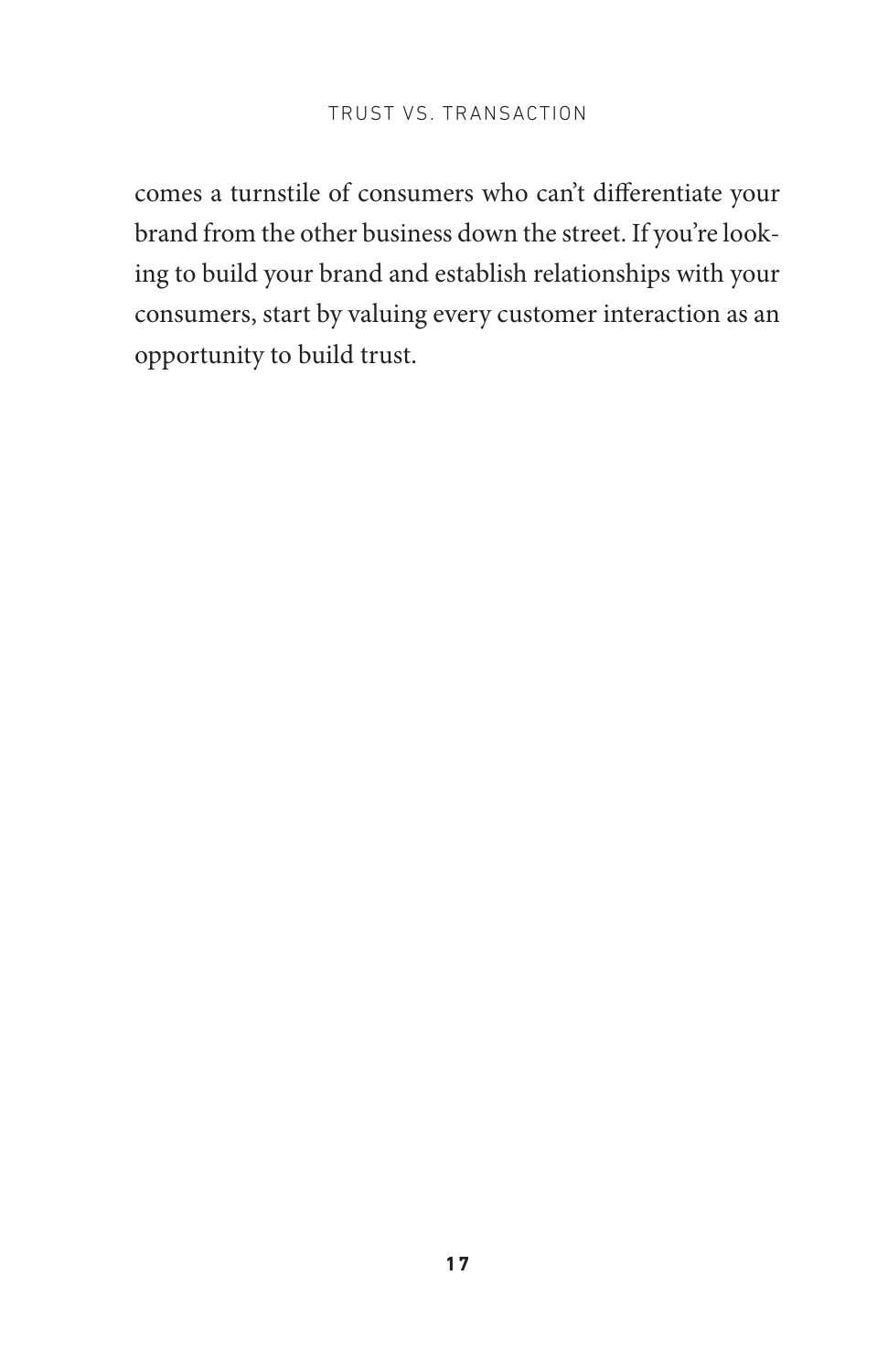comes a turnstile of consumers who can't differentiate your brand from the other business down the street. If you're looking to build your brand and establish relationships with your consumers, start by valuing every customer interaction as an opportunity to build trust.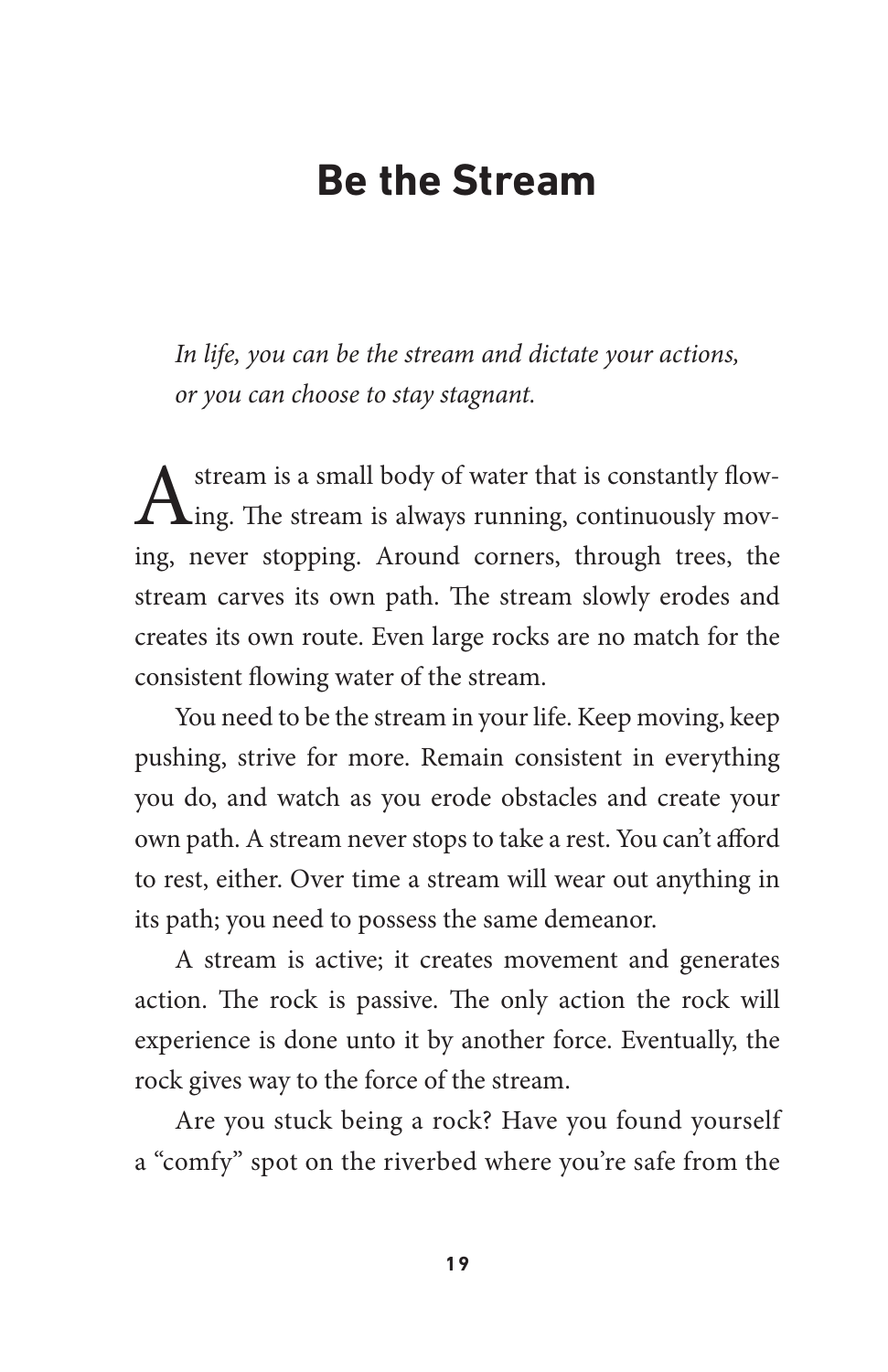# Be the Stream

*In life, you can be the stream and dictate your actions, or you can choose to stay stagnant.*

A stream is a small body of water that is constantly flowing. The stream is always running, continuously moving, never stopping. Around corners, through trees, the stream carves its own path. The stream slowly erodes and creates its own route. Even large rocks are no match for the consistent flowing water of the stream.

You need to be the stream in your life. Keep moving, keep pushing, strive for more. Remain consistent in everything you do, and watch as you erode obstacles and create your own path. A stream never stops to take a rest. You can't afford to rest, either. Over time a stream will wear out anything in its path; you need to possess the same demeanor.

A stream is active; it creates movement and generates action. The rock is passive. The only action the rock will experience is done unto it by another force. Eventually, the rock gives way to the force of the stream.

Are you stuck being a rock? Have you found yourself a "comfy" spot on the riverbed where you're safe from the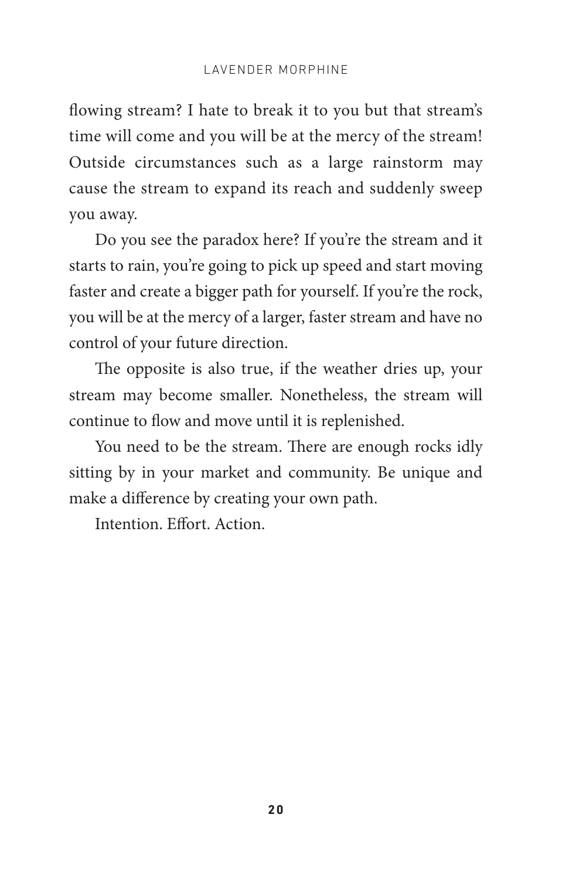flowing stream? I hate to break it to you but that stream's time will come and you will be at the mercy of the stream! Outside circumstances such as a large rainstorm may cause the stream to expand its reach and suddenly sweep you away.

Do you see the paradox here? If you're the stream and it starts to rain, you're going to pick up speed and start moving faster and create a bigger path for yourself. If you're the rock, you will be at the mercy of a larger, faster stream and have no control of your future direction.

The opposite is also true, if the weather dries up, your stream may become smaller. Nonetheless, the stream will continue to flow and move until it is replenished.

You need to be the stream. There are enough rocks idly sitting by in your market and community. Be unique and make a difference by creating your own path.

Intention. Effort. Action.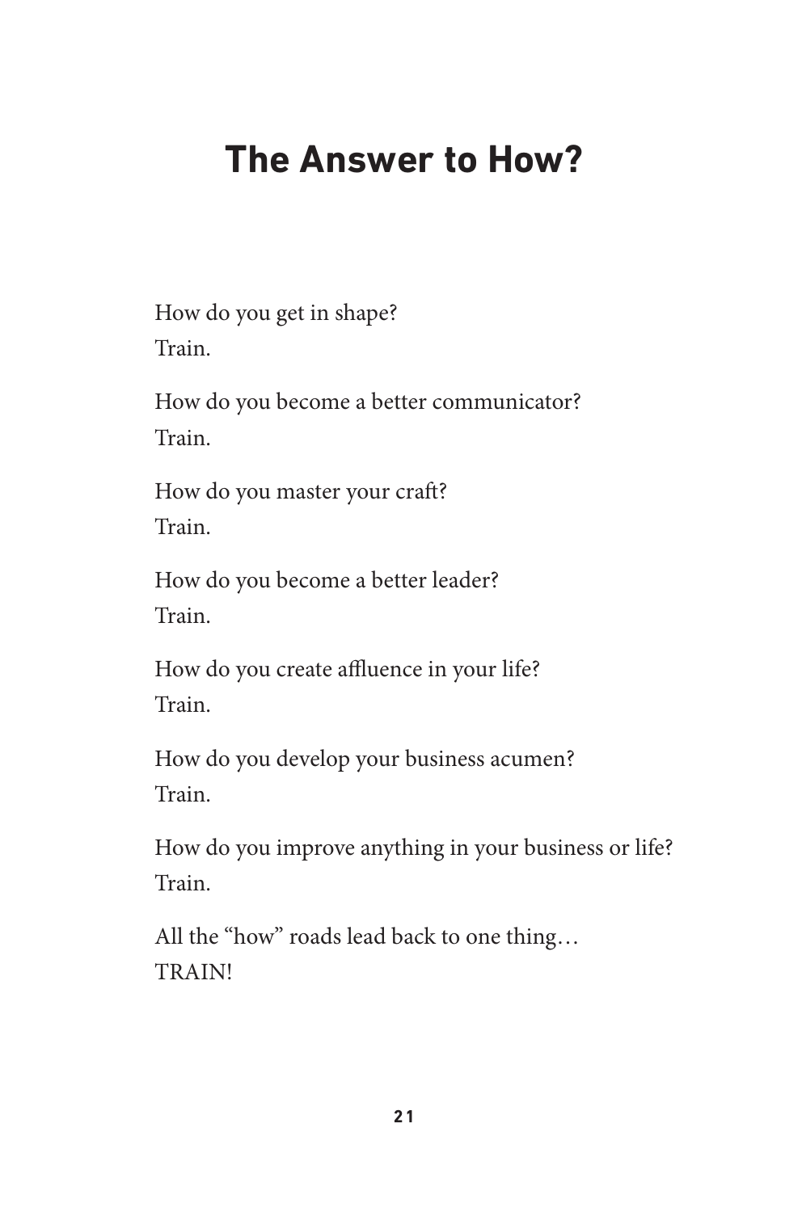# The Answer to How?

How do you get in shape?
Train.

How do you become a better communicator?
Train.

How do you master your craft?
Train.

How do you become a better leader?
Train.

How do you create affluence in your life?
Train.

How do you develop your business acumen?
Train.

How do you improve anything in your business or life?
Train.

All the "how" roads lead back to one thing…
TRAIN!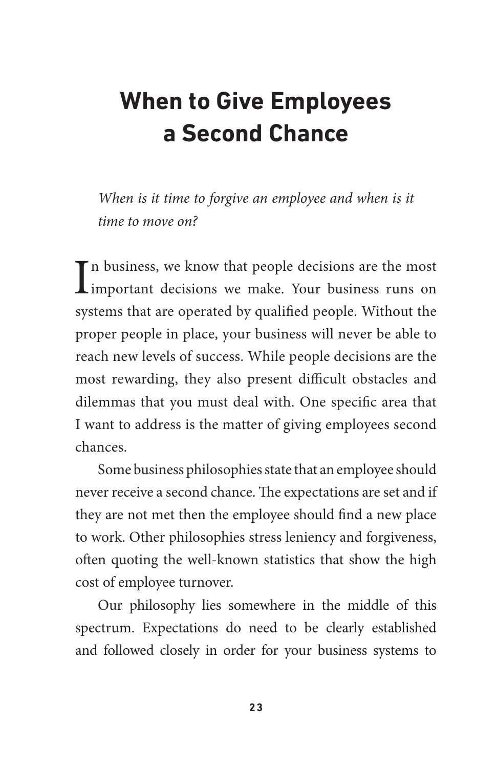# When to Give Employees a Second Chance

*When is it time to forgive an employee and when is it time to move on?*

In business, we know that people decisions are the most important decisions we make. Your business runs on systems that are operated by qualified people. Without the proper people in place, your business will never be able to reach new levels of success. While people decisions are the most rewarding, they also present difficult obstacles and dilemmas that you must deal with. One specific area that I want to address is the matter of giving employees second chances.

Some business philosophies state that an employee should never receive a second chance. The expectations are set and if they are not met then the employee should find a new place to work. Other philosophies stress leniency and forgiveness, often quoting the well-known statistics that show the high cost of employee turnover.

Our philosophy lies somewhere in the middle of this spectrum. Expectations do need to be clearly established and followed closely in order for your business systems to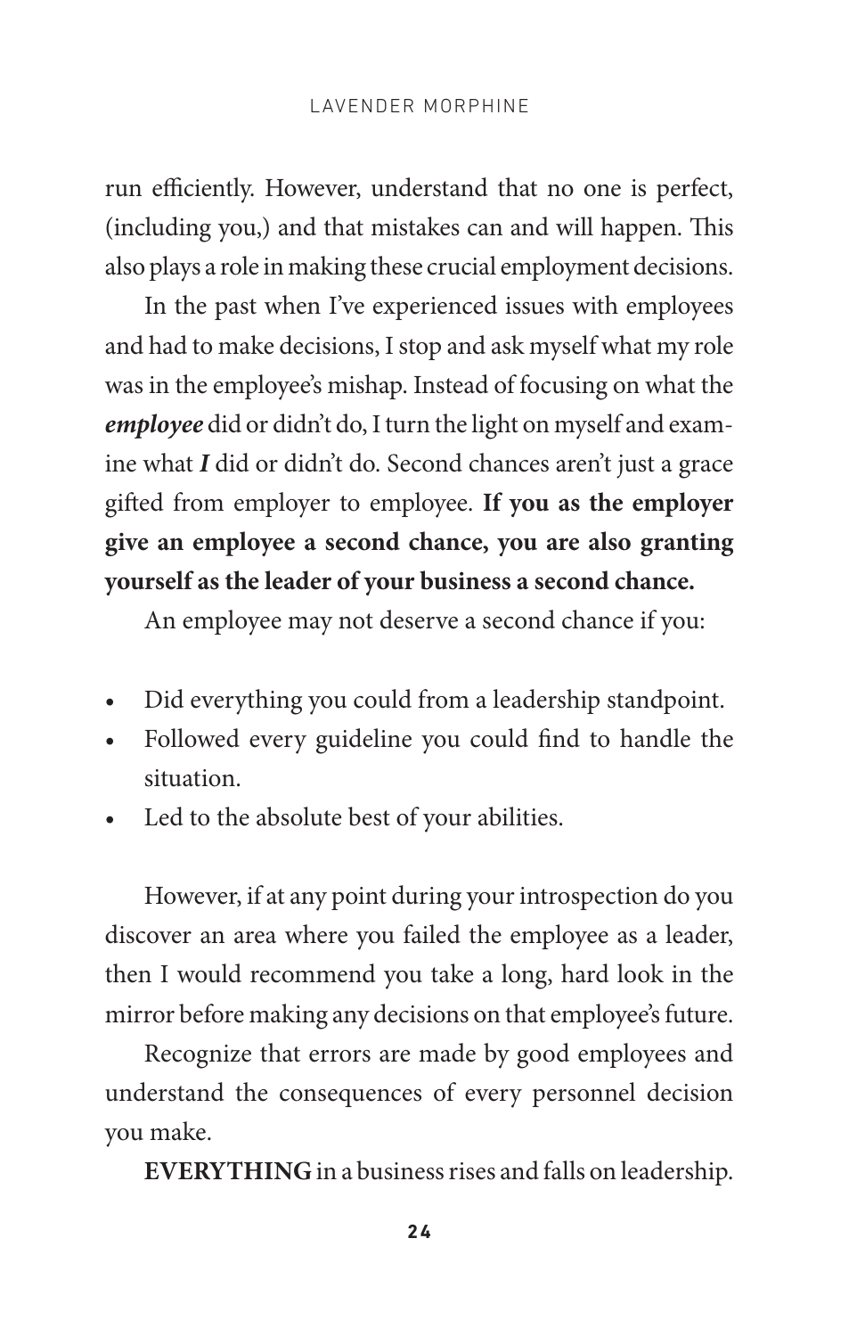run efficiently. However, understand that no one is perfect, (including you,) and that mistakes can and will happen. This also plays a role in making these crucial employment decisions.

In the past when I've experienced issues with employees and had to make decisions, I stop and ask myself what my role was in the employee's mishap. Instead of focusing on what the ***employee*** did or didn't do, I turn the light on myself and examine what ***I*** did or didn't do. Second chances aren't just a grace gifted from employer to employee. **If you as the employer give an employee a second chance, you are also granting yourself as the leader of your business a second chance.**

An employee may not deserve a second chance if you:

- Did everything you could from a leadership standpoint.
- Followed every guideline you could find to handle the situation.
- Led to the absolute best of your abilities.

However, if at any point during your introspection do you discover an area where you failed the employee as a leader, then I would recommend you take a long, hard look in the mirror before making any decisions on that employee's future.

Recognize that errors are made by good employees and understand the consequences of every personnel decision you make.

**EVERYTHING** in a business rises and falls on leadership.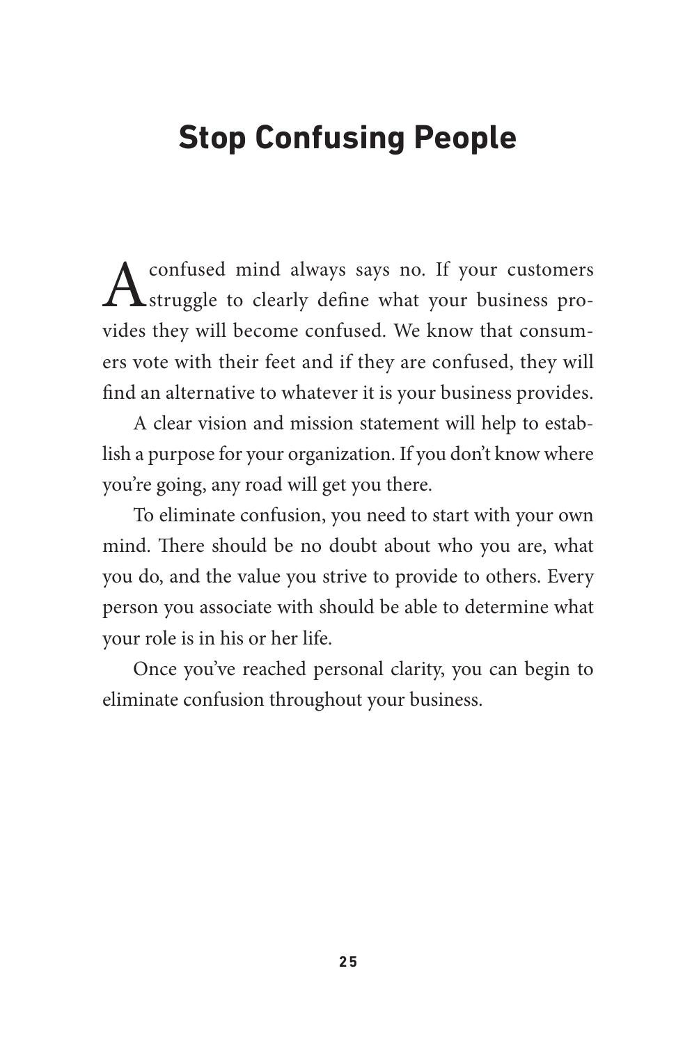# Stop Confusing People

A confused mind always says no. If your customers struggle to clearly define what your business provides they will become confused. We know that consumers vote with their feet and if they are confused, they will find an alternative to whatever it is your business provides.

A clear vision and mission statement will help to establish a purpose for your organization. If you don't know where you're going, any road will get you there.

To eliminate confusion, you need to start with your own mind. There should be no doubt about who you are, what you do, and the value you strive to provide to others. Every person you associate with should be able to determine what your role is in his or her life.

Once you've reached personal clarity, you can begin to eliminate confusion throughout your business.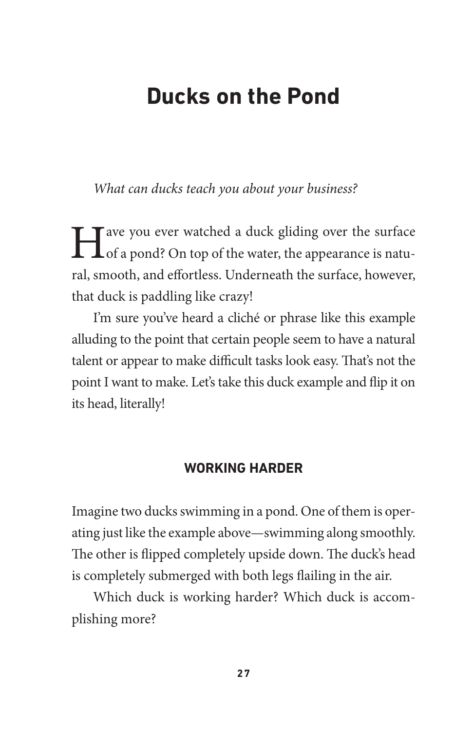# Ducks on the Pond

*What can ducks teach you about your business?*

Have you ever watched a duck gliding over the surface of a pond? On top of the water, the appearance is natural, smooth, and effortless. Underneath the surface, however, that duck is paddling like crazy!

I'm sure you've heard a cliché or phrase like this example alluding to the point that certain people seem to have a natural talent or appear to make difficult tasks look easy. That's not the point I want to make. Let's take this duck example and flip it on its head, literally!

## WORKING HARDER

Imagine two ducks swimming in a pond. One of them is operating just like the example above—swimming along smoothly. The other is flipped completely upside down. The duck's head is completely submerged with both legs flailing in the air.

Which duck is working harder? Which duck is accomplishing more?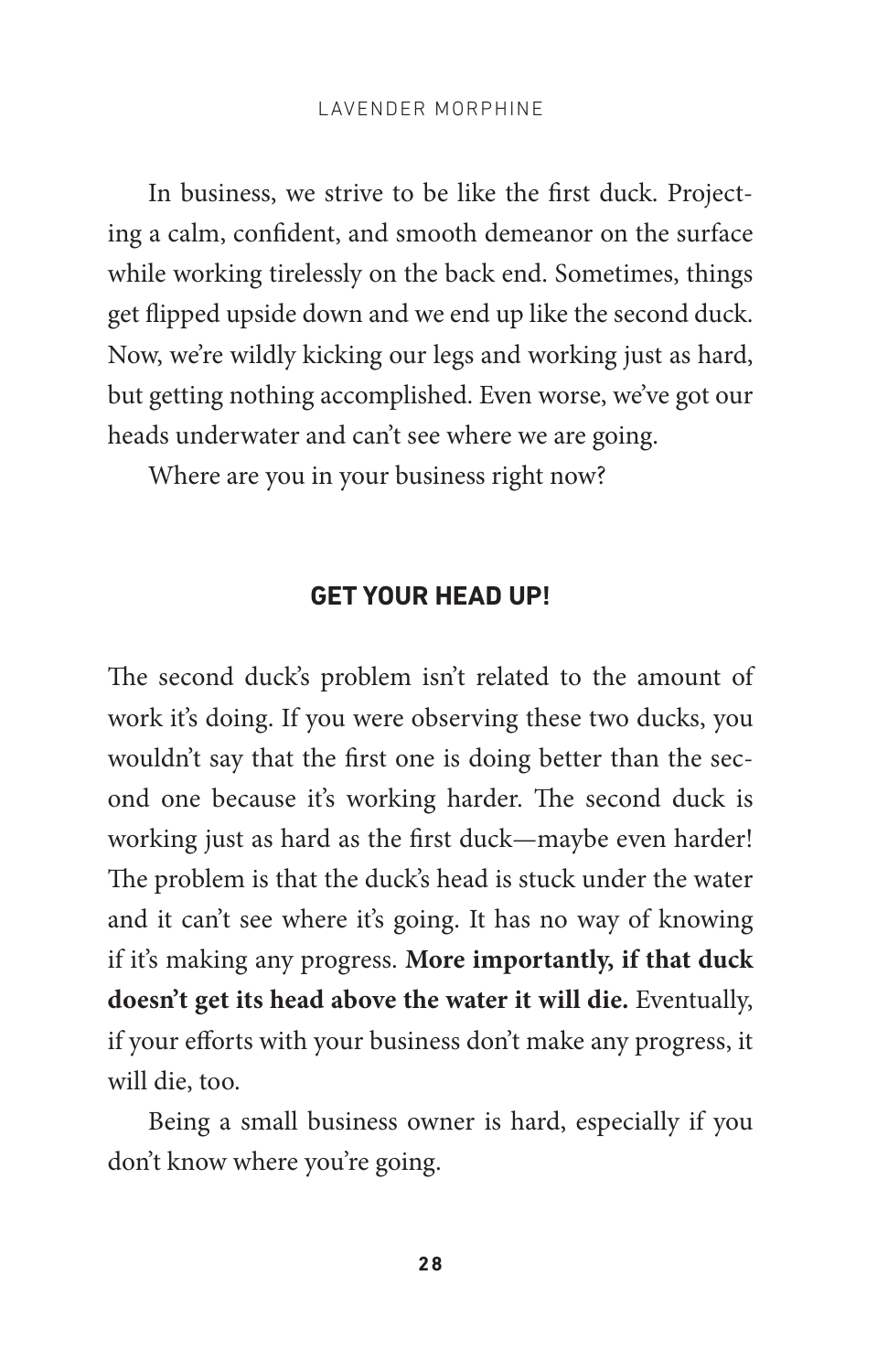In business, we strive to be like the first duck. Projecting a calm, confident, and smooth demeanor on the surface while working tirelessly on the back end. Sometimes, things get flipped upside down and we end up like the second duck. Now, we're wildly kicking our legs and working just as hard, but getting nothing accomplished. Even worse, we've got our heads underwater and can't see where we are going.

Where are you in your business right now?

## GET YOUR HEAD UP!

The second duck's problem isn't related to the amount of work it's doing. If you were observing these two ducks, you wouldn't say that the first one is doing better than the second one because it's working harder. The second duck is working just as hard as the first duck—maybe even harder! The problem is that the duck's head is stuck under the water and it can't see where it's going. It has no way of knowing if it's making any progress. **More importantly, if that duck doesn't get its head above the water it will die.** Eventually, if your efforts with your business don't make any progress, it will die, too.

Being a small business owner is hard, especially if you don't know where you're going.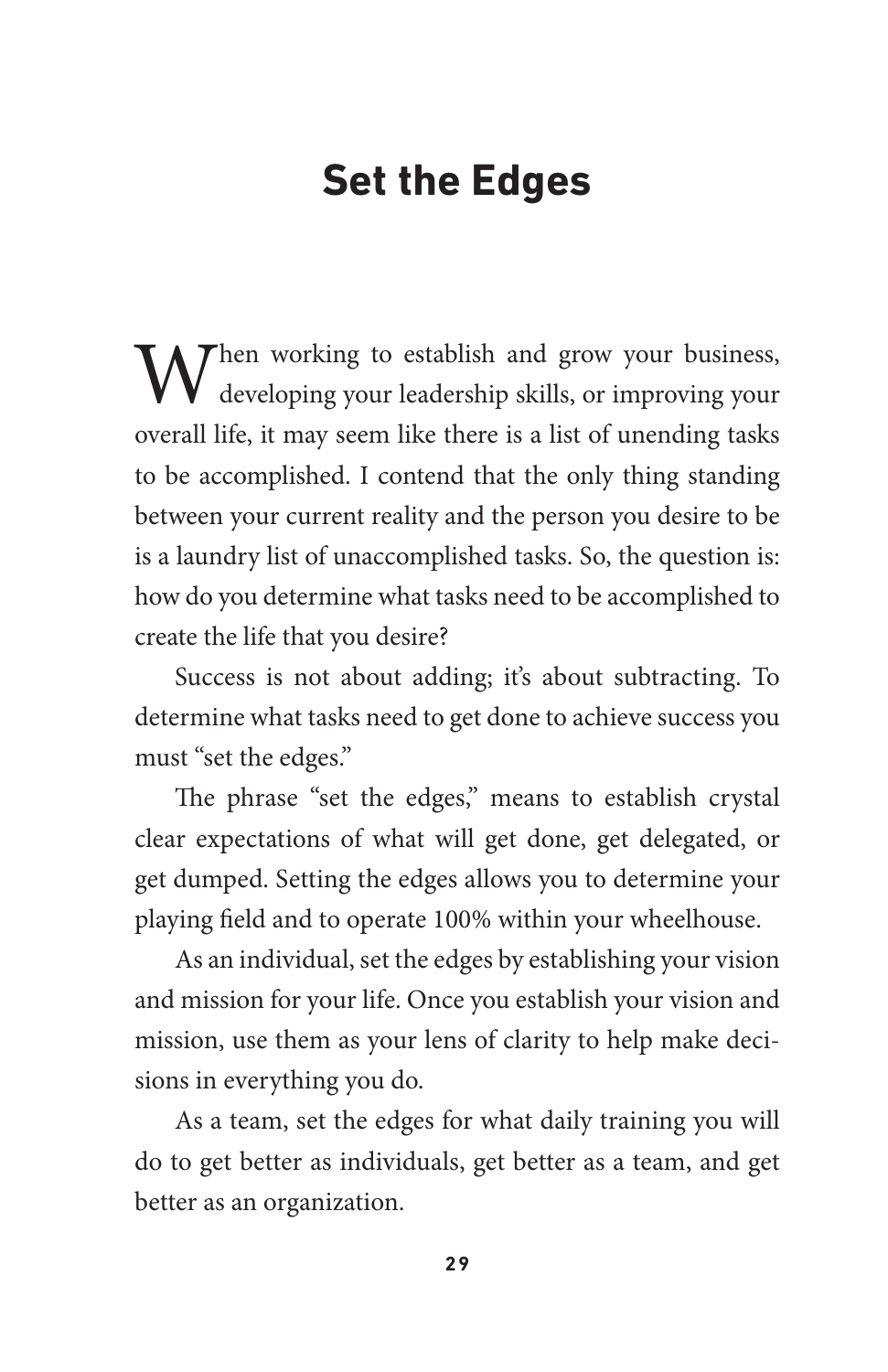# Set the Edges

When working to establish and grow your business, developing your leadership skills, or improving your overall life, it may seem like there is a list of unending tasks to be accomplished. I contend that the only thing standing between your current reality and the person you desire to be is a laundry list of unaccomplished tasks. So, the question is: how do you determine what tasks need to be accomplished to create the life that you desire?

Success is not about adding; it's about subtracting. To determine what tasks need to get done to achieve success you must "set the edges."

The phrase "set the edges," means to establish crystal clear expectations of what will get done, get delegated, or get dumped. Setting the edges allows you to determine your playing field and to operate 100% within your wheelhouse.

As an individual, set the edges by establishing your vision and mission for your life. Once you establish your vision and mission, use them as your lens of clarity to help make decisions in everything you do.

As a team, set the edges for what daily training you will do to get better as individuals, get better as a team, and get better as an organization.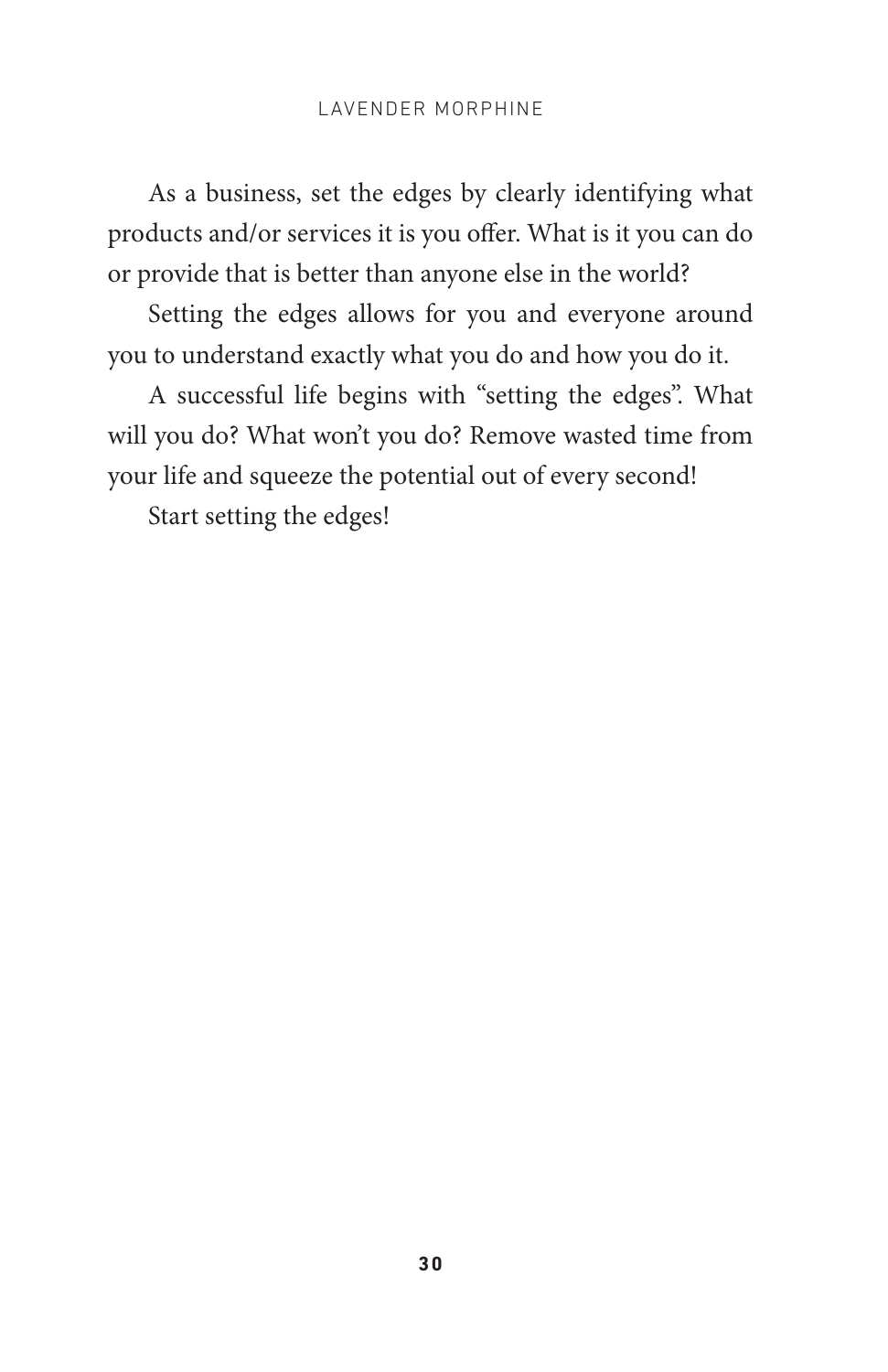As a business, set the edges by clearly identifying what products and/or services it is you offer. What is it you can do or provide that is better than anyone else in the world?

Setting the edges allows for you and everyone around you to understand exactly what you do and how you do it.

A successful life begins with "setting the edges". What will you do? What won't you do? Remove wasted time from your life and squeeze the potential out of every second!

Start setting the edges!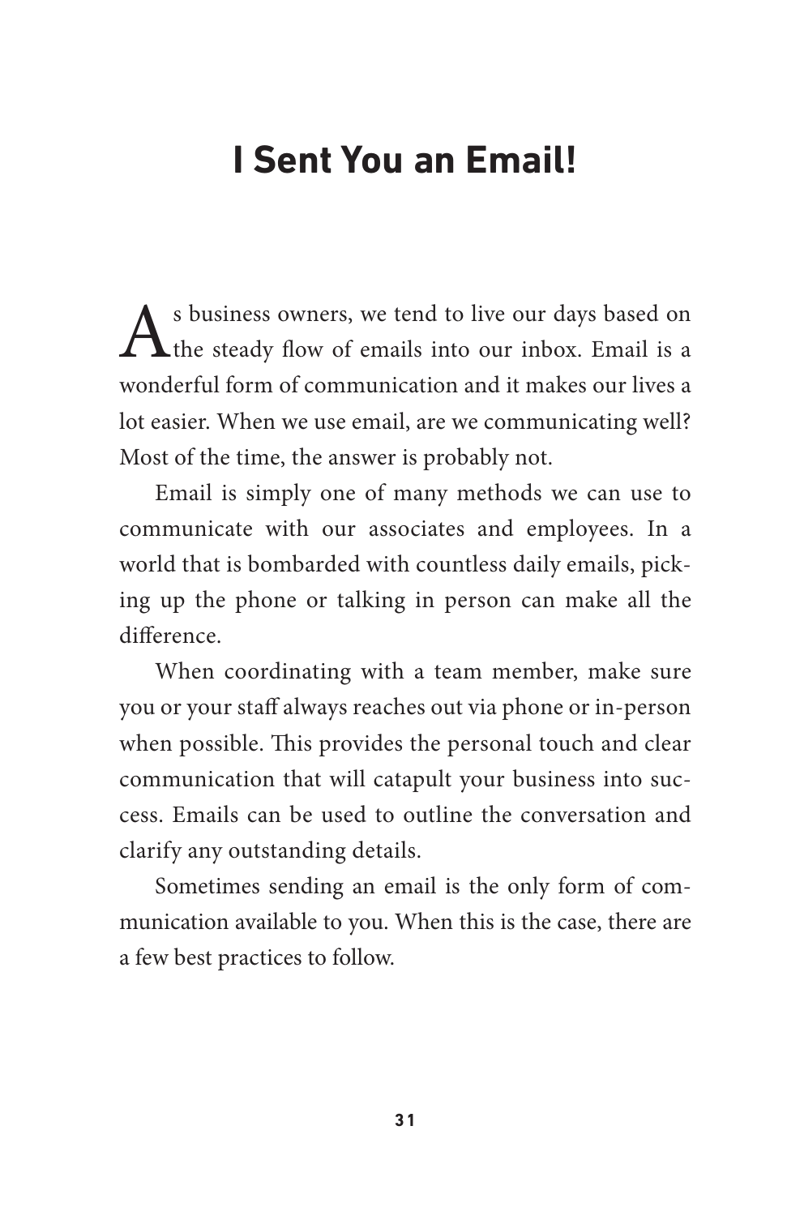# I Sent You an Email!

As business owners, we tend to live our days based on the steady flow of emails into our inbox. Email is a wonderful form of communication and it makes our lives a lot easier. When we use email, are we communicating well? Most of the time, the answer is probably not.

Email is simply one of many methods we can use to communicate with our associates and employees. In a world that is bombarded with countless daily emails, picking up the phone or talking in person can make all the difference.

When coordinating with a team member, make sure you or your staff always reaches out via phone or in-person when possible. This provides the personal touch and clear communication that will catapult your business into success. Emails can be used to outline the conversation and clarify any outstanding details.

Sometimes sending an email is the only form of communication available to you. When this is the case, there are a few best practices to follow.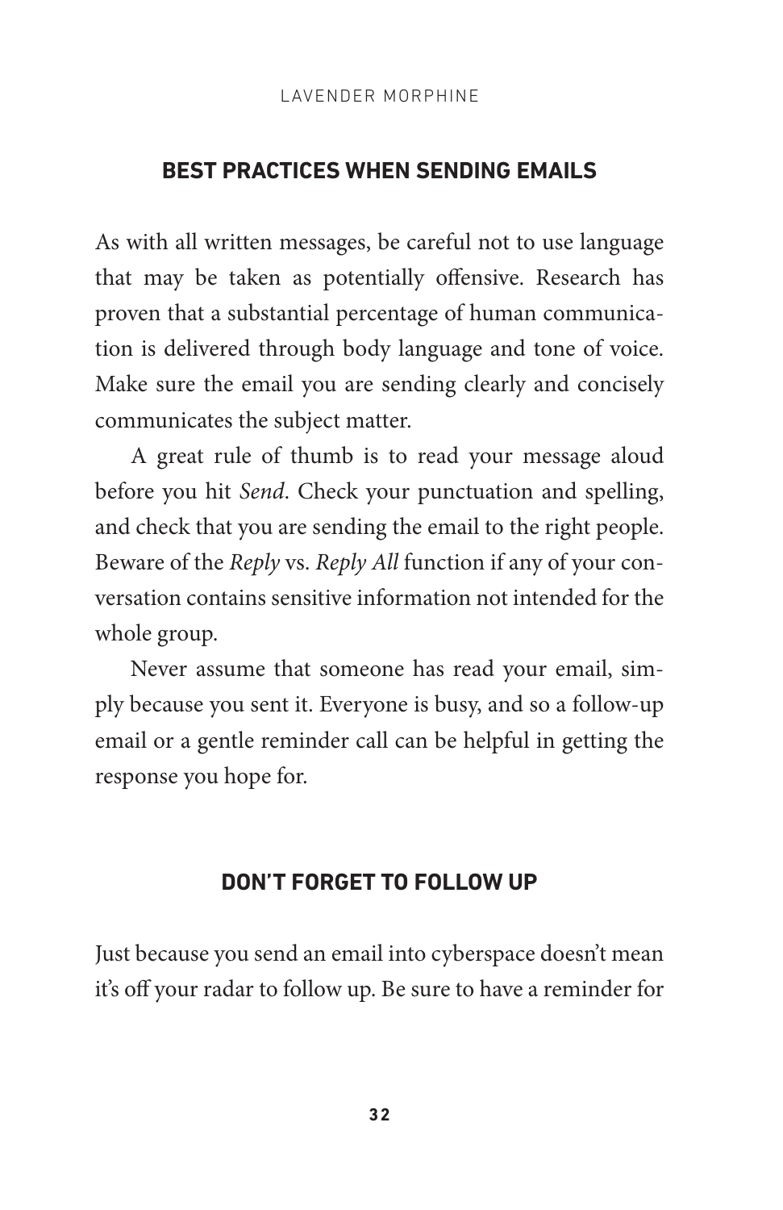## BEST PRACTICES WHEN SENDING EMAILS

As with all written messages, be careful not to use language that may be taken as potentially offensive. Research has proven that a substantial percentage of human communication is delivered through body language and tone of voice. Make sure the email you are sending clearly and concisely communicates the subject matter.

A great rule of thumb is to read your message aloud before you hit *Send*. Check your punctuation and spelling, and check that you are sending the email to the right people. Beware of the *Reply* vs. *Reply All* function if any of your conversation contains sensitive information not intended for the whole group.

Never assume that someone has read your email, simply because you sent it. Everyone is busy, and so a follow-up email or a gentle reminder call can be helpful in getting the response you hope for.

## DON'T FORGET TO FOLLOW UP

Just because you send an email into cyberspace doesn't mean it's off your radar to follow up. Be sure to have a reminder for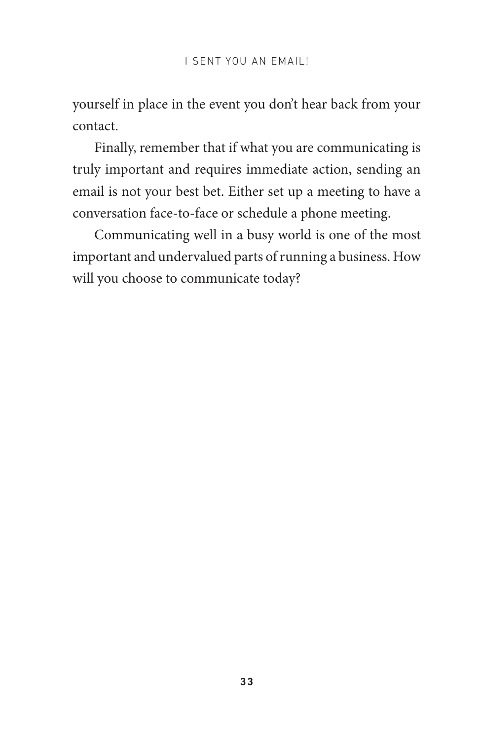yourself in place in the event you don't hear back from your contact.

Finally, remember that if what you are communicating is truly important and requires immediate action, sending an email is not your best bet. Either set up a meeting to have a conversation face-to-face or schedule a phone meeting.

Communicating well in a busy world is one of the most important and undervalued parts of running a business. How will you choose to communicate today?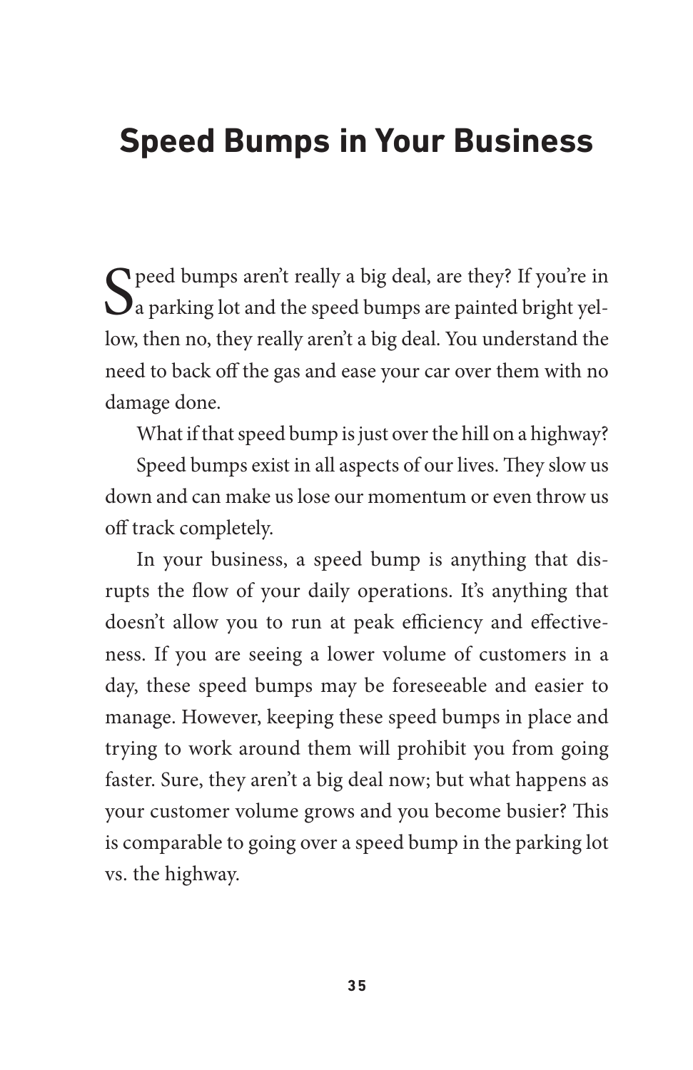# Speed Bumps in Your Business

Speed bumps aren't really a big deal, are they? If you're in a parking lot and the speed bumps are painted bright yellow, then no, they really aren't a big deal. You understand the need to back off the gas and ease your car over them with no damage done.

What if that speed bump is just over the hill on a highway?

Speed bumps exist in all aspects of our lives. They slow us down and can make us lose our momentum or even throw us off track completely.

In your business, a speed bump is anything that disrupts the flow of your daily operations. It's anything that doesn't allow you to run at peak efficiency and effectiveness. If you are seeing a lower volume of customers in a day, these speed bumps may be foreseeable and easier to manage. However, keeping these speed bumps in place and trying to work around them will prohibit you from going faster. Sure, they aren't a big deal now; but what happens as your customer volume grows and you become busier? This is comparable to going over a speed bump in the parking lot vs. the highway.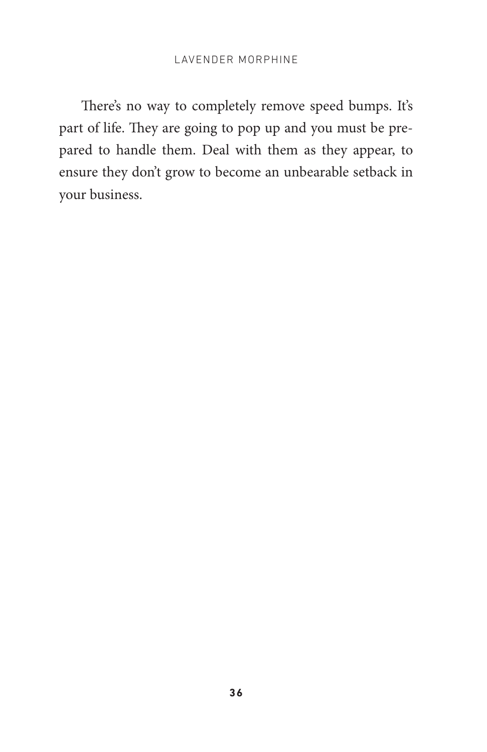There's no way to completely remove speed bumps. It's part of life. They are going to pop up and you must be prepared to handle them. Deal with them as they appear, to ensure they don't grow to become an unbearable setback in your business.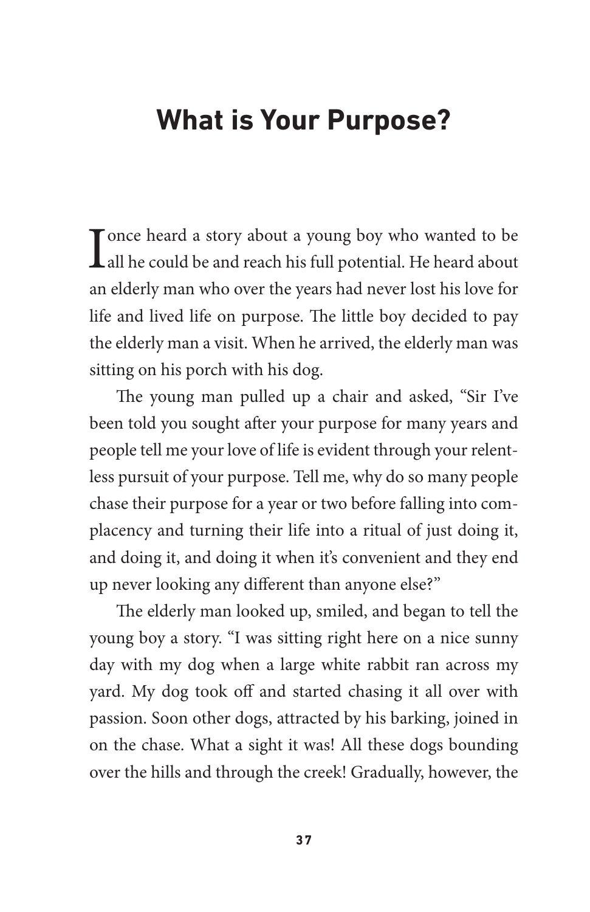# What is Your Purpose?

I once heard a story about a young boy who wanted to be all he could be and reach his full potential. He heard about an elderly man who over the years had never lost his love for life and lived life on purpose. The little boy decided to pay the elderly man a visit. When he arrived, the elderly man was sitting on his porch with his dog.

The young man pulled up a chair and asked, "Sir I've been told you sought after your purpose for many years and people tell me your love of life is evident through your relentless pursuit of your purpose. Tell me, why do so many people chase their purpose for a year or two before falling into complacency and turning their life into a ritual of just doing it, and doing it, and doing it when it's convenient and they end up never looking any different than anyone else?"

The elderly man looked up, smiled, and began to tell the young boy a story. "I was sitting right here on a nice sunny day with my dog when a large white rabbit ran across my yard. My dog took off and started chasing it all over with passion. Soon other dogs, attracted by his barking, joined in on the chase. What a sight it was! All these dogs bounding over the hills and through the creek! Gradually, however, the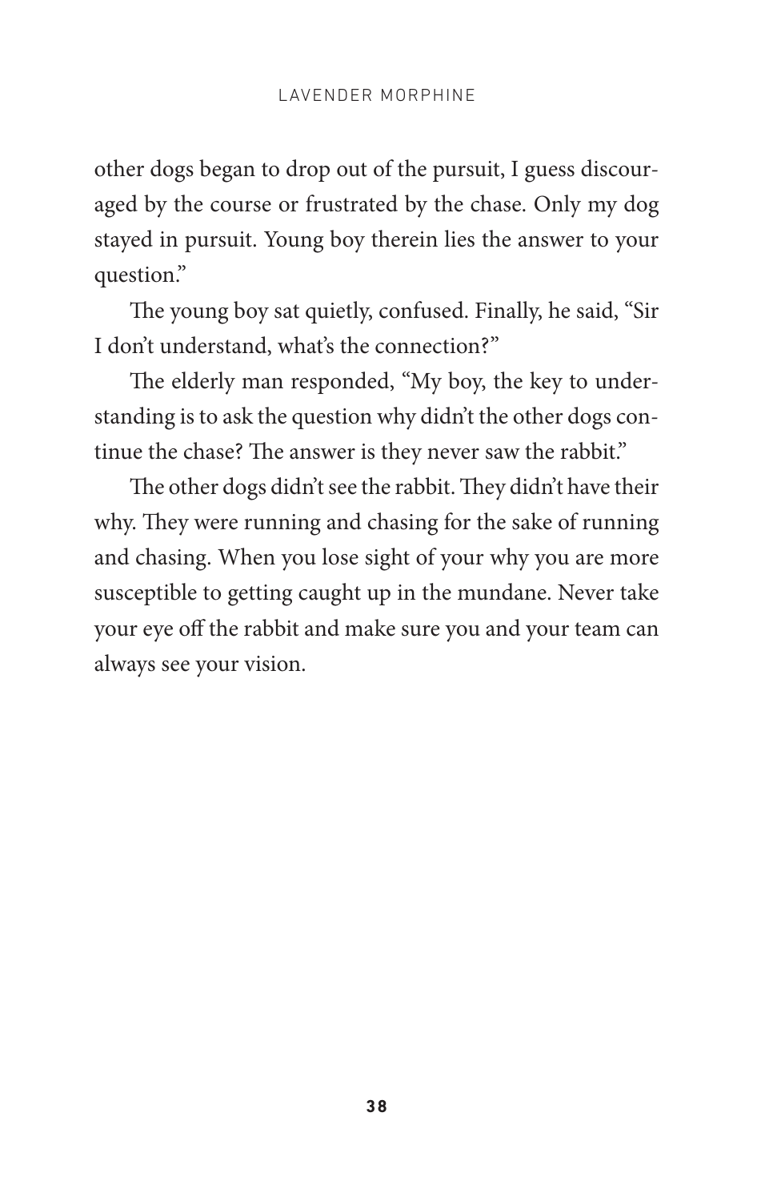other dogs began to drop out of the pursuit, I guess discouraged by the course or frustrated by the chase. Only my dog stayed in pursuit. Young boy therein lies the answer to your question."

The young boy sat quietly, confused. Finally, he said, "Sir I don't understand, what's the connection?"

The elderly man responded, "My boy, the key to understanding is to ask the question why didn't the other dogs continue the chase? The answer is they never saw the rabbit."

The other dogs didn't see the rabbit. They didn't have their why. They were running and chasing for the sake of running and chasing. When you lose sight of your why you are more susceptible to getting caught up in the mundane. Never take your eye off the rabbit and make sure you and your team can always see your vision.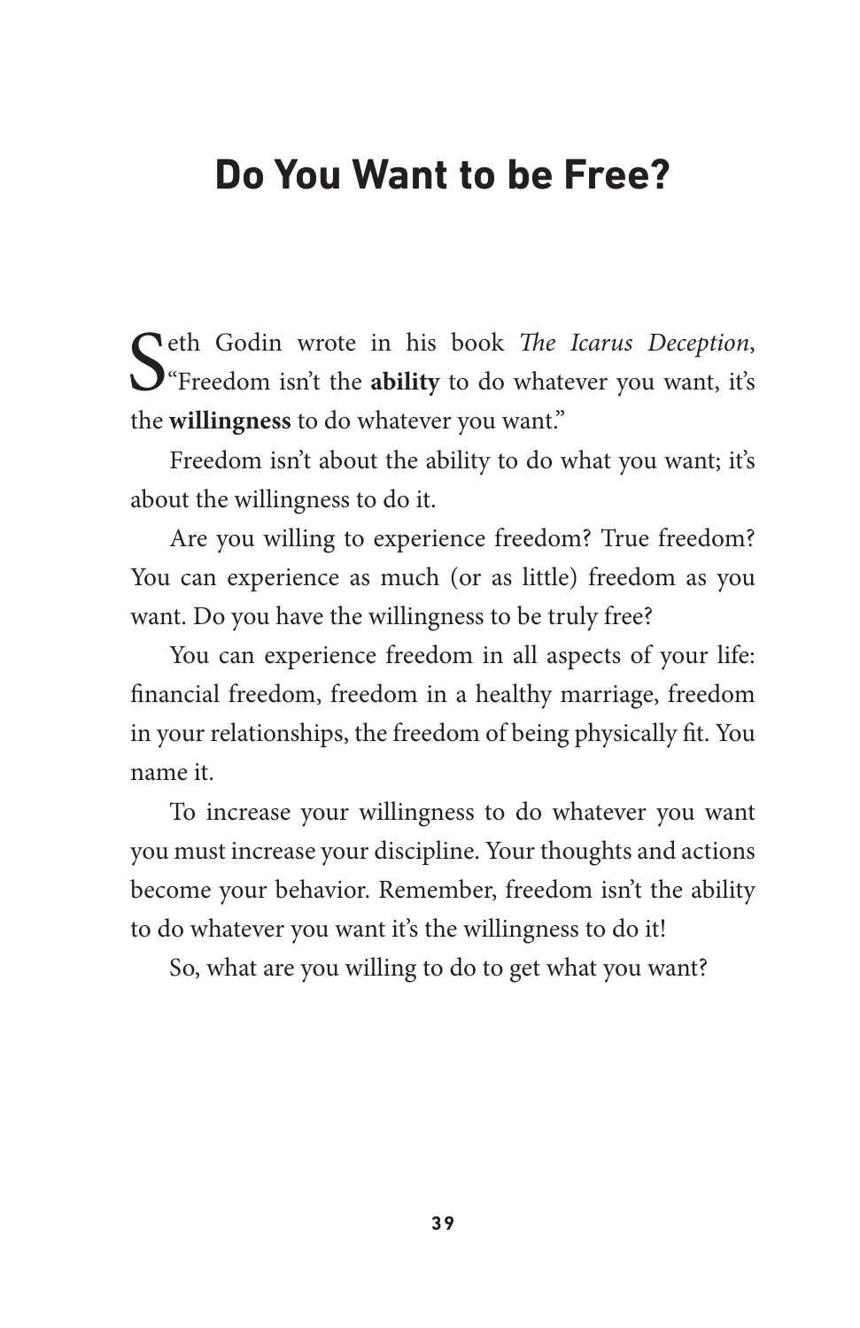# Do You Want to be Free?

Seth Godin wrote in his book *The Icarus Deception*, "Freedom isn't the **ability** to do whatever you want, it's the **willingness** to do whatever you want."

Freedom isn't about the ability to do what you want; it's about the willingness to do it.

Are you willing to experience freedom? True freedom? You can experience as much (or as little) freedom as you want. Do you have the willingness to be truly free?

You can experience freedom in all aspects of your life: financial freedom, freedom in a healthy marriage, freedom in your relationships, the freedom of being physically fit. You name it.

To increase your willingness to do whatever you want you must increase your discipline. Your thoughts and actions become your behavior. Remember, freedom isn't the ability to do whatever you want it's the willingness to do it!

So, what are you willing to do to get what you want?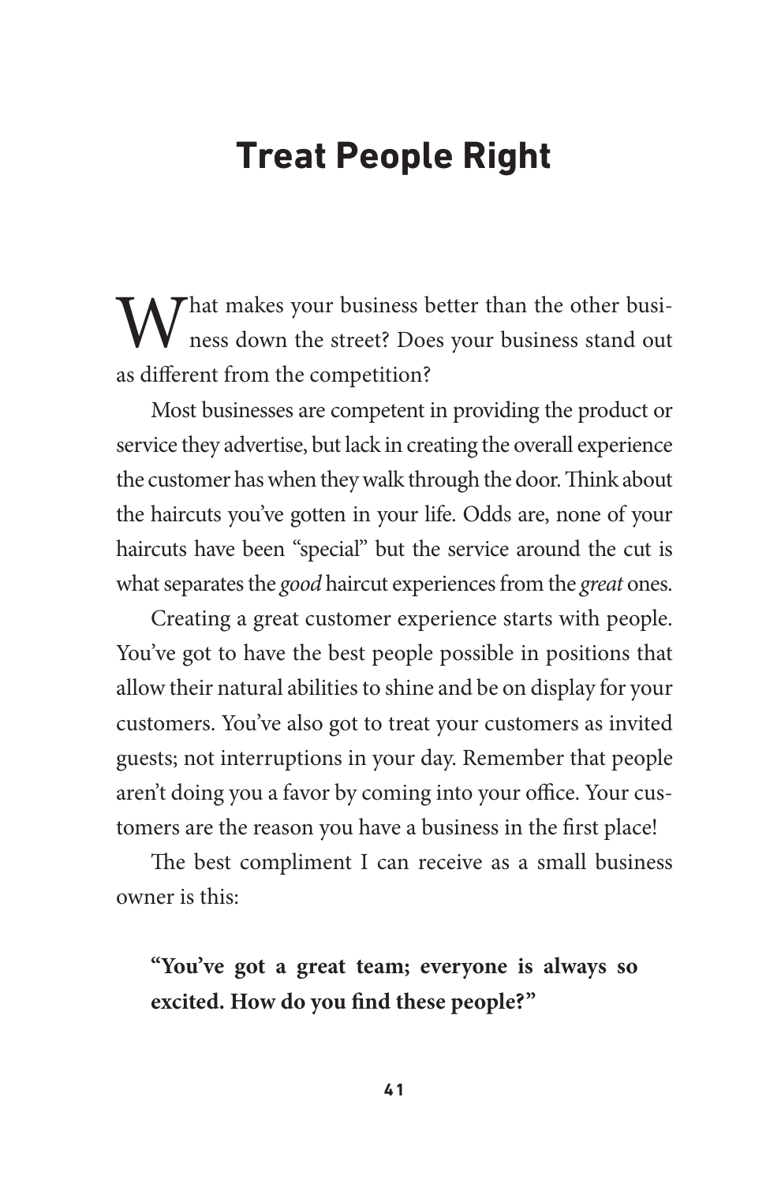# Treat People Right

What makes your business better than the other business down the street? Does your business stand out as different from the competition?

Most businesses are competent in providing the product or service they advertise, but lack in creating the overall experience the customer has when they walk through the door. Think about the haircuts you've gotten in your life. Odds are, none of your haircuts have been "special" but the service around the cut is what separates the *good* haircut experiences from the *great* ones.

Creating a great customer experience starts with people. You've got to have the best people possible in positions that allow their natural abilities to shine and be on display for your customers. You've also got to treat your customers as invited guests; not interruptions in your day. Remember that people aren't doing you a favor by coming into your office. Your customers are the reason you have a business in the first place!

The best compliment I can receive as a small business owner is this:

> **"You've got a great team; everyone is always so excited. How do you find these people?"**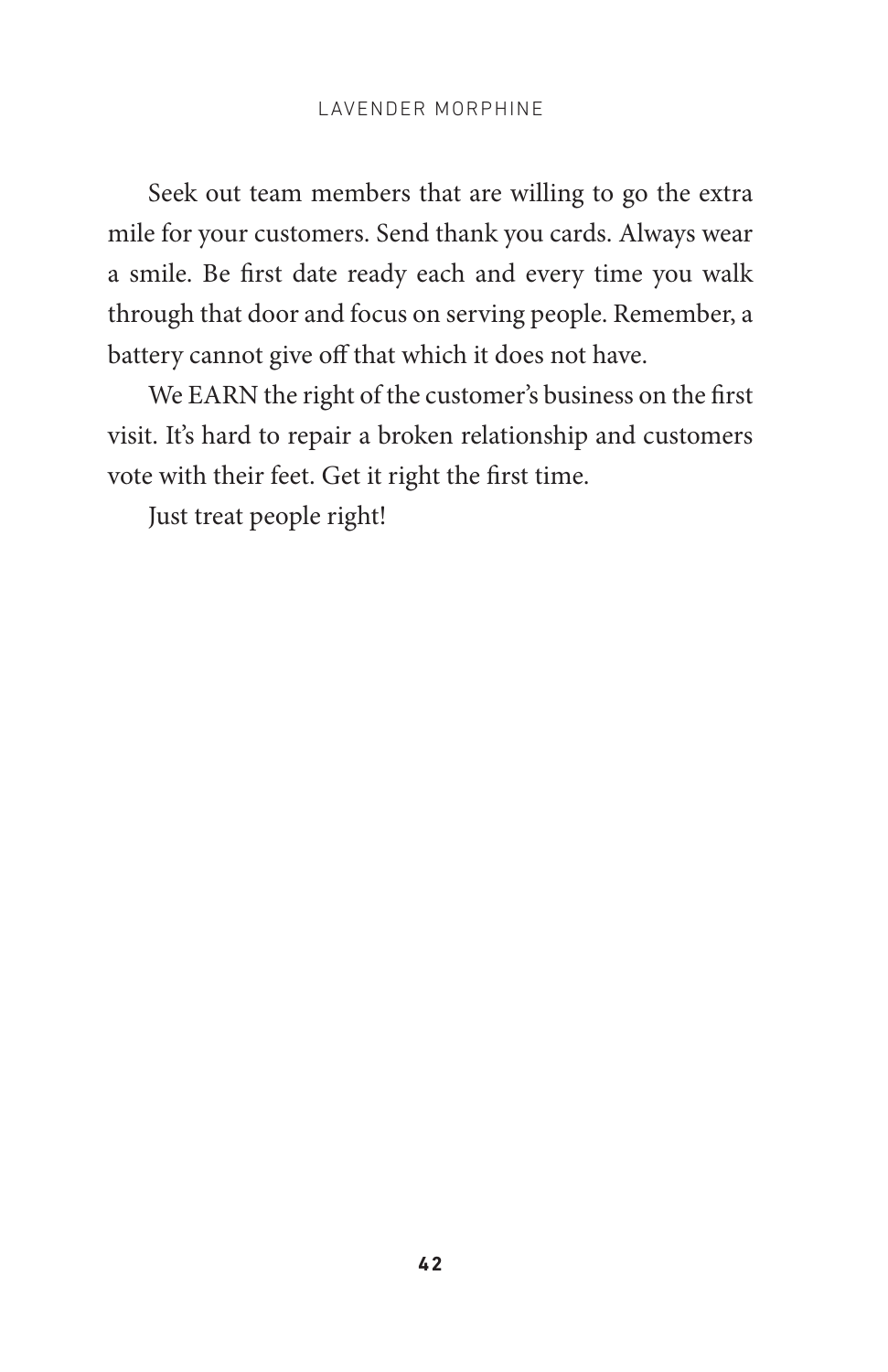Seek out team members that are willing to go the extra mile for your customers. Send thank you cards. Always wear a smile. Be first date ready each and every time you walk through that door and focus on serving people. Remember, a battery cannot give off that which it does not have.

We EARN the right of the customer's business on the first visit. It's hard to repair a broken relationship and customers vote with their feet. Get it right the first time.

Just treat people right!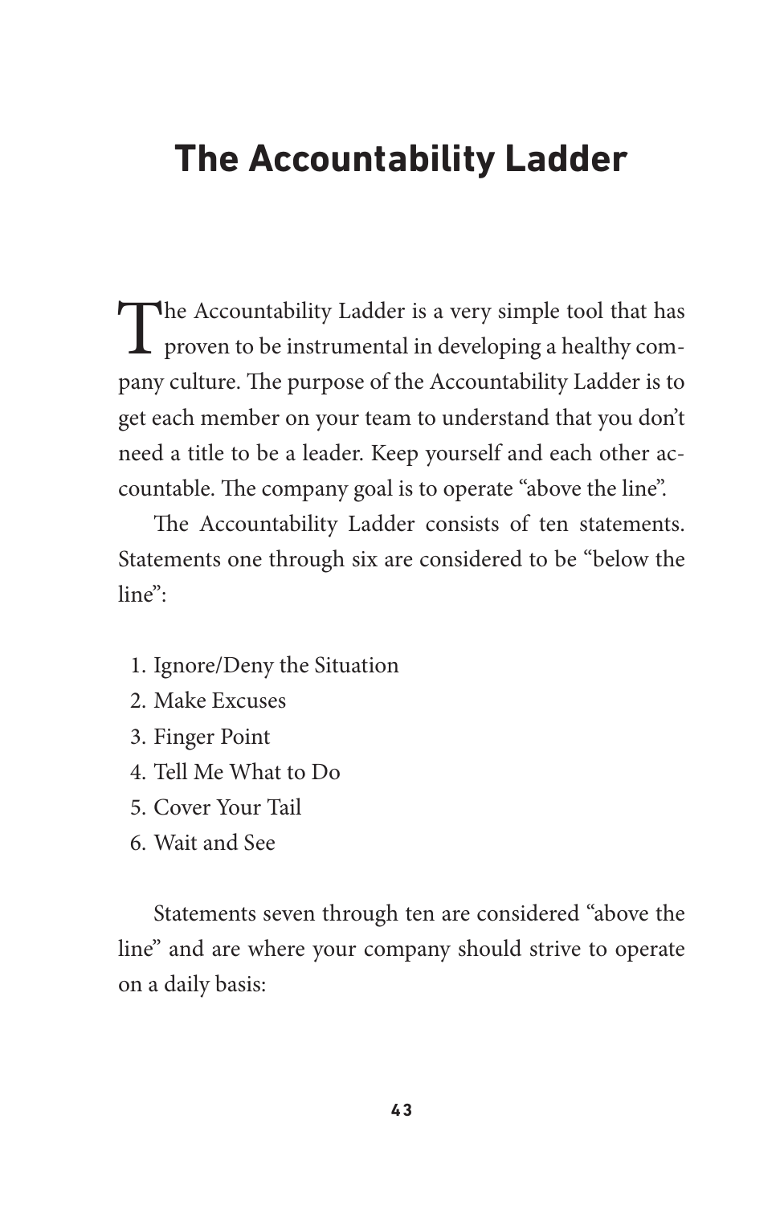# The Accountability Ladder

The Accountability Ladder is a very simple tool that has proven to be instrumental in developing a healthy company culture. The purpose of the Accountability Ladder is to get each member on your team to understand that you don't need a title to be a leader. Keep yourself and each other accountable. The company goal is to operate "above the line".

The Accountability Ladder consists of ten statements. Statements one through six are considered to be "below the line":

1. Ignore/Deny the Situation
2. Make Excuses
3. Finger Point
4. Tell Me What to Do
5. Cover Your Tail
6. Wait and See

Statements seven through ten are considered "above the line" and are where your company should strive to operate on a daily basis: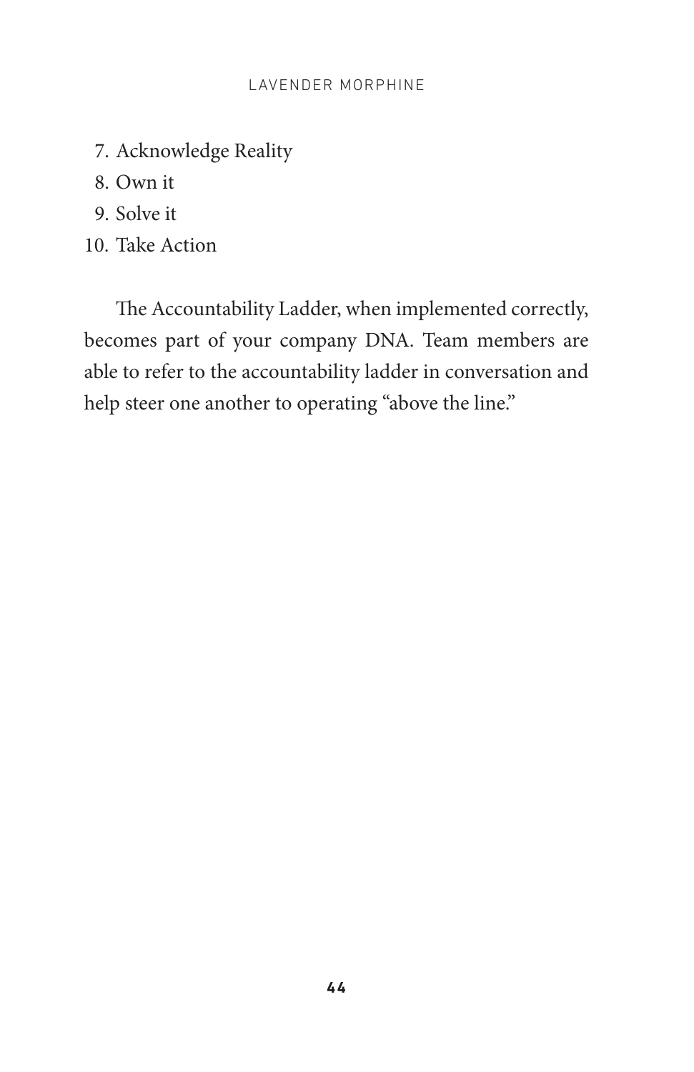7. Acknowledge Reality
8. Own it
9. Solve it
10. Take Action

The Accountability Ladder, when implemented correctly, becomes part of your company DNA. Team members are able to refer to the accountability ladder in conversation and help steer one another to operating "above the line."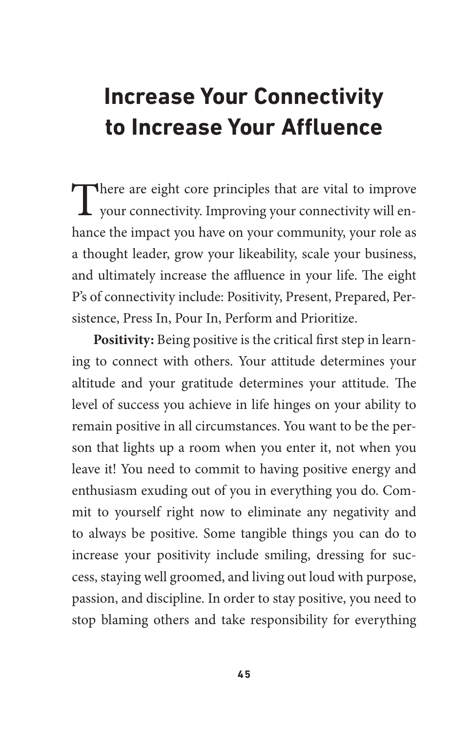# Increase Your Connectivity to Increase Your Affluence

There are eight core principles that are vital to improve your connectivity. Improving your connectivity will enhance the impact you have on your community, your role as a thought leader, grow your likeability, scale your business, and ultimately increase the affluence in your life. The eight P's of connectivity include: Positivity, Present, Prepared, Persistence, Press In, Pour In, Perform and Prioritize.

**Positivity:** Being positive is the critical first step in learning to connect with others. Your attitude determines your altitude and your gratitude determines your attitude. The level of success you achieve in life hinges on your ability to remain positive in all circumstances. You want to be the person that lights up a room when you enter it, not when you leave it! You need to commit to having positive energy and enthusiasm exuding out of you in everything you do. Commit to yourself right now to eliminate any negativity and to always be positive. Some tangible things you can do to increase your positivity include smiling, dressing for success, staying well groomed, and living out loud with purpose, passion, and discipline. In order to stay positive, you need to stop blaming others and take responsibility for everything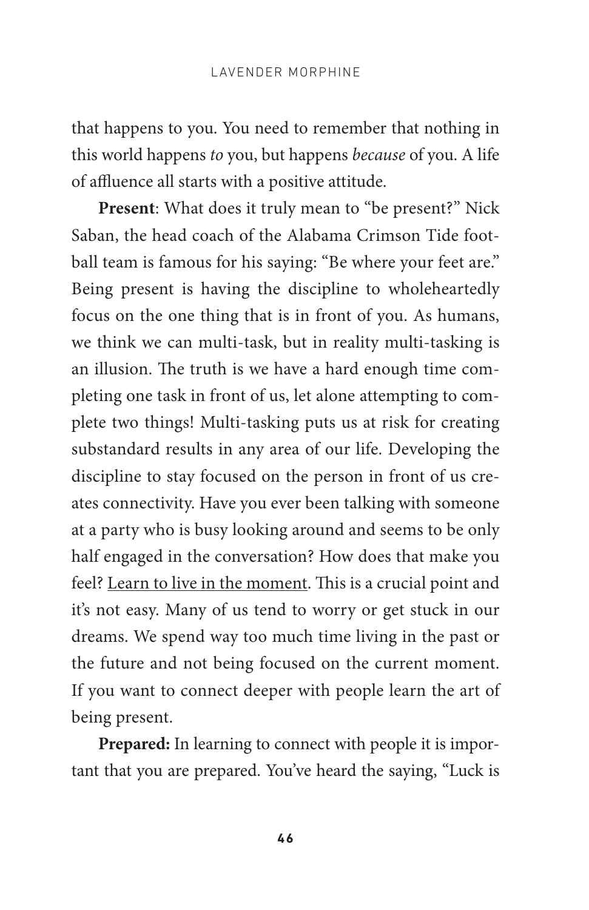that happens to you. You need to remember that nothing in this world happens *to* you, but happens *because* of you. A life of affluence all starts with a positive attitude.

**Present**: What does it truly mean to "be present?" Nick Saban, the head coach of the Alabama Crimson Tide football team is famous for his saying: "Be where your feet are." Being present is having the discipline to wholeheartedly focus on the one thing that is in front of you. As humans, we think we can multi-task, but in reality multi-tasking is an illusion. The truth is we have a hard enough time completing one task in front of us, let alone attempting to complete two things! Multi-tasking puts us at risk for creating substandard results in any area of our life. Developing the discipline to stay focused on the person in front of us creates connectivity. Have you ever been talking with someone at a party who is busy looking around and seems to be only half engaged in the conversation? How does that make you feel? <u>Learn to live in the moment</u>. This is a crucial point and it's not easy. Many of us tend to worry or get stuck in our dreams. We spend way too much time living in the past or the future and not being focused on the current moment. If you want to connect deeper with people learn the art of being present.

**Prepared:** In learning to connect with people it is important that you are prepared. You've heard the saying, "Luck is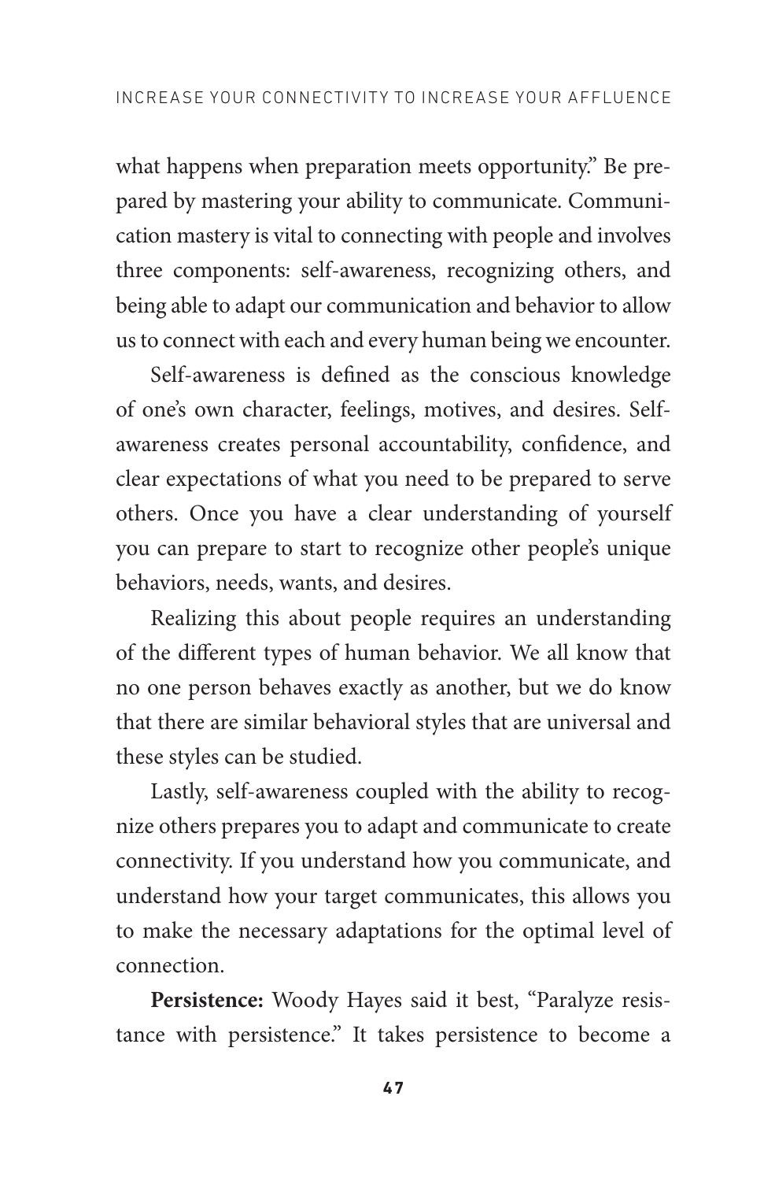what happens when preparation meets opportunity." Be prepared by mastering your ability to communicate. Communication mastery is vital to connecting with people and involves three components: self-awareness, recognizing others, and being able to adapt our communication and behavior to allow us to connect with each and every human being we encounter.

Self-awareness is defined as the conscious knowledge of one's own character, feelings, motives, and desires. Self-awareness creates personal accountability, confidence, and clear expectations of what you need to be prepared to serve others. Once you have a clear understanding of yourself you can prepare to start to recognize other people's unique behaviors, needs, wants, and desires.

Realizing this about people requires an understanding of the different types of human behavior. We all know that no one person behaves exactly as another, but we do know that there are similar behavioral styles that are universal and these styles can be studied.

Lastly, self-awareness coupled with the ability to recognize others prepares you to adapt and communicate to create connectivity. If you understand how you communicate, and understand how your target communicates, this allows you to make the necessary adaptations for the optimal level of connection.

**Persistence:** Woody Hayes said it best, "Paralyze resistance with persistence." It takes persistence to become a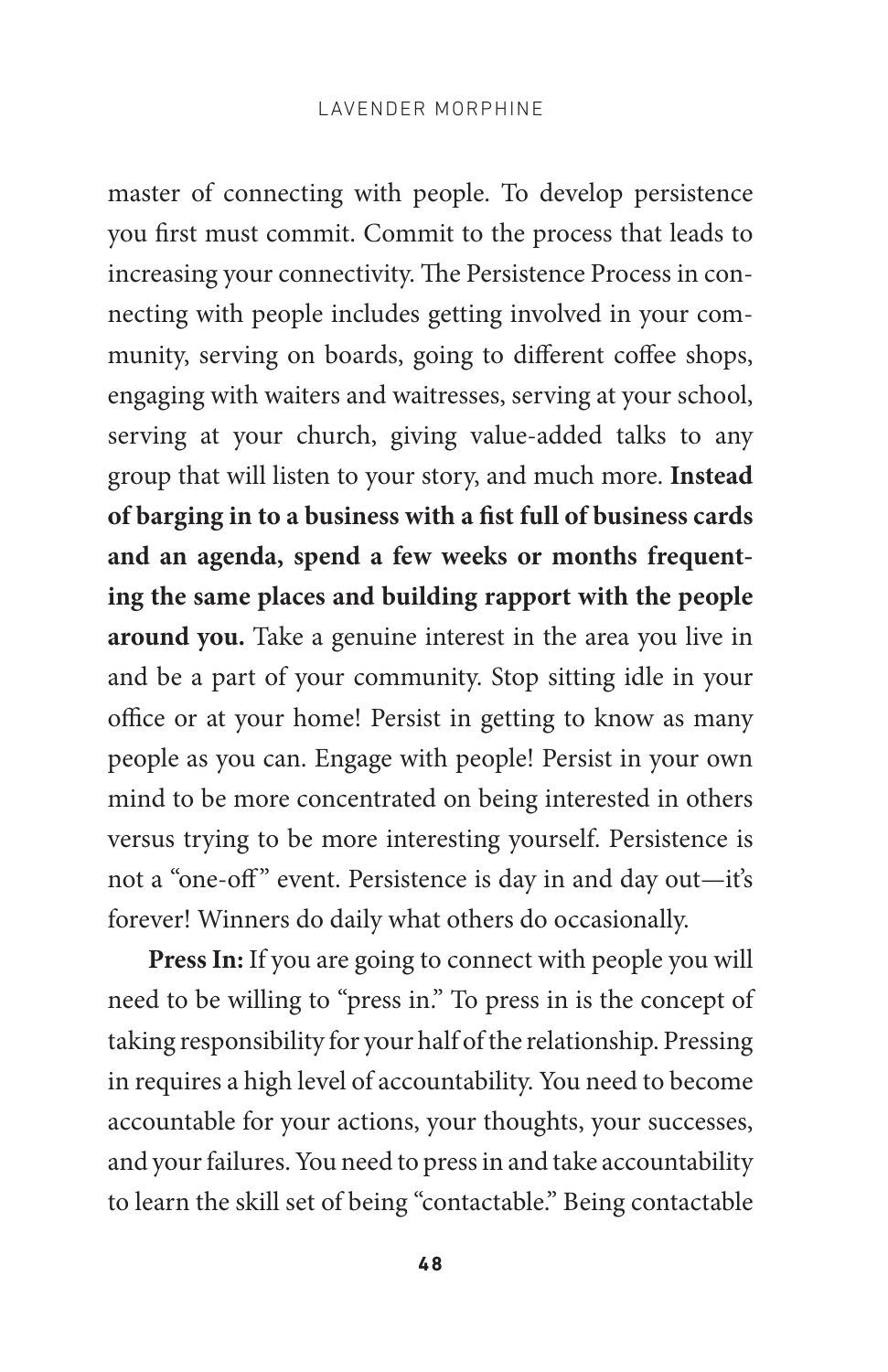master of connecting with people. To develop persistence you first must commit. Commit to the process that leads to increasing your connectivity. The Persistence Process in connecting with people includes getting involved in your community, serving on boards, going to different coffee shops, engaging with waiters and waitresses, serving at your school, serving at your church, giving value-added talks to any group that will listen to your story, and much more. **Instead of barging in to a business with a fist full of business cards and an agenda, spend a few weeks or months frequenting the same places and building rapport with the people around you.** Take a genuine interest in the area you live in and be a part of your community. Stop sitting idle in your office or at your home! Persist in getting to know as many people as you can. Engage with people! Persist in your own mind to be more concentrated on being interested in others versus trying to be more interesting yourself. Persistence is not a "one-off" event. Persistence is day in and day out—it's forever! Winners do daily what others do occasionally.

**Press In:** If you are going to connect with people you will need to be willing to "press in." To press in is the concept of taking responsibility for your half of the relationship. Pressing in requires a high level of accountability. You need to become accountable for your actions, your thoughts, your successes, and your failures. You need to press in and take accountability to learn the skill set of being "contactable." Being contactable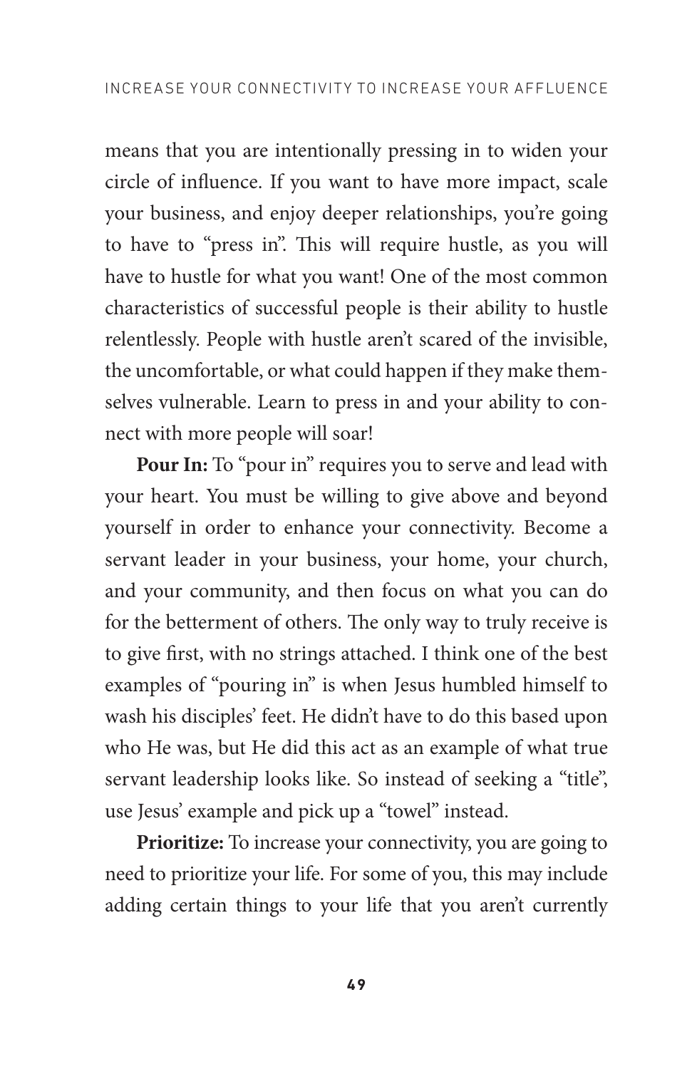means that you are intentionally pressing in to widen your circle of influence. If you want to have more impact, scale your business, and enjoy deeper relationships, you're going to have to "press in". This will require hustle, as you will have to hustle for what you want! One of the most common characteristics of successful people is their ability to hustle relentlessly. People with hustle aren't scared of the invisible, the uncomfortable, or what could happen if they make themselves vulnerable. Learn to press in and your ability to connect with more people will soar!

**Pour In:** To "pour in" requires you to serve and lead with your heart. You must be willing to give above and beyond yourself in order to enhance your connectivity. Become a servant leader in your business, your home, your church, and your community, and then focus on what you can do for the betterment of others. The only way to truly receive is to give first, with no strings attached. I think one of the best examples of "pouring in" is when Jesus humbled himself to wash his disciples' feet. He didn't have to do this based upon who He was, but He did this act as an example of what true servant leadership looks like. So instead of seeking a "title", use Jesus' example and pick up a "towel" instead.

**Prioritize:** To increase your connectivity, you are going to need to prioritize your life. For some of you, this may include adding certain things to your life that you aren't currently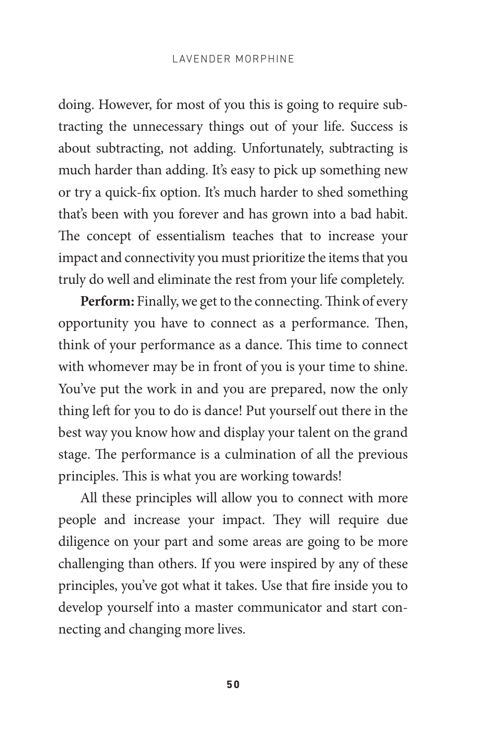doing. However, for most of you this is going to require subtracting the unnecessary things out of your life. Success is about subtracting, not adding. Unfortunately, subtracting is much harder than adding. It's easy to pick up something new or try a quick-fix option. It's much harder to shed something that's been with you forever and has grown into a bad habit. The concept of essentialism teaches that to increase your impact and connectivity you must prioritize the items that you truly do well and eliminate the rest from your life completely.

**Perform:** Finally, we get to the connecting. Think of every opportunity you have to connect as a performance. Then, think of your performance as a dance. This time to connect with whomever may be in front of you is your time to shine. You've put the work in and you are prepared, now the only thing left for you to do is dance! Put yourself out there in the best way you know how and display your talent on the grand stage. The performance is a culmination of all the previous principles. This is what you are working towards!

All these principles will allow you to connect with more people and increase your impact. They will require due diligence on your part and some areas are going to be more challenging than others. If you were inspired by any of these principles, you've got what it takes. Use that fire inside you to develop yourself into a master communicator and start connecting and changing more lives.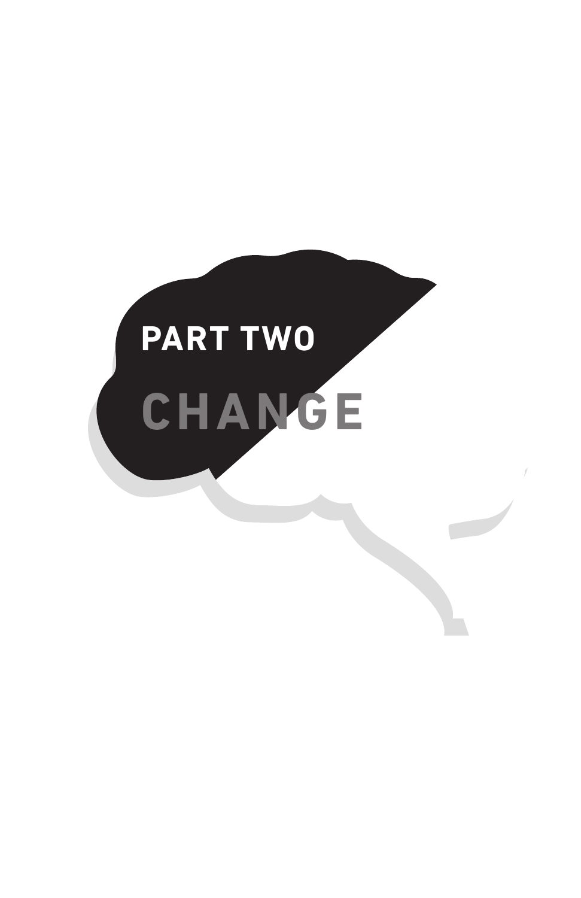# PART TWO

# CHANGE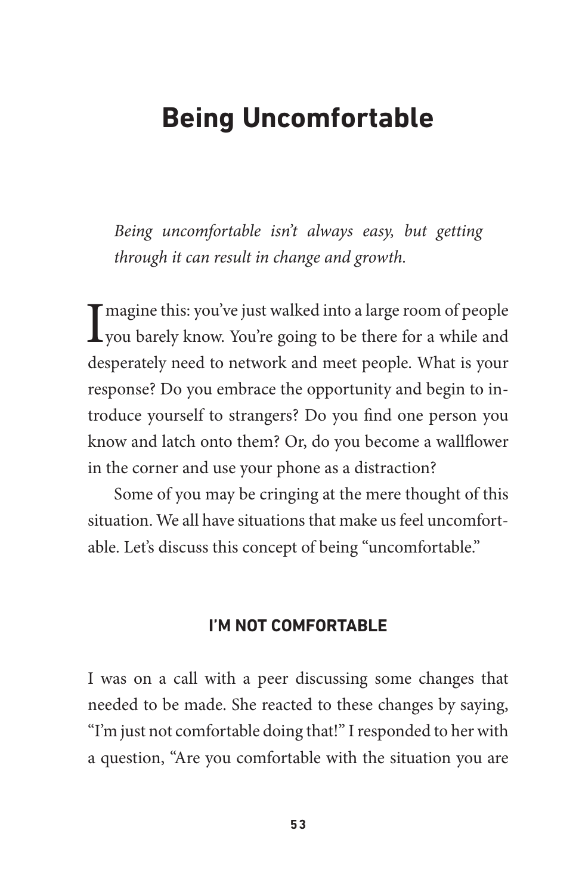# Being Uncomfortable

*Being uncomfortable isn't always easy, but getting through it can result in change and growth.*

Imagine this: you've just walked into a large room of people you barely know. You're going to be there for a while and desperately need to network and meet people. What is your response? Do you embrace the opportunity and begin to introduce yourself to strangers? Do you find one person you know and latch onto them? Or, do you become a wallflower in the corner and use your phone as a distraction?

Some of you may be cringing at the mere thought of this situation. We all have situations that make us feel uncomfortable. Let's discuss this concept of being "uncomfortable."

## I'M NOT COMFORTABLE

I was on a call with a peer discussing some changes that needed to be made. She reacted to these changes by saying, "I'm just not comfortable doing that!" I responded to her with a question, "Are you comfortable with the situation you are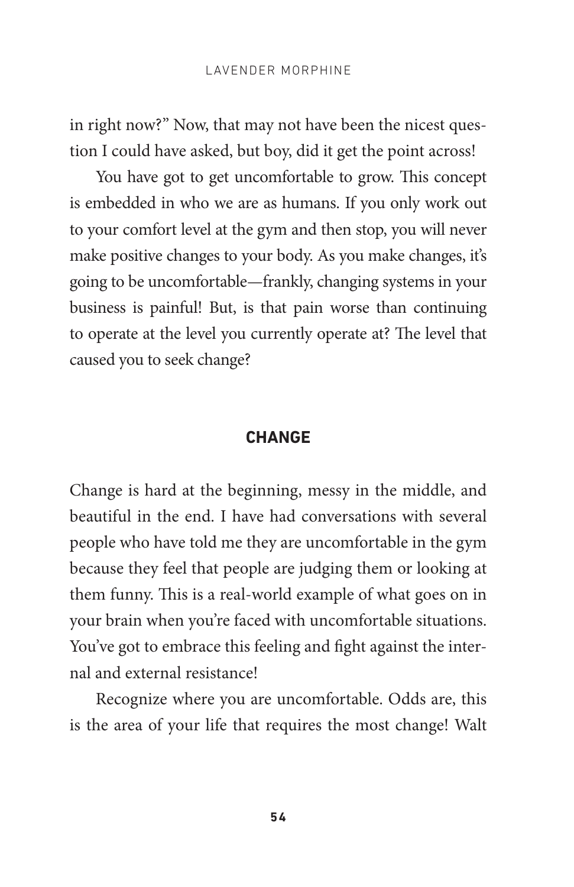in right now?" Now, that may not have been the nicest question I could have asked, but boy, did it get the point across!

You have got to get uncomfortable to grow. This concept is embedded in who we are as humans. If you only work out to your comfort level at the gym and then stop, you will never make positive changes to your body. As you make changes, it's going to be uncomfortable—frankly, changing systems in your business is painful! But, is that pain worse than continuing to operate at the level you currently operate at? The level that caused you to seek change?

## CHANGE

Change is hard at the beginning, messy in the middle, and beautiful in the end. I have had conversations with several people who have told me they are uncomfortable in the gym because they feel that people are judging them or looking at them funny. This is a real-world example of what goes on in your brain when you're faced with uncomfortable situations. You've got to embrace this feeling and fight against the internal and external resistance!

Recognize where you are uncomfortable. Odds are, this is the area of your life that requires the most change! Walt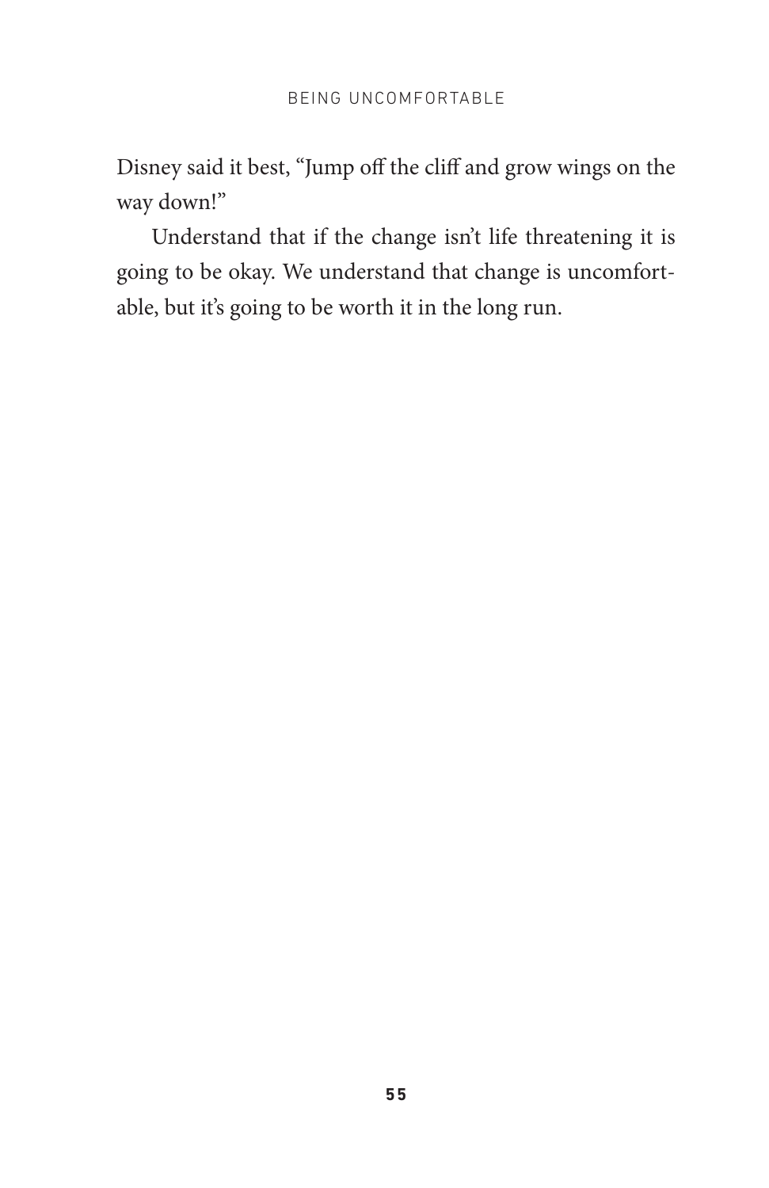Disney said it best, "Jump off the cliff and grow wings on the way down!"

Understand that if the change isn't life threatening it is going to be okay. We understand that change is uncomfortable, but it's going to be worth it in the long run.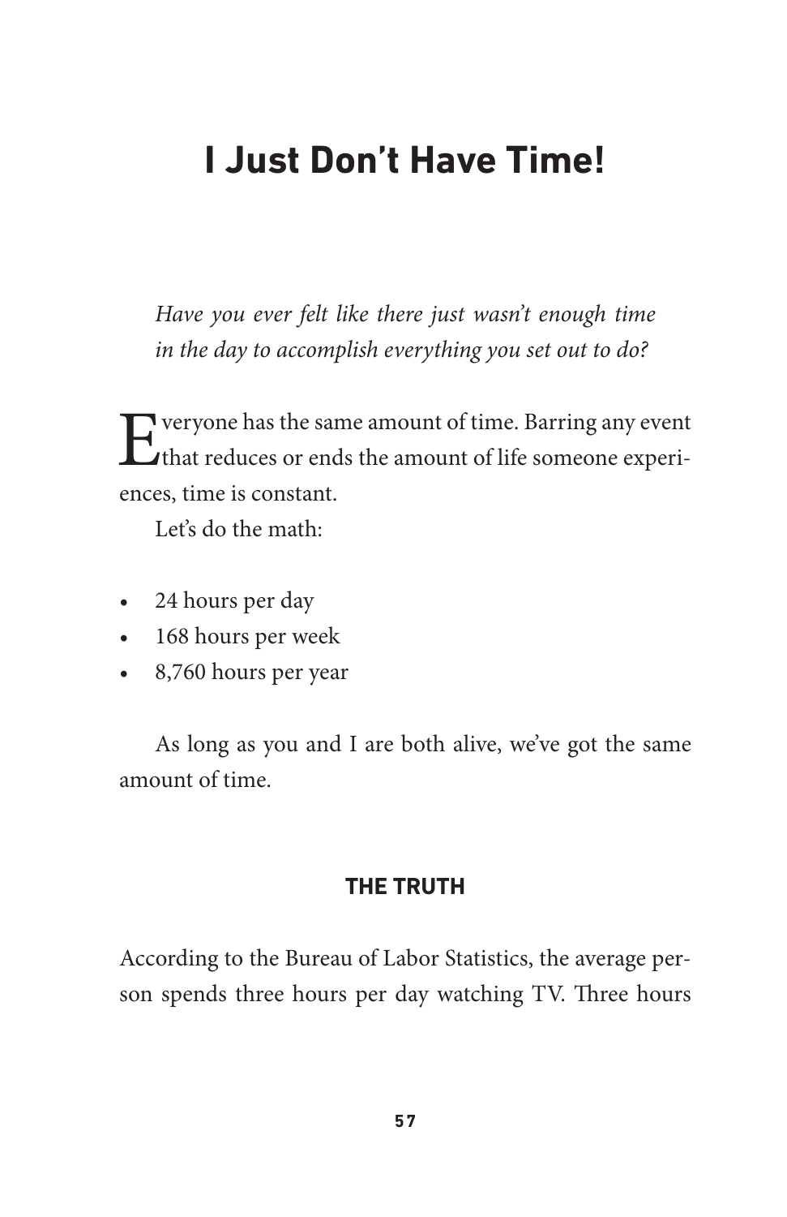# I Just Don't Have Time!

*Have you ever felt like there just wasn't enough time in the day to accomplish everything you set out to do?*

Everyone has the same amount of time. Barring any event that reduces or ends the amount of life someone experiences, time is constant.

Let's do the math:

- 24 hours per day
- 168 hours per week
- 8,760 hours per year

As long as you and I are both alive, we've got the same amount of time.

## THE TRUTH

According to the Bureau of Labor Statistics, the average person spends three hours per day watching TV. Three hours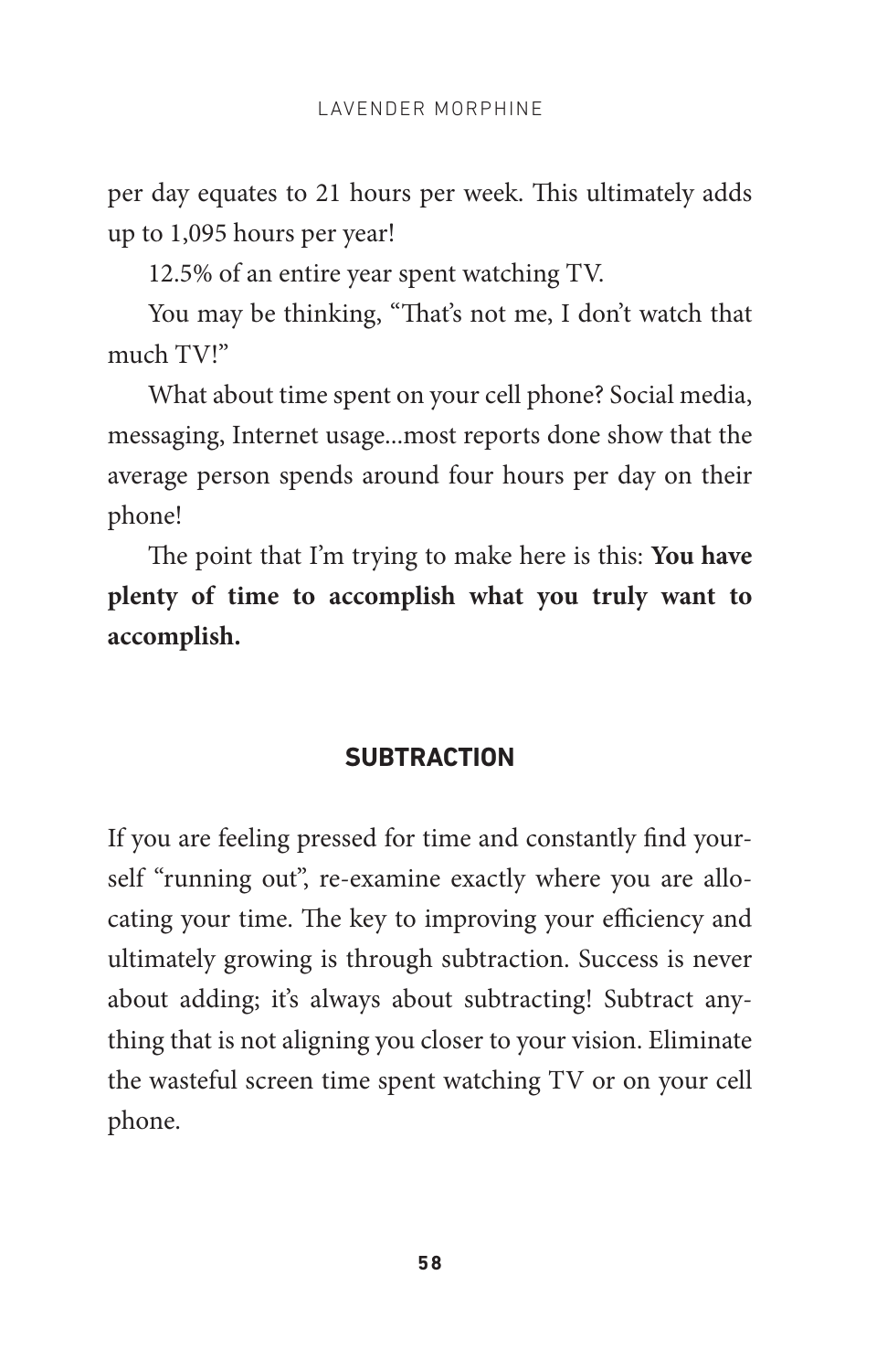per day equates to 21 hours per week. This ultimately adds up to 1,095 hours per year!

12.5% of an entire year spent watching TV.

You may be thinking, "That's not me, I don't watch that much TV!"

What about time spent on your cell phone? Social media, messaging, Internet usage...most reports done show that the average person spends around four hours per day on their phone!

The point that I'm trying to make here is this: **You have plenty of time to accomplish what you truly want to accomplish.**

## SUBTRACTION

If you are feeling pressed for time and constantly find yourself "running out", re-examine exactly where you are allocating your time. The key to improving your efficiency and ultimately growing is through subtraction. Success is never about adding; it's always about subtracting! Subtract anything that is not aligning you closer to your vision. Eliminate the wasteful screen time spent watching TV or on your cell phone.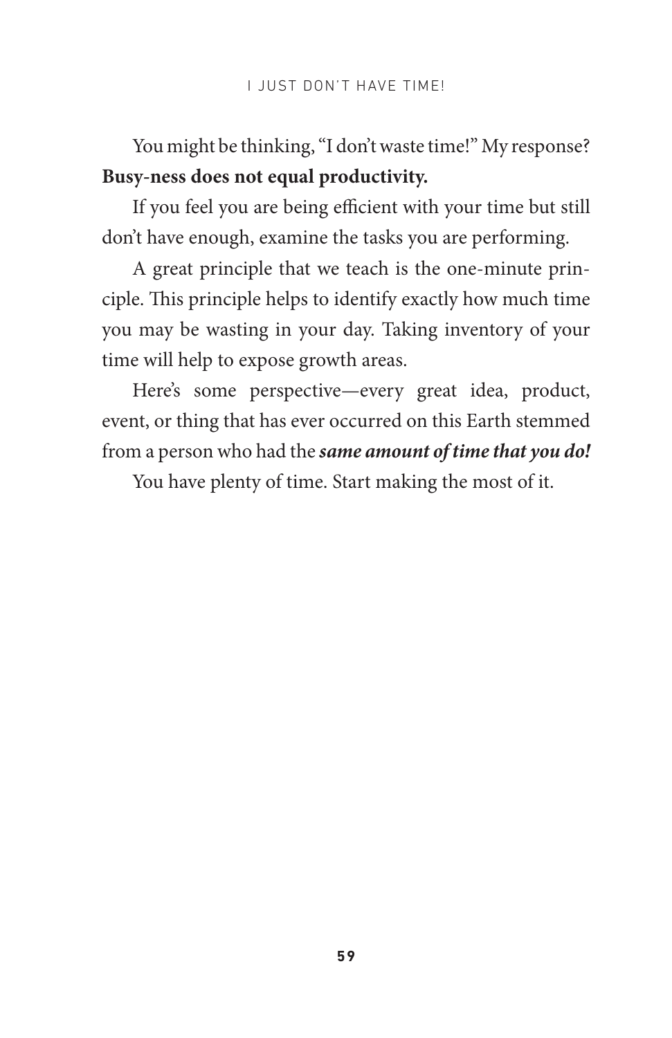You might be thinking, "I don't waste time!" My response? **Busy-ness does not equal productivity.**

If you feel you are being efficient with your time but still don't have enough, examine the tasks you are performing.

A great principle that we teach is the one-minute principle. This principle helps to identify exactly how much time you may be wasting in your day. Taking inventory of your time will help to expose growth areas.

Here's some perspective—every great idea, product, event, or thing that has ever occurred on this Earth stemmed from a person who had the ***same amount of time that you do!***

You have plenty of time. Start making the most of it.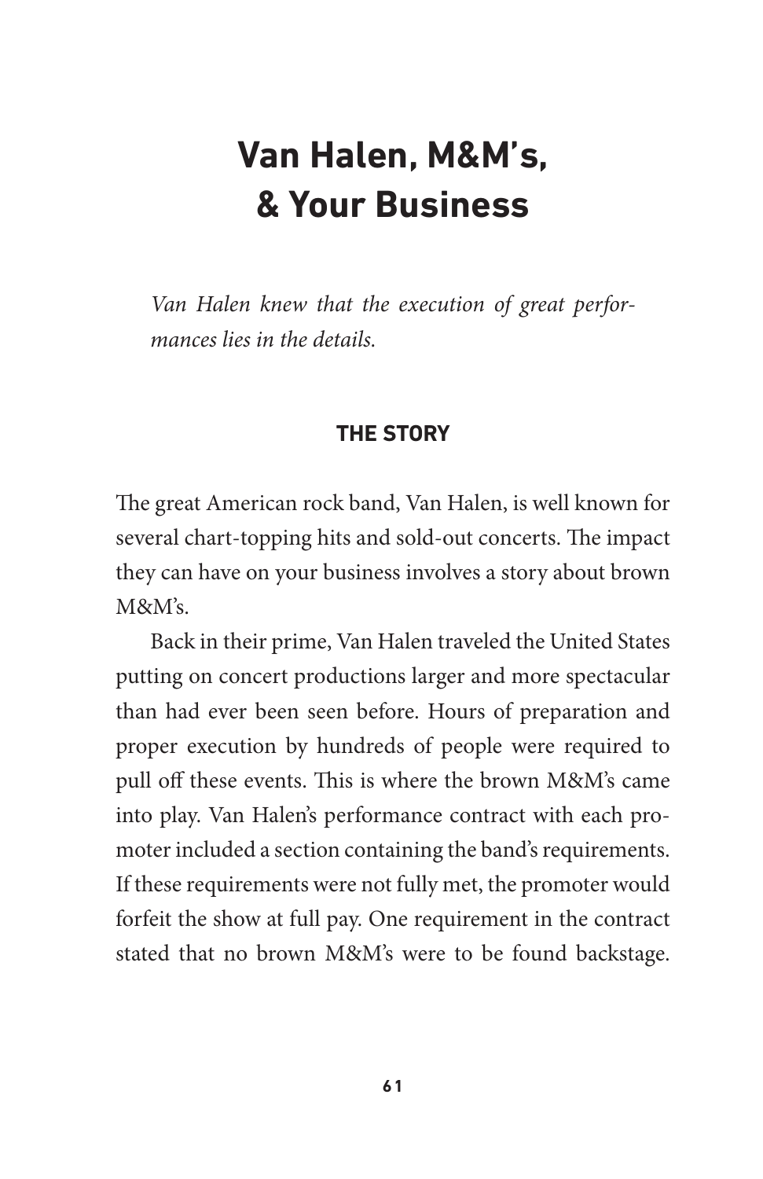# Van Halen, M&M's, & Your Business

*Van Halen knew that the execution of great performances lies in the details.*

### THE STORY

The great American rock band, Van Halen, is well known for several chart-topping hits and sold-out concerts. The impact they can have on your business involves a story about brown M&M's.

Back in their prime, Van Halen traveled the United States putting on concert productions larger and more spectacular than had ever been seen before. Hours of preparation and proper execution by hundreds of people were required to pull off these events. This is where the brown M&M's came into play. Van Halen's performance contract with each promoter included a section containing the band's requirements. If these requirements were not fully met, the promoter would forfeit the show at full pay. One requirement in the contract stated that no brown M&M's were to be found backstage.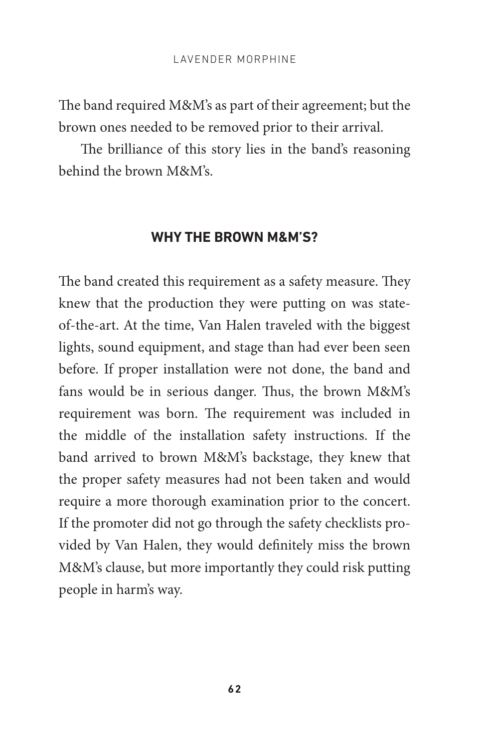The band required M&M's as part of their agreement; but the brown ones needed to be removed prior to their arrival.

The brilliance of this story lies in the band's reasoning behind the brown M&M's.

### WHY THE BROWN M&M'S?

The band created this requirement as a safety measure. They knew that the production they were putting on was state-of-the-art. At the time, Van Halen traveled with the biggest lights, sound equipment, and stage than had ever been seen before. If proper installation were not done, the band and fans would be in serious danger. Thus, the brown M&M's requirement was born. The requirement was included in the middle of the installation safety instructions. If the band arrived to brown M&M's backstage, they knew that the proper safety measures had not been taken and would require a more thorough examination prior to the concert. If the promoter did not go through the safety checklists provided by Van Halen, they would definitely miss the brown M&M's clause, but more importantly they could risk putting people in harm's way.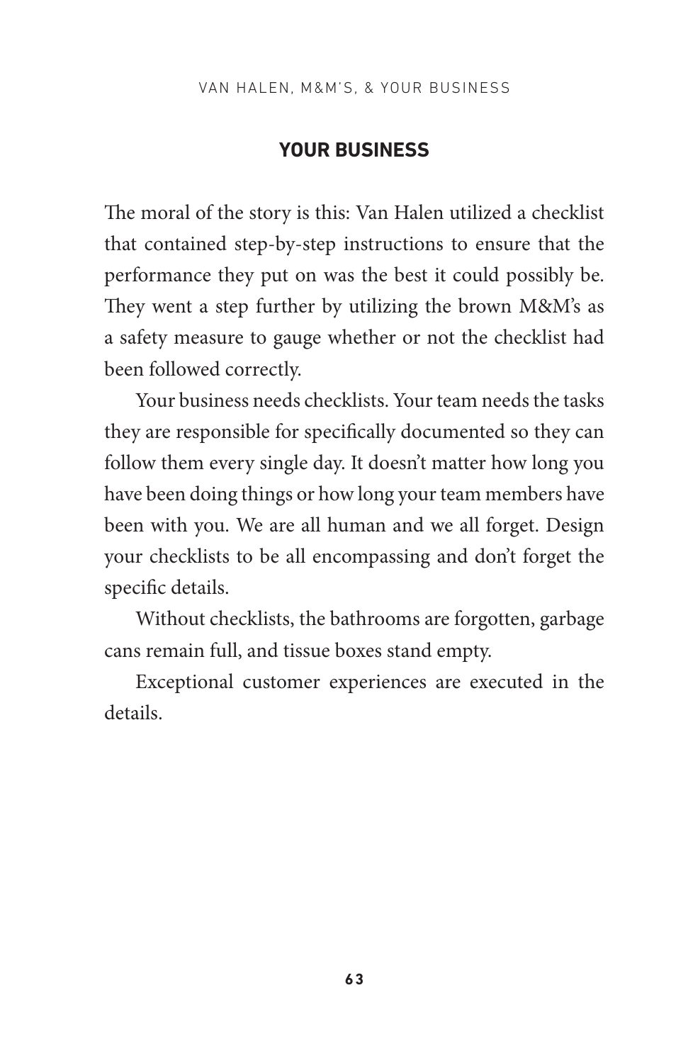## YOUR BUSINESS

The moral of the story is this: Van Halen utilized a checklist that contained step-by-step instructions to ensure that the performance they put on was the best it could possibly be. They went a step further by utilizing the brown M&M's as a safety measure to gauge whether or not the checklist had been followed correctly.

Your business needs checklists. Your team needs the tasks they are responsible for specifically documented so they can follow them every single day. It doesn't matter how long you have been doing things or how long your team members have been with you. We are all human and we all forget. Design your checklists to be all encompassing and don't forget the specific details.

Without checklists, the bathrooms are forgotten, garbage cans remain full, and tissue boxes stand empty.

Exceptional customer experiences are executed in the details.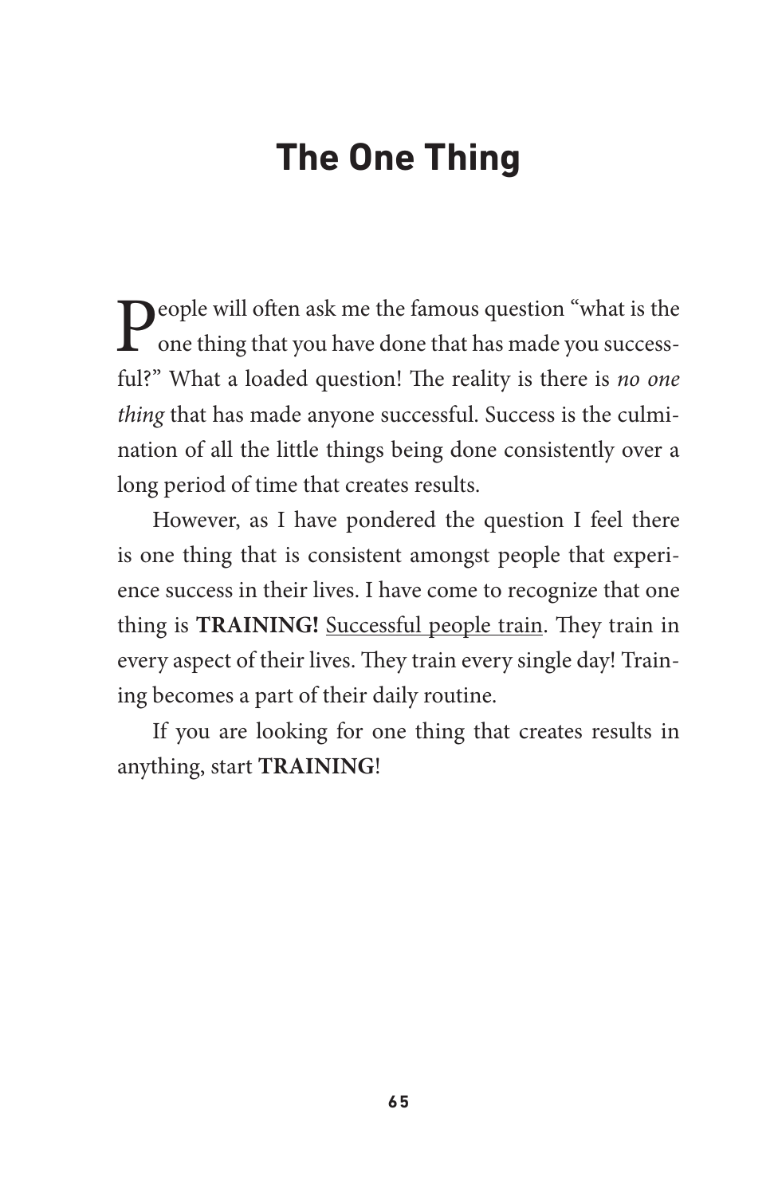# The One Thing

People will often ask me the famous question "what is the one thing that you have done that has made you successful?" What a loaded question! The reality is there is *no one thing* that has made anyone successful. Success is the culmination of all the little things being done consistently over a long period of time that creates results.

However, as I have pondered the question I feel there is one thing that is consistent amongst people that experience success in their lives. I have come to recognize that one thing is **TRAINING!** <u>Successful people train</u>. They train in every aspect of their lives. They train every single day! Training becomes a part of their daily routine.

If you are looking for one thing that creates results in anything, start **TRAINING**!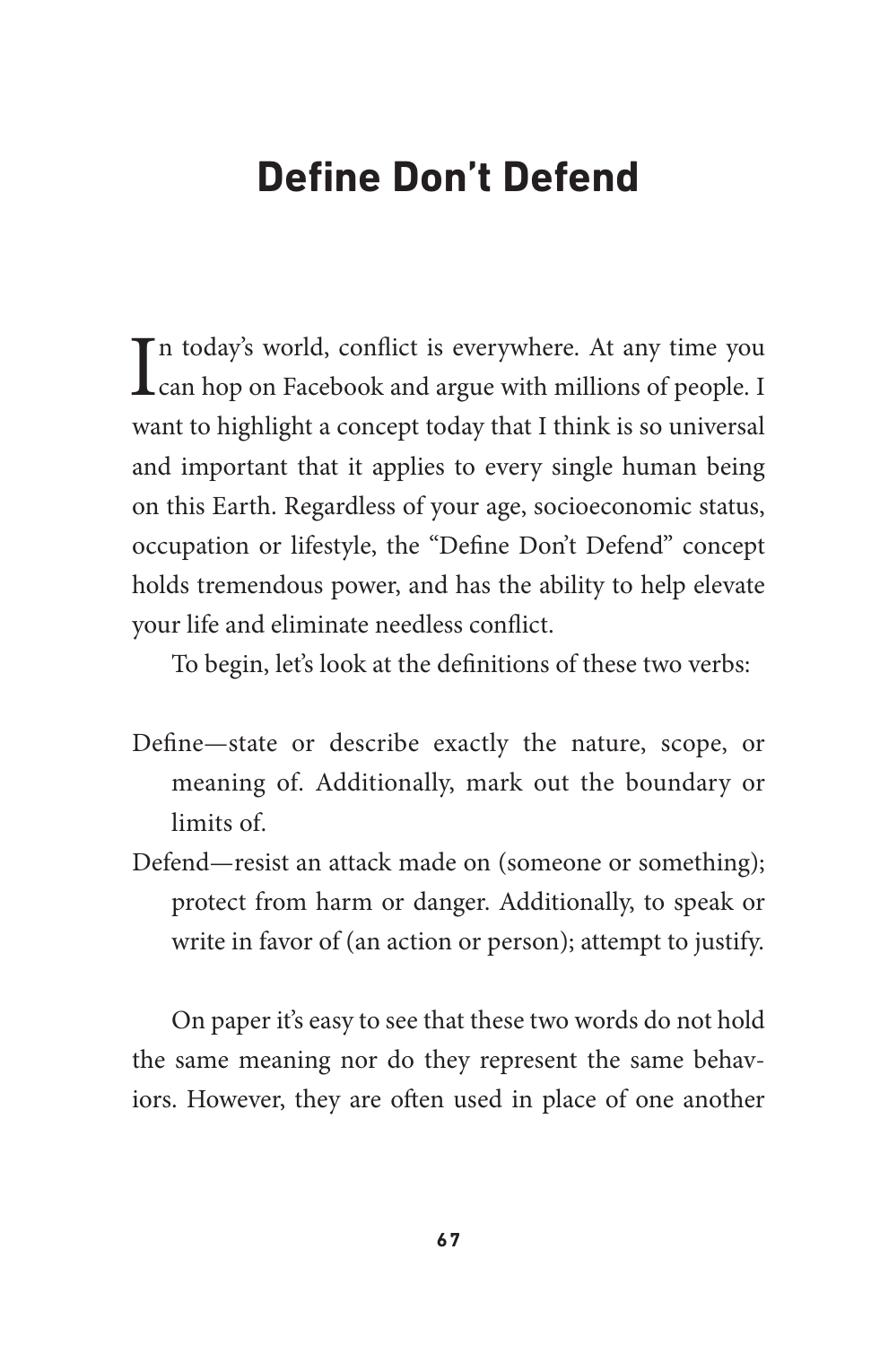# Define Don't Defend

In today's world, conflict is everywhere. At any time you can hop on Facebook and argue with millions of people. I want to highlight a concept today that I think is so universal and important that it applies to every single human being on this Earth. Regardless of your age, socioeconomic status, occupation or lifestyle, the "Define Don't Defend" concept holds tremendous power, and has the ability to help elevate your life and eliminate needless conflict.

To begin, let's look at the definitions of these two verbs:

Define—state or describe exactly the nature, scope, or meaning of. Additionally, mark out the boundary or limits of.

Defend—resist an attack made on (someone or something); protect from harm or danger. Additionally, to speak or write in favor of (an action or person); attempt to justify.

On paper it's easy to see that these two words do not hold the same meaning nor do they represent the same behaviors. However, they are often used in place of one another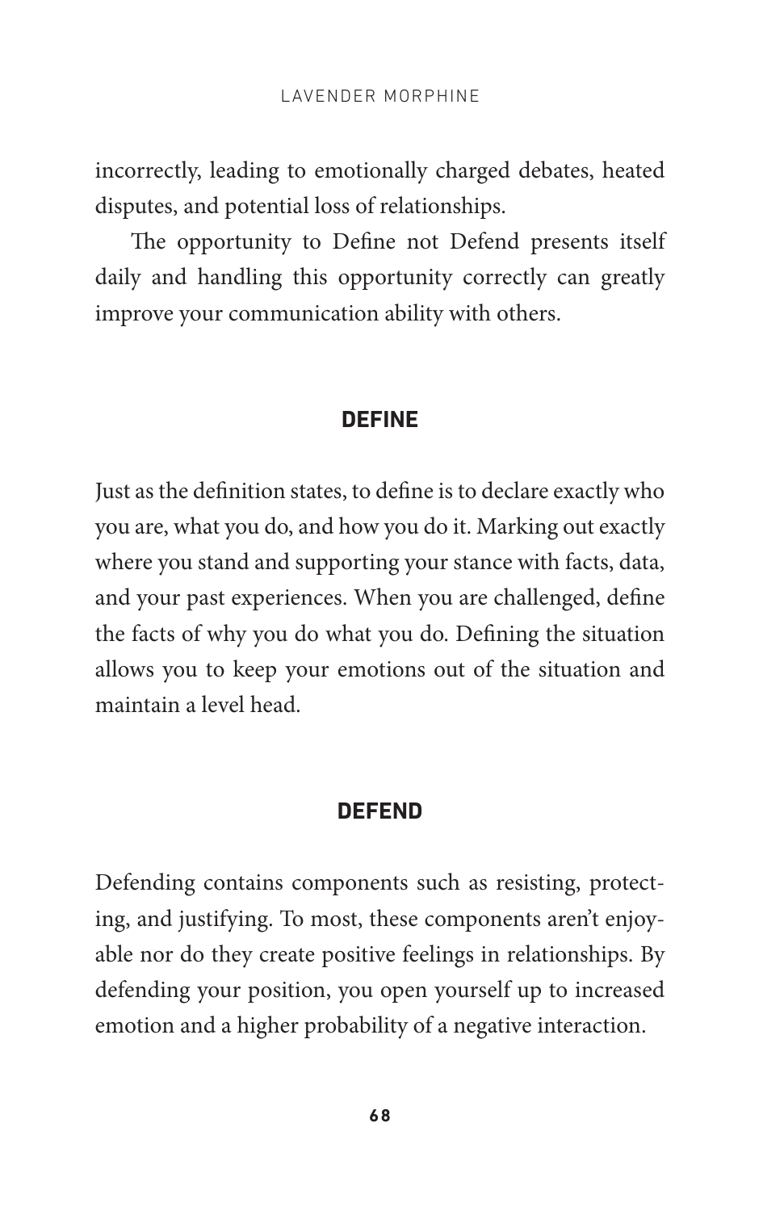incorrectly, leading to emotionally charged debates, heated disputes, and potential loss of relationships.

The opportunity to Define not Defend presents itself daily and handling this opportunity correctly can greatly improve your communication ability with others.

## DEFINE

Just as the definition states, to define is to declare exactly who you are, what you do, and how you do it. Marking out exactly where you stand and supporting your stance with facts, data, and your past experiences. When you are challenged, define the facts of why you do what you do. Defining the situation allows you to keep your emotions out of the situation and maintain a level head.

## DEFEND

Defending contains components such as resisting, protecting, and justifying. To most, these components aren't enjoyable nor do they create positive feelings in relationships. By defending your position, you open yourself up to increased emotion and a higher probability of a negative interaction.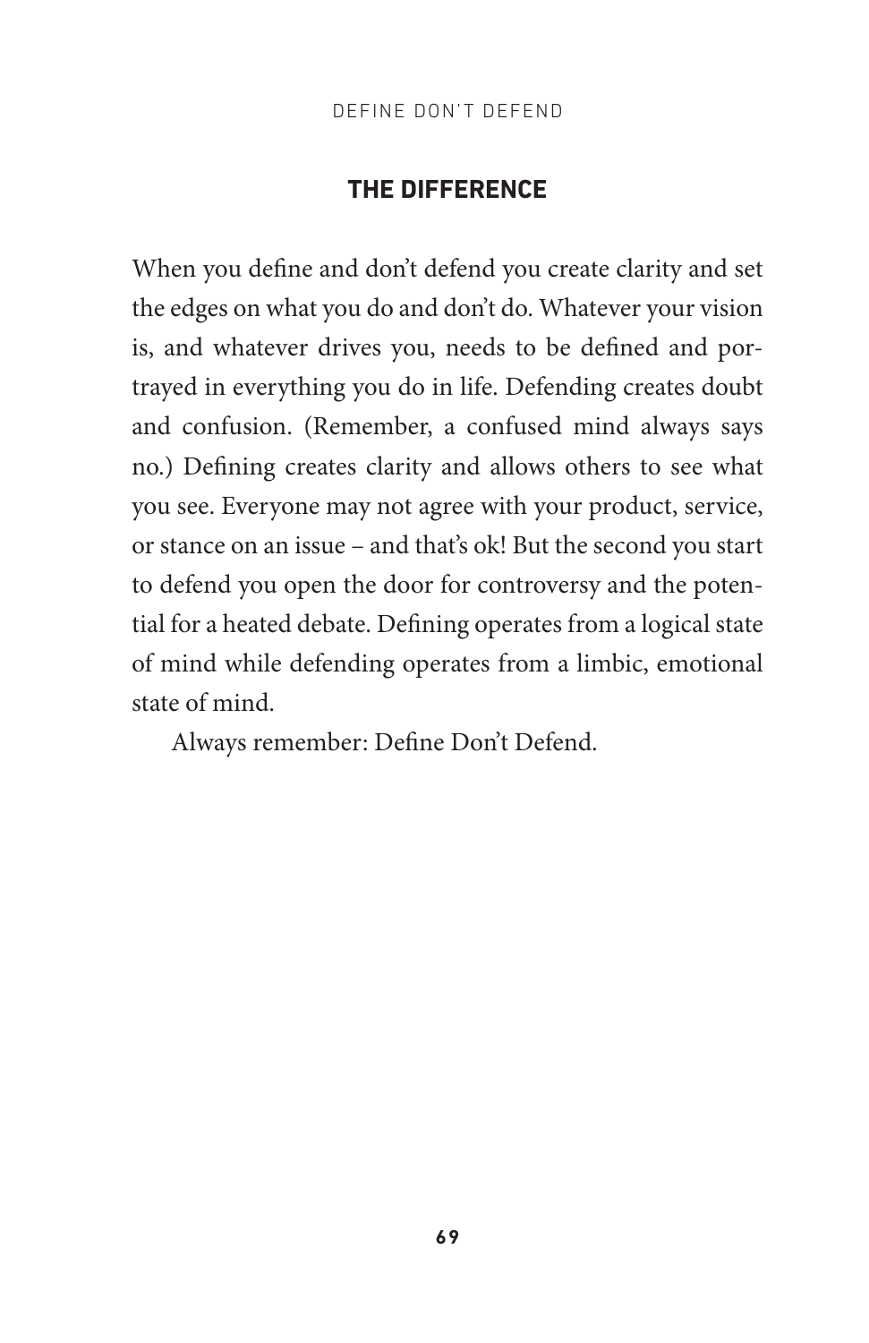## THE DIFFERENCE

When you define and don't defend you create clarity and set the edges on what you do and don't do. Whatever your vision is, and whatever drives you, needs to be defined and portrayed in everything you do in life. Defending creates doubt and confusion. (Remember, a confused mind always says no.) Defining creates clarity and allows others to see what you see. Everyone may not agree with your product, service, or stance on an issue – and that's ok! But the second you start to defend you open the door for controversy and the potential for a heated debate. Defining operates from a logical state of mind while defending operates from a limbic, emotional state of mind.

Always remember: Define Don't Defend.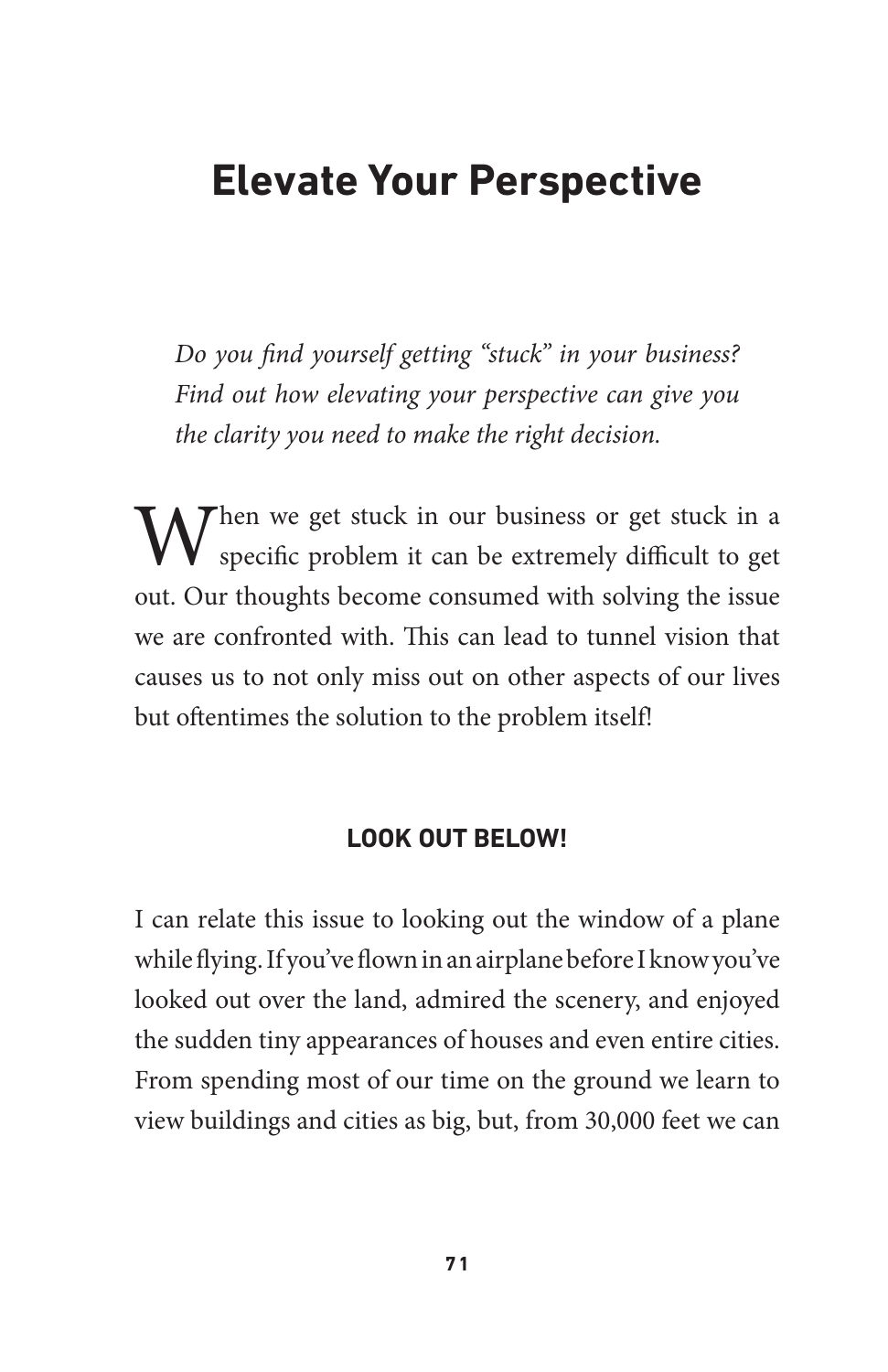# Elevate Your Perspective

*Do you find yourself getting "stuck" in your business? Find out how elevating your perspective can give you the clarity you need to make the right decision.*

When we get stuck in our business or get stuck in a specific problem it can be extremely difficult to get out. Our thoughts become consumed with solving the issue we are confronted with. This can lead to tunnel vision that causes us to not only miss out on other aspects of our lives but oftentimes the solution to the problem itself!

### LOOK OUT BELOW!

I can relate this issue to looking out the window of a plane while flying. If you've flown in an airplane before I know you've looked out over the land, admired the scenery, and enjoyed the sudden tiny appearances of houses and even entire cities. From spending most of our time on the ground we learn to view buildings and cities as big, but, from 30,000 feet we can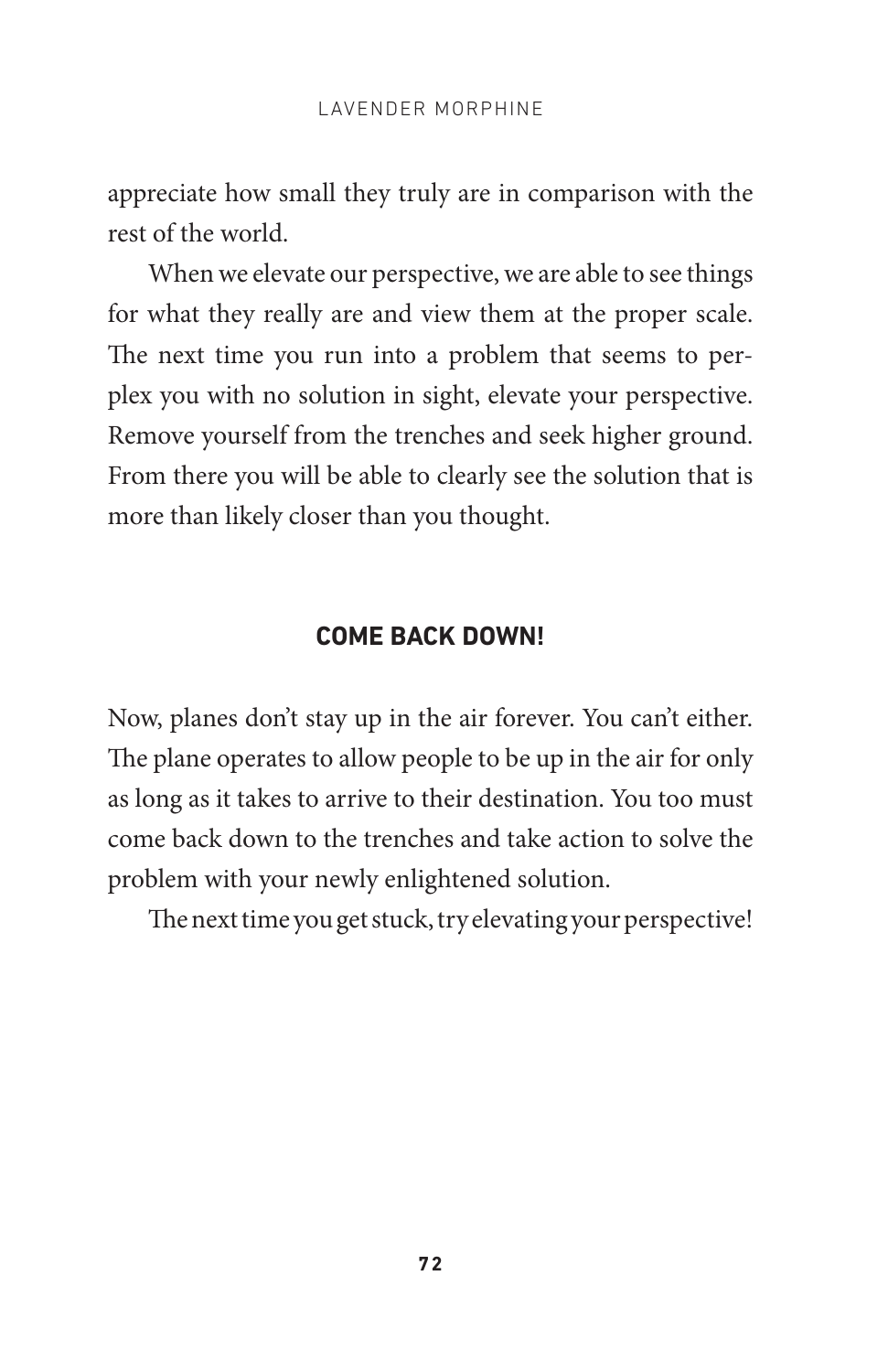appreciate how small they truly are in comparison with the rest of the world.

When we elevate our perspective, we are able to see things for what they really are and view them at the proper scale. The next time you run into a problem that seems to perplex you with no solution in sight, elevate your perspective. Remove yourself from the trenches and seek higher ground. From there you will be able to clearly see the solution that is more than likely closer than you thought.

## COME BACK DOWN!

Now, planes don't stay up in the air forever. You can't either. The plane operates to allow people to be up in the air for only as long as it takes to arrive to their destination. You too must come back down to the trenches and take action to solve the problem with your newly enlightened solution.

The next time you get stuck, try elevating your perspective!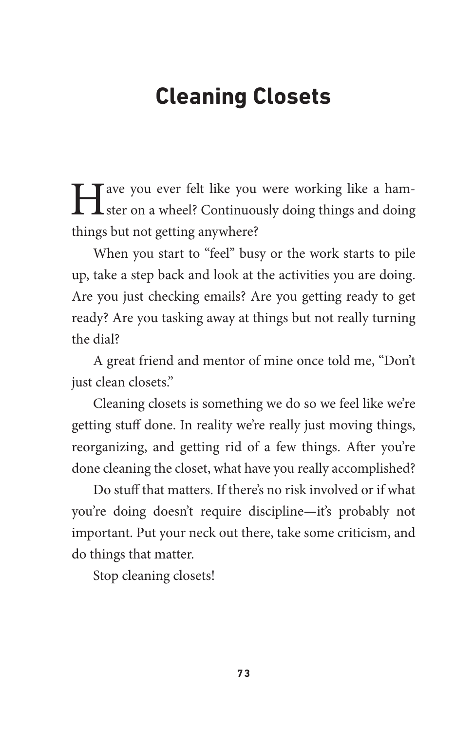# Cleaning Closets

Have you ever felt like you were working like a hamster on a wheel? Continuously doing things and doing things but not getting anywhere?

When you start to "feel" busy or the work starts to pile up, take a step back and look at the activities you are doing. Are you just checking emails? Are you getting ready to get ready? Are you tasking away at things but not really turning the dial?

A great friend and mentor of mine once told me, "Don't just clean closets."

Cleaning closets is something we do so we feel like we're getting stuff done. In reality we're really just moving things, reorganizing, and getting rid of a few things. After you're done cleaning the closet, what have you really accomplished?

Do stuff that matters. If there's no risk involved or if what you're doing doesn't require discipline—it's probably not important. Put your neck out there, take some criticism, and do things that matter.

Stop cleaning closets!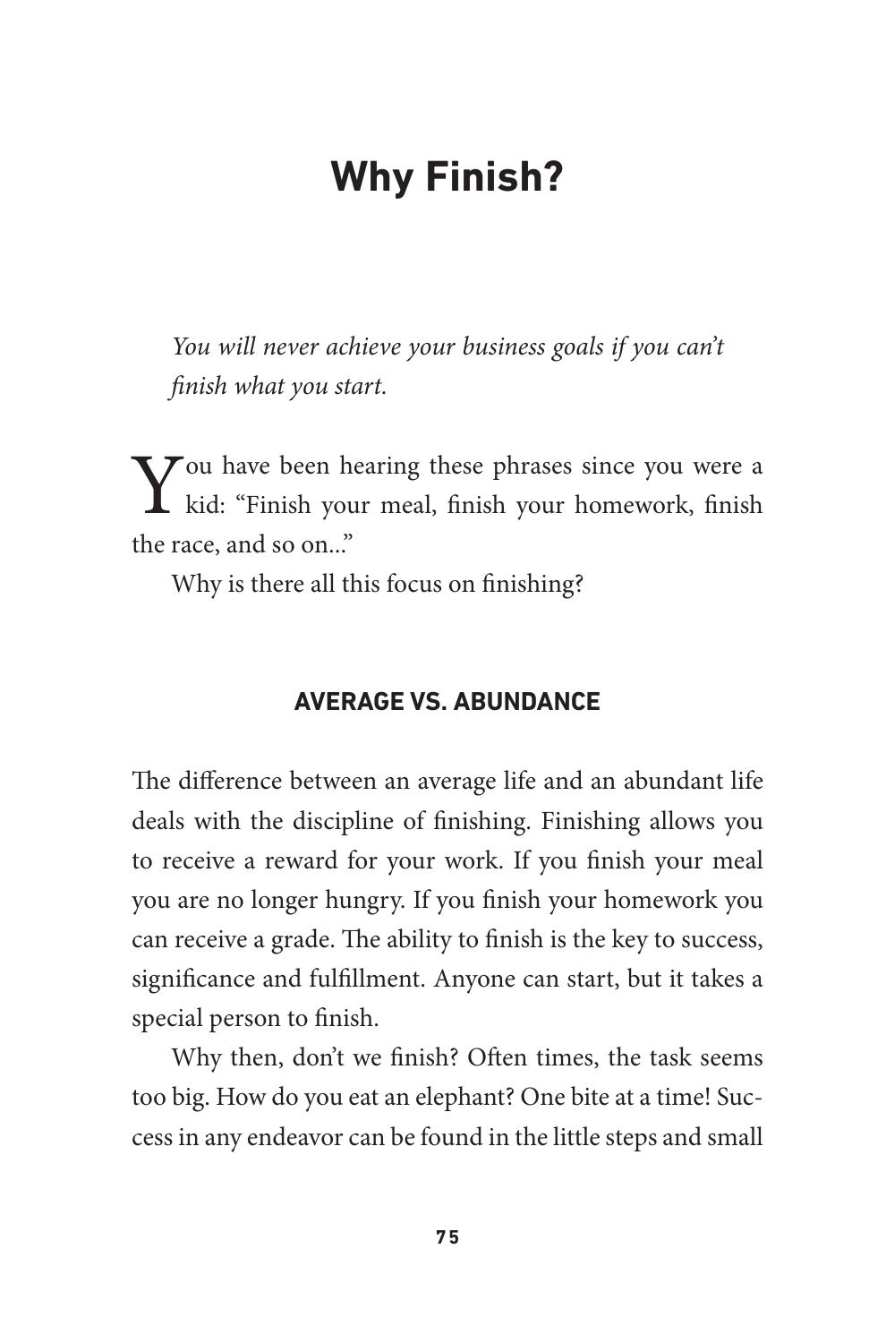# Why Finish?

*You will never achieve your business goals if you can't finish what you start.*

You have been hearing these phrases since you were a kid: "Finish your meal, finish your homework, finish the race, and so on..."

Why is there all this focus on finishing?

## AVERAGE VS. ABUNDANCE

The difference between an average life and an abundant life deals with the discipline of finishing. Finishing allows you to receive a reward for your work. If you finish your meal you are no longer hungry. If you finish your homework you can receive a grade. The ability to finish is the key to success, significance and fulfillment. Anyone can start, but it takes a special person to finish.

Why then, don't we finish? Often times, the task seems too big. How do you eat an elephant? One bite at a time! Success in any endeavor can be found in the little steps and small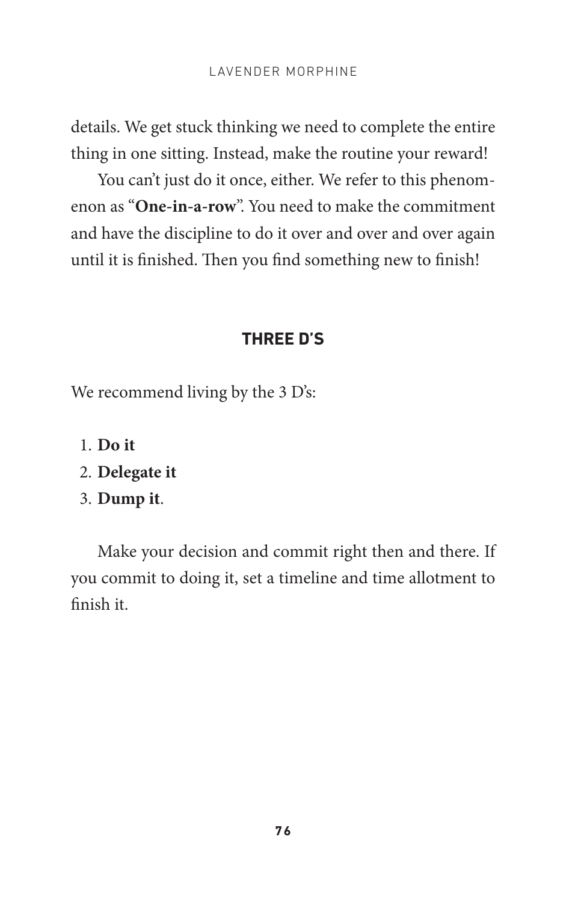details. We get stuck thinking we need to complete the entire thing in one sitting. Instead, make the routine your reward!

You can't just do it once, either. We refer to this phenomenon as "**One-in-a-row**". You need to make the commitment and have the discipline to do it over and over and over again until it is finished. Then you find something new to finish!

## THREE D'S

We recommend living by the 3 D's:

1. **Do it**
2. **Delegate it**
3. **Dump it**.

Make your decision and commit right then and there. If you commit to doing it, set a timeline and time allotment to finish it.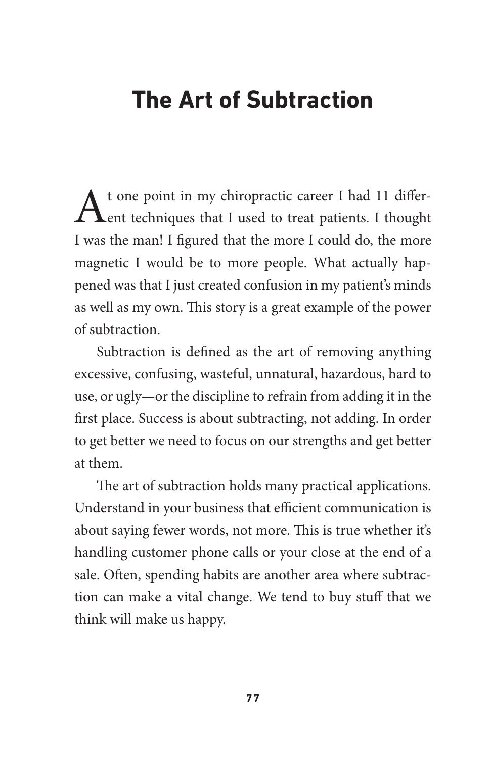# The Art of Subtraction

At one point in my chiropractic career I had 11 different techniques that I used to treat patients. I thought I was the man! I figured that the more I could do, the more magnetic I would be to more people. What actually happened was that I just created confusion in my patient's minds as well as my own. This story is a great example of the power of subtraction.

Subtraction is defined as the art of removing anything excessive, confusing, wasteful, unnatural, hazardous, hard to use, or ugly—or the discipline to refrain from adding it in the first place. Success is about subtracting, not adding. In order to get better we need to focus on our strengths and get better at them.

The art of subtraction holds many practical applications. Understand in your business that efficient communication is about saying fewer words, not more. This is true whether it's handling customer phone calls or your close at the end of a sale. Often, spending habits are another area where subtraction can make a vital change. We tend to buy stuff that we think will make us happy.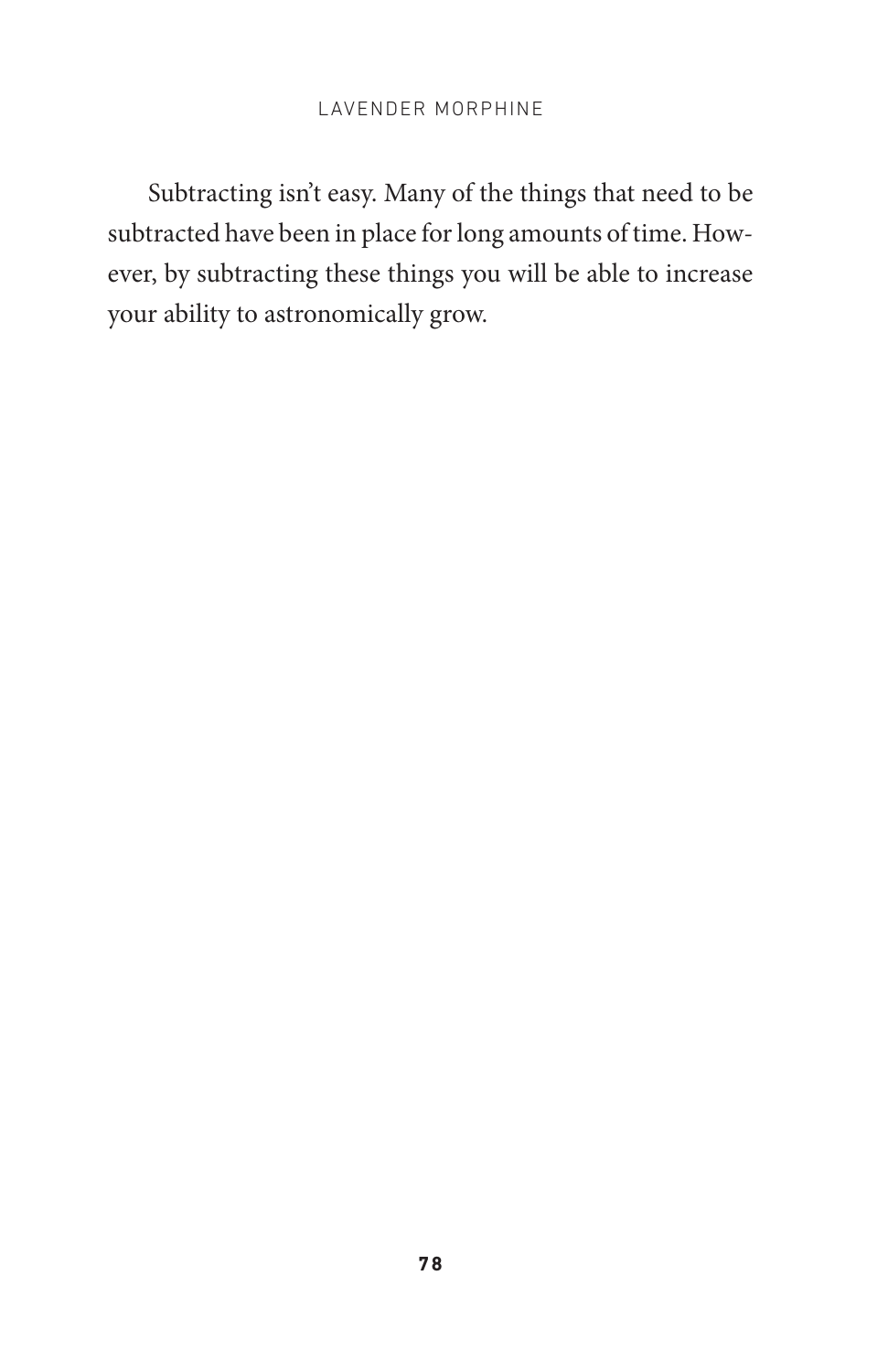Subtracting isn't easy. Many of the things that need to be subtracted have been in place for long amounts of time. However, by subtracting these things you will be able to increase your ability to astronomically grow.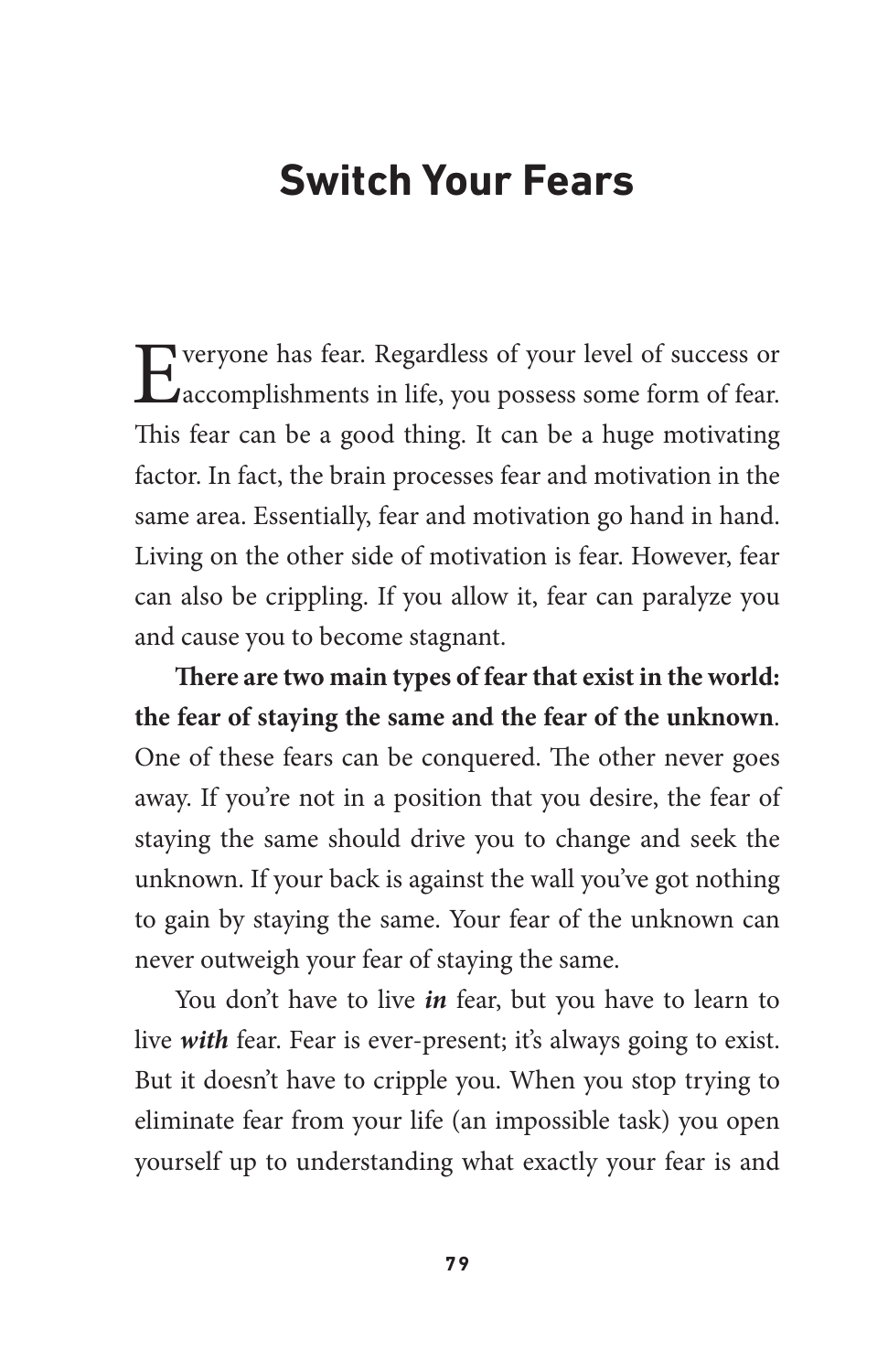# Switch Your Fears

Everyone has fear. Regardless of your level of success or accomplishments in life, you possess some form of fear. This fear can be a good thing. It can be a huge motivating factor. In fact, the brain processes fear and motivation in the same area. Essentially, fear and motivation go hand in hand. Living on the other side of motivation is fear. However, fear can also be crippling. If you allow it, fear can paralyze you and cause you to become stagnant.

**There are two main types of fear that exist in the world: the fear of staying the same and the fear of the unknown**. One of these fears can be conquered. The other never goes away. If you're not in a position that you desire, the fear of staying the same should drive you to change and seek the unknown. If your back is against the wall you've got nothing to gain by staying the same. Your fear of the unknown can never outweigh your fear of staying the same.

You don't have to live ***in*** fear, but you have to learn to live ***with*** fear. Fear is ever-present; it's always going to exist. But it doesn't have to cripple you. When you stop trying to eliminate fear from your life (an impossible task) you open yourself up to understanding what exactly your fear is and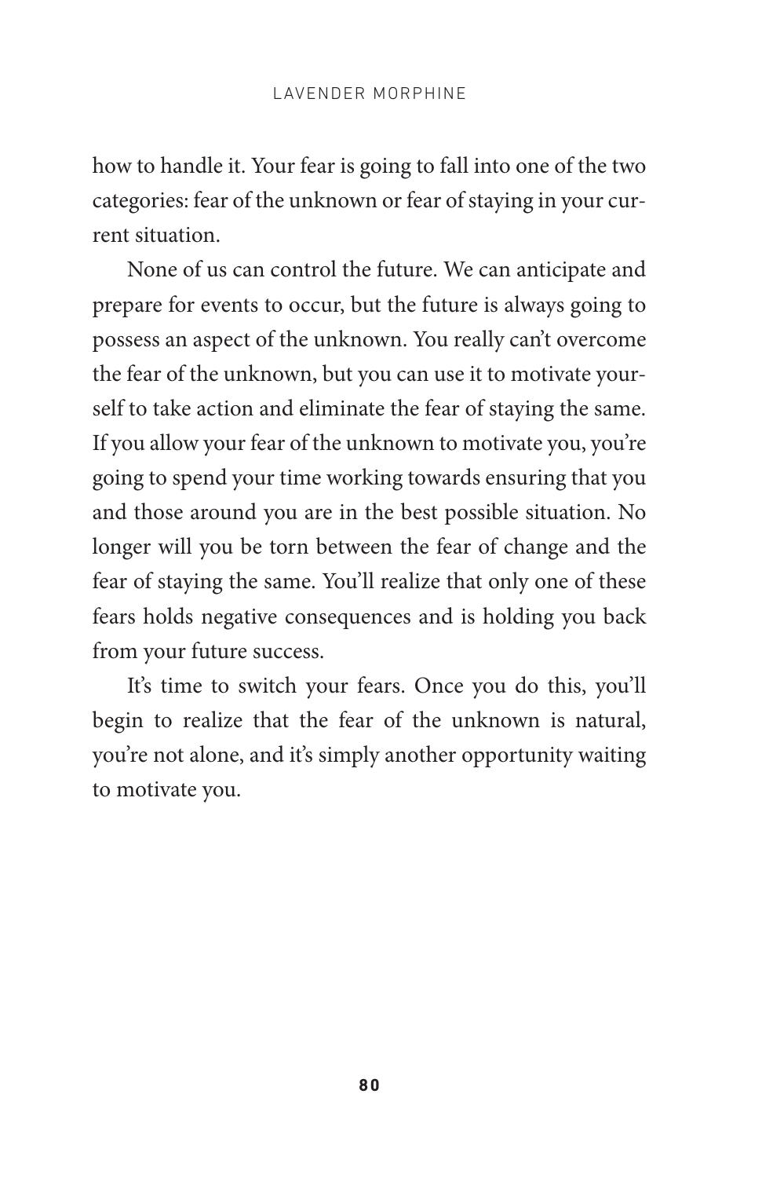how to handle it. Your fear is going to fall into one of the two categories: fear of the unknown or fear of staying in your current situation.

None of us can control the future. We can anticipate and prepare for events to occur, but the future is always going to possess an aspect of the unknown. You really can't overcome the fear of the unknown, but you can use it to motivate yourself to take action and eliminate the fear of staying the same. If you allow your fear of the unknown to motivate you, you're going to spend your time working towards ensuring that you and those around you are in the best possible situation. No longer will you be torn between the fear of change and the fear of staying the same. You'll realize that only one of these fears holds negative consequences and is holding you back from your future success.

It's time to switch your fears. Once you do this, you'll begin to realize that the fear of the unknown is natural, you're not alone, and it's simply another opportunity waiting to motivate you.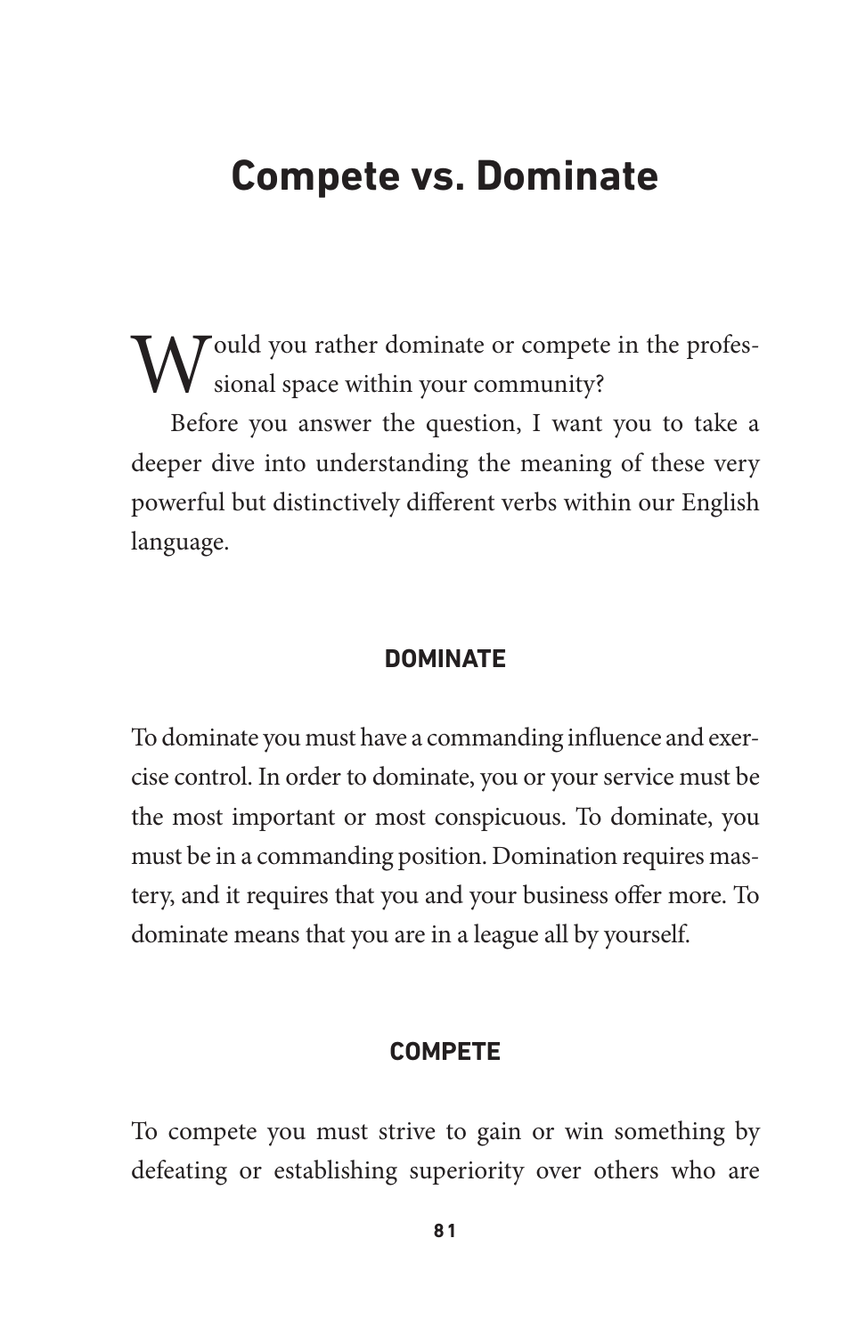# Compete vs. Dominate

Would you rather dominate or compete in the professional space within your community?

Before you answer the question, I want you to take a deeper dive into understanding the meaning of these very powerful but distinctively different verbs within our English language.

## DOMINATE

To dominate you must have a commanding influence and exercise control. In order to dominate, you or your service must be the most important or most conspicuous. To dominate, you must be in a commanding position. Domination requires mastery, and it requires that you and your business offer more. To dominate means that you are in a league all by yourself.

## COMPETE

To compete you must strive to gain or win something by defeating or establishing superiority over others who are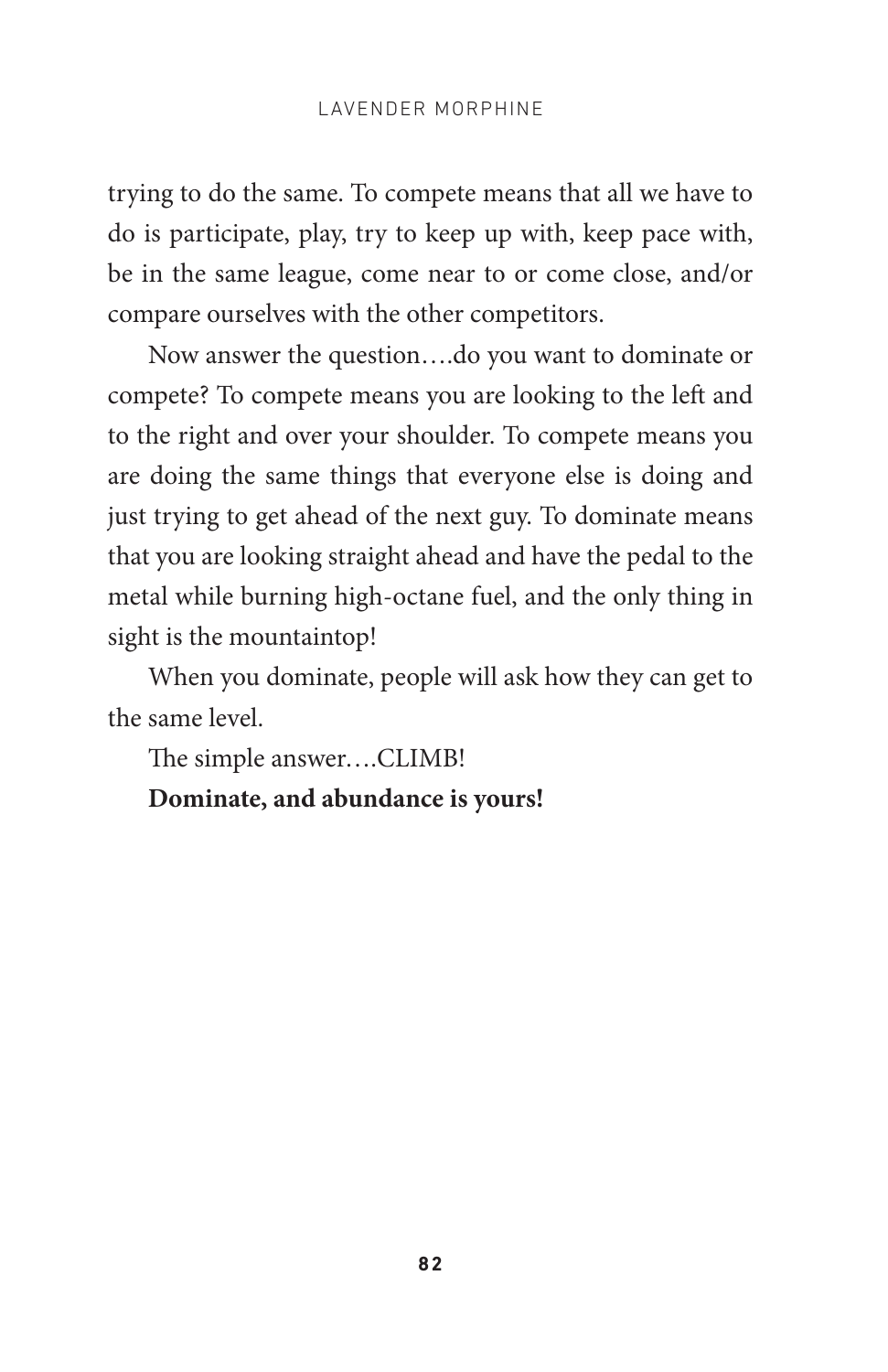trying to do the same. To compete means that all we have to do is participate, play, try to keep up with, keep pace with, be in the same league, come near to or come close, and/or compare ourselves with the other competitors.

Now answer the question….do you want to dominate or compete? To compete means you are looking to the left and to the right and over your shoulder. To compete means you are doing the same things that everyone else is doing and just trying to get ahead of the next guy. To dominate means that you are looking straight ahead and have the pedal to the metal while burning high-octane fuel, and the only thing in sight is the mountaintop!

When you dominate, people will ask how they can get to the same level.

The simple answer….CLIMB!

**Dominate, and abundance is yours!**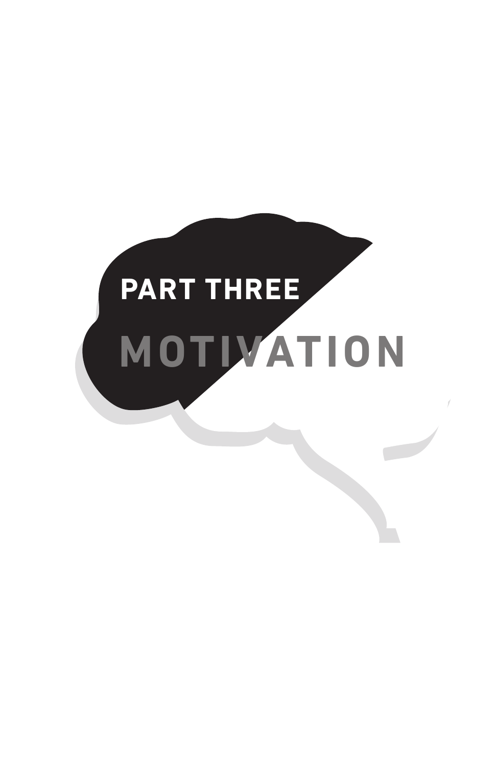# PART THREE

# MOTIVATION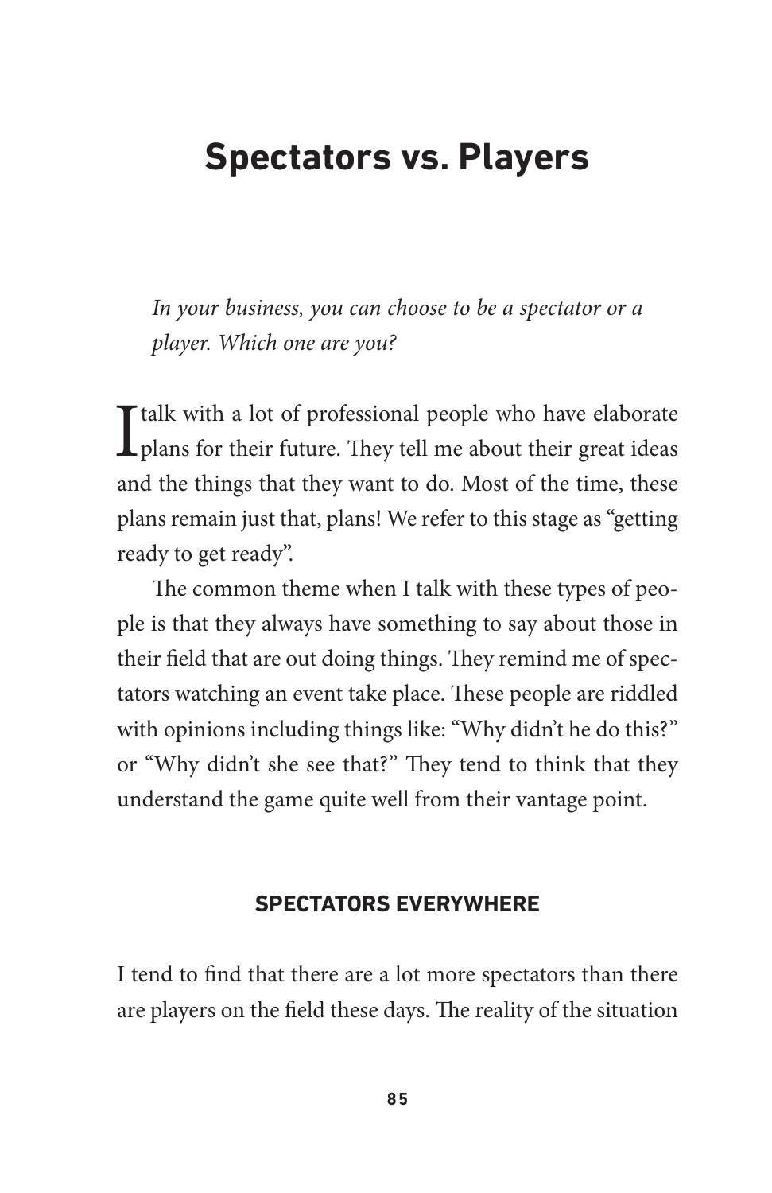# Spectators vs. Players

*In your business, you can choose to be a spectator or a player. Which one are you?*

I talk with a lot of professional people who have elaborate plans for their future. They tell me about their great ideas and the things that they want to do. Most of the time, these plans remain just that, plans! We refer to this stage as "getting ready to get ready".

The common theme when I talk with these types of people is that they always have something to say about those in their field that are out doing things. They remind me of spectators watching an event take place. These people are riddled with opinions including things like: "Why didn't he do this?" or "Why didn't she see that?" They tend to think that they understand the game quite well from their vantage point.

## SPECTATORS EVERYWHERE

I tend to find that there are a lot more spectators than there are players on the field these days. The reality of the situation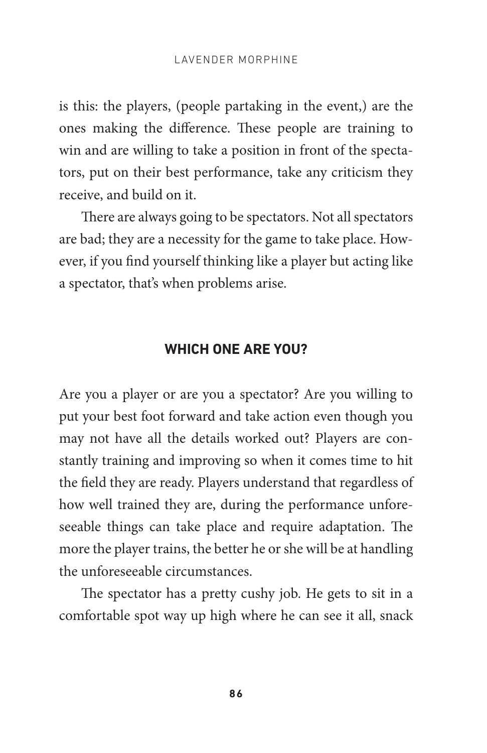is this: the players, (people partaking in the event,) are the ones making the difference. These people are training to win and are willing to take a position in front of the spectators, put on their best performance, take any criticism they receive, and build on it.

There are always going to be spectators. Not all spectators are bad; they are a necessity for the game to take place. However, if you find yourself thinking like a player but acting like a spectator, that's when problems arise.

## WHICH ONE ARE YOU?

Are you a player or are you a spectator? Are you willing to put your best foot forward and take action even though you may not have all the details worked out? Players are constantly training and improving so when it comes time to hit the field they are ready. Players understand that regardless of how well trained they are, during the performance unforeseeable things can take place and require adaptation. The more the player trains, the better he or she will be at handling the unforeseeable circumstances.

The spectator has a pretty cushy job. He gets to sit in a comfortable spot way up high where he can see it all, snack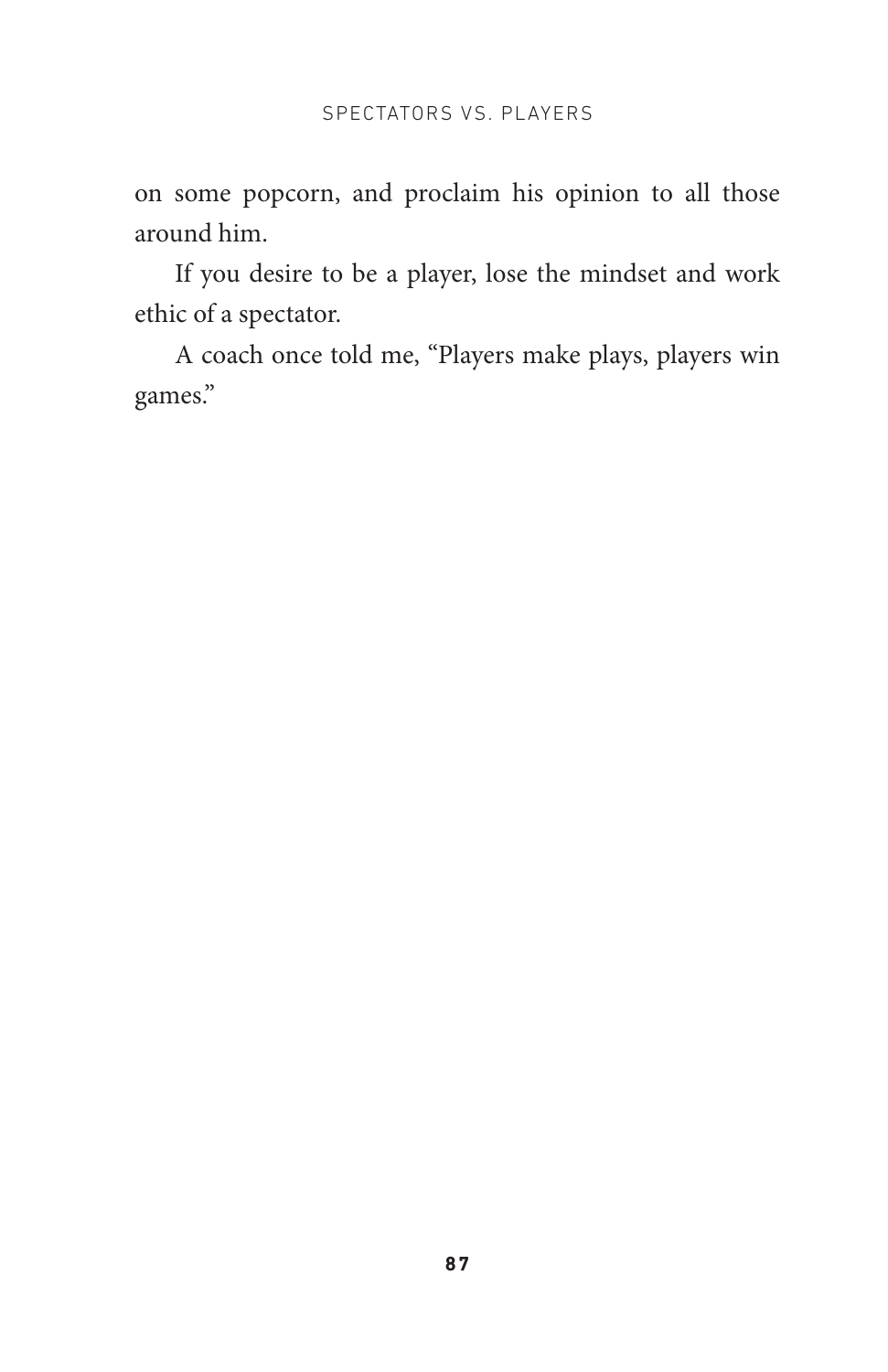on some popcorn, and proclaim his opinion to all those around him.

If you desire to be a player, lose the mindset and work ethic of a spectator.

A coach once told me, “Players make plays, players win games.”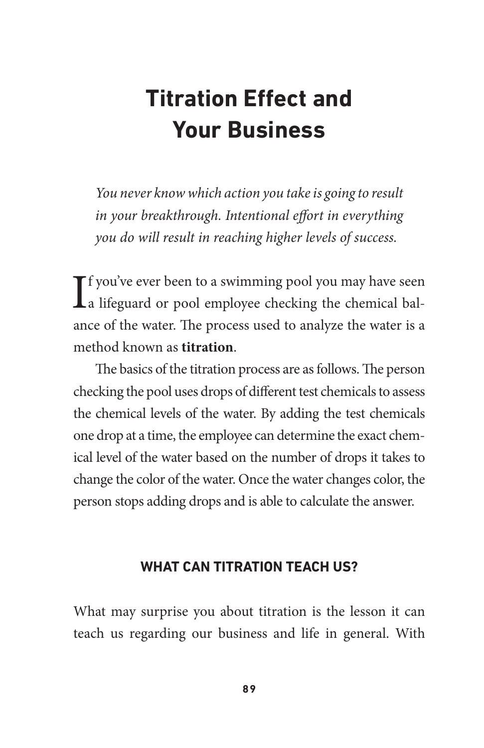# Titration Effect and Your Business

*You never know which action you take is going to result in your breakthrough. Intentional effort in everything you do will result in reaching higher levels of success.*

If you've ever been to a swimming pool you may have seen a lifeguard or pool employee checking the chemical balance of the water. The process used to analyze the water is a method known as **titration**.

The basics of the titration process are as follows. The person checking the pool uses drops of different test chemicals to assess the chemical levels of the water. By adding the test chemicals one drop at a time, the employee can determine the exact chemical level of the water based on the number of drops it takes to change the color of the water. Once the water changes color, the person stops adding drops and is able to calculate the answer.

## WHAT CAN TITRATION TEACH US?

What may surprise you about titration is the lesson it can teach us regarding our business and life in general. With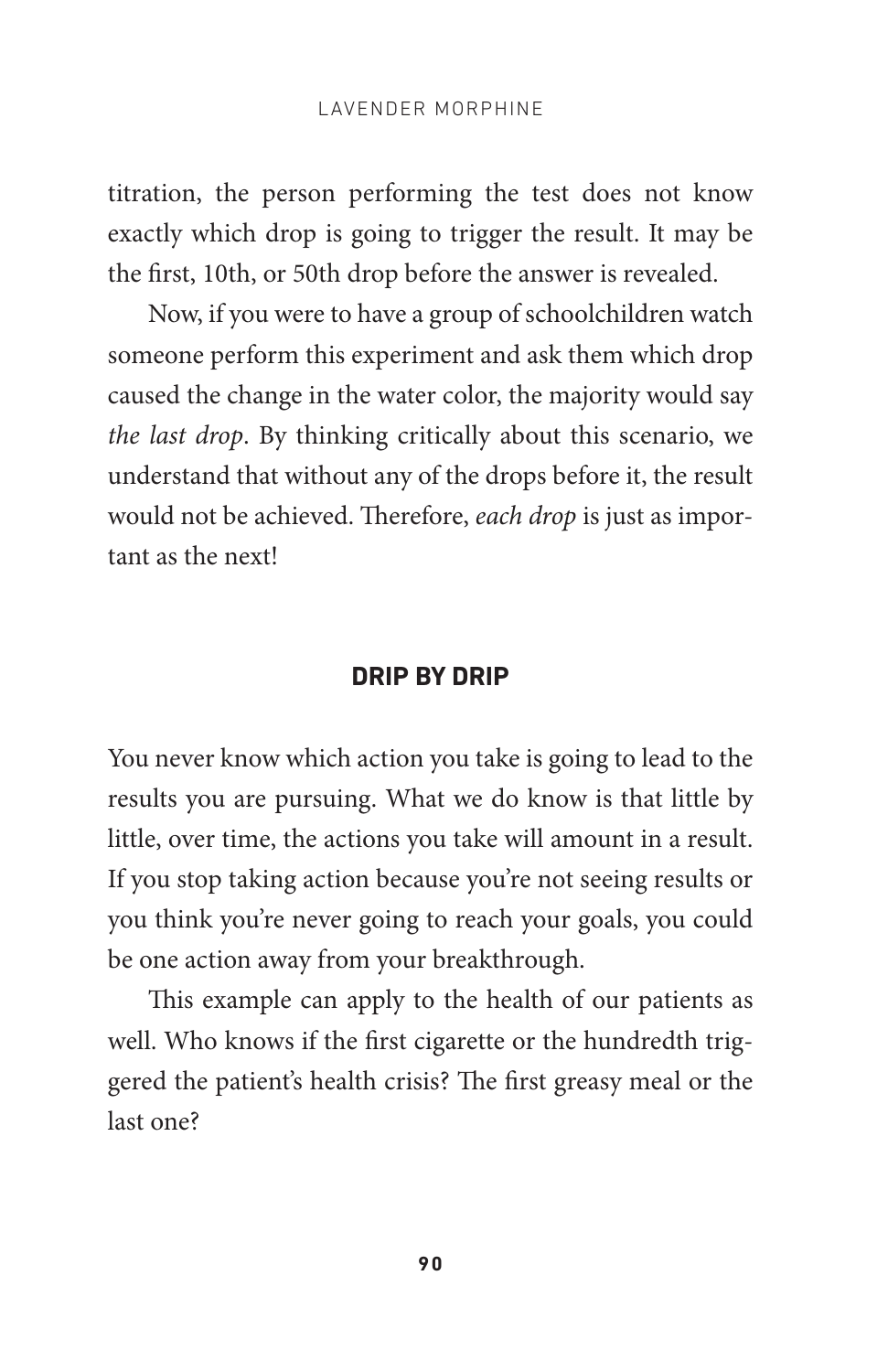titration, the person performing the test does not know exactly which drop is going to trigger the result. It may be the first, 10th, or 50th drop before the answer is revealed.

Now, if you were to have a group of schoolchildren watch someone perform this experiment and ask them which drop caused the change in the water color, the majority would say *the last drop*. By thinking critically about this scenario, we understand that without any of the drops before it, the result would not be achieved. Therefore, *each drop* is just as important as the next!

## DRIP BY DRIP

You never know which action you take is going to lead to the results you are pursuing. What we do know is that little by little, over time, the actions you take will amount in a result. If you stop taking action because you're not seeing results or you think you're never going to reach your goals, you could be one action away from your breakthrough.

This example can apply to the health of our patients as well. Who knows if the first cigarette or the hundredth triggered the patient's health crisis? The first greasy meal or the last one?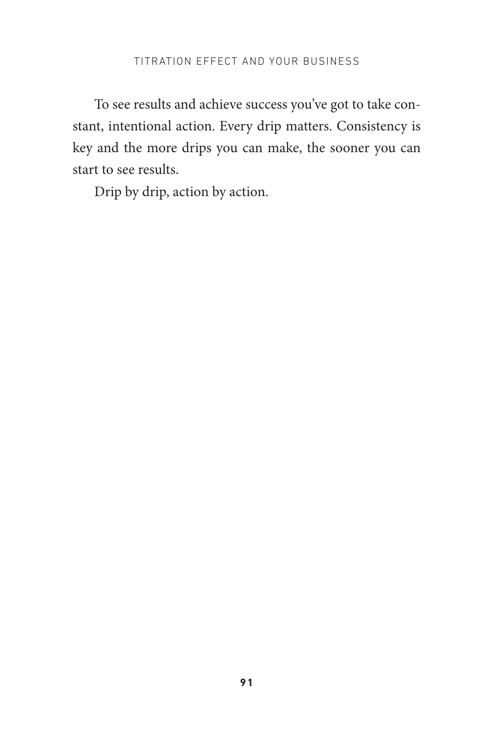To see results and achieve success you've got to take constant, intentional action. Every drip matters. Consistency is key and the more drips you can make, the sooner you can start to see results.

Drip by drip, action by action.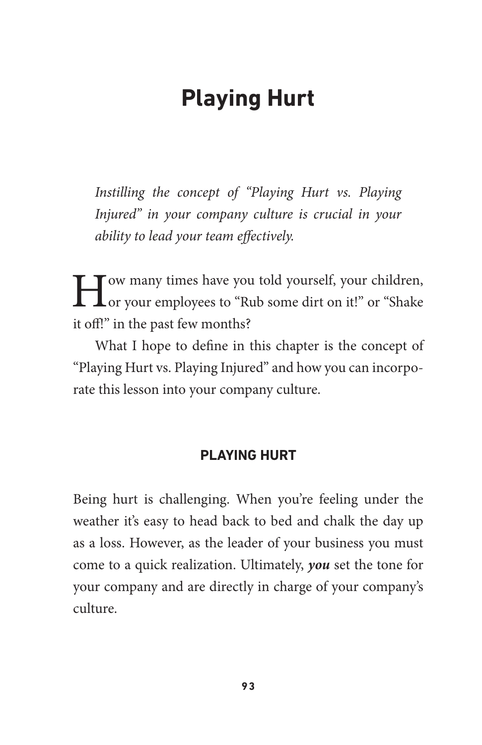# Playing Hurt

*Instilling the concept of "Playing Hurt vs. Playing Injured" in your company culture is crucial in your ability to lead your team effectively.*

How many times have you told yourself, your children, or your employees to "Rub some dirt on it!" or "Shake it off!" in the past few months?

What I hope to define in this chapter is the concept of "Playing Hurt vs. Playing Injured" and how you can incorporate this lesson into your company culture.

## PLAYING HURT

Being hurt is challenging. When you're feeling under the weather it's easy to head back to bed and chalk the day up as a loss. However, as the leader of your business you must come to a quick realization. Ultimately, ***you*** set the tone for your company and are directly in charge of your company's culture.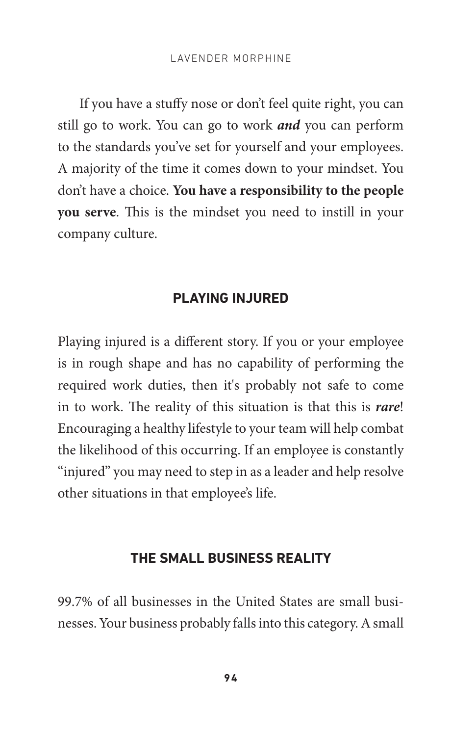If you have a stuffy nose or don't feel quite right, you can still go to work. You can go to work ***and*** you can perform to the standards you've set for yourself and your employees. A majority of the time it comes down to your mindset. You don't have a choice. **You have a responsibility to the people you serve**. This is the mindset you need to instill in your company culture.

## PLAYING INJURED

Playing injured is a different story. If you or your employee is in rough shape and has no capability of performing the required work duties, then it's probably not safe to come in to work. The reality of this situation is that this is ***rare***! Encouraging a healthy lifestyle to your team will help combat the likelihood of this occurring. If an employee is constantly "injured" you may need to step in as a leader and help resolve other situations in that employee's life.

## THE SMALL BUSINESS REALITY

99.7% of all businesses in the United States are small businesses. Your business probably falls into this category. A small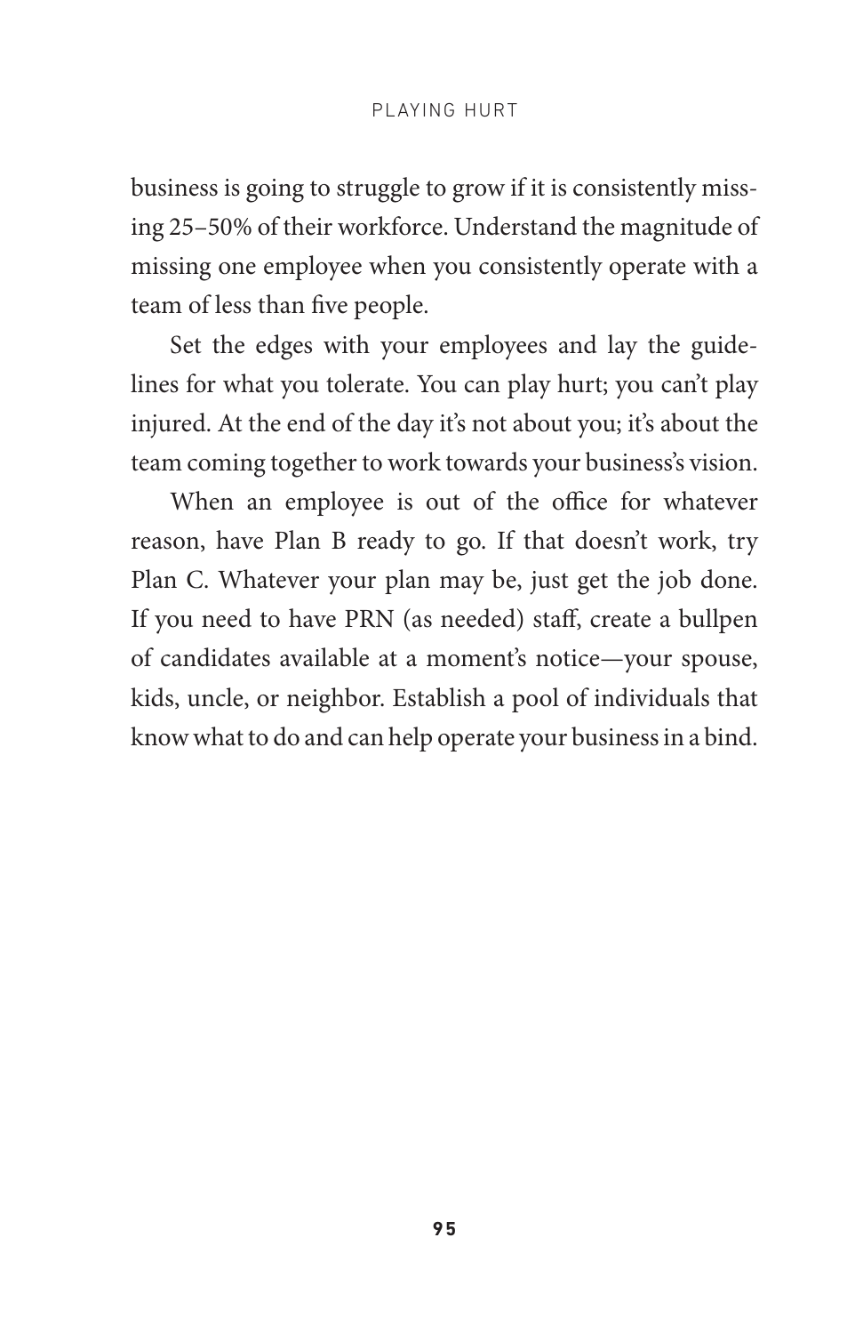business is going to struggle to grow if it is consistently missing 25–50% of their workforce. Understand the magnitude of missing one employee when you consistently operate with a team of less than five people.

Set the edges with your employees and lay the guidelines for what you tolerate. You can play hurt; you can't play injured. At the end of the day it's not about you; it's about the team coming together to work towards your business's vision.

When an employee is out of the office for whatever reason, have Plan B ready to go. If that doesn't work, try Plan C. Whatever your plan may be, just get the job done. If you need to have PRN (as needed) staff, create a bullpen of candidates available at a moment's notice—your spouse, kids, uncle, or neighbor. Establish a pool of individuals that know what to do and can help operate your business in a bind.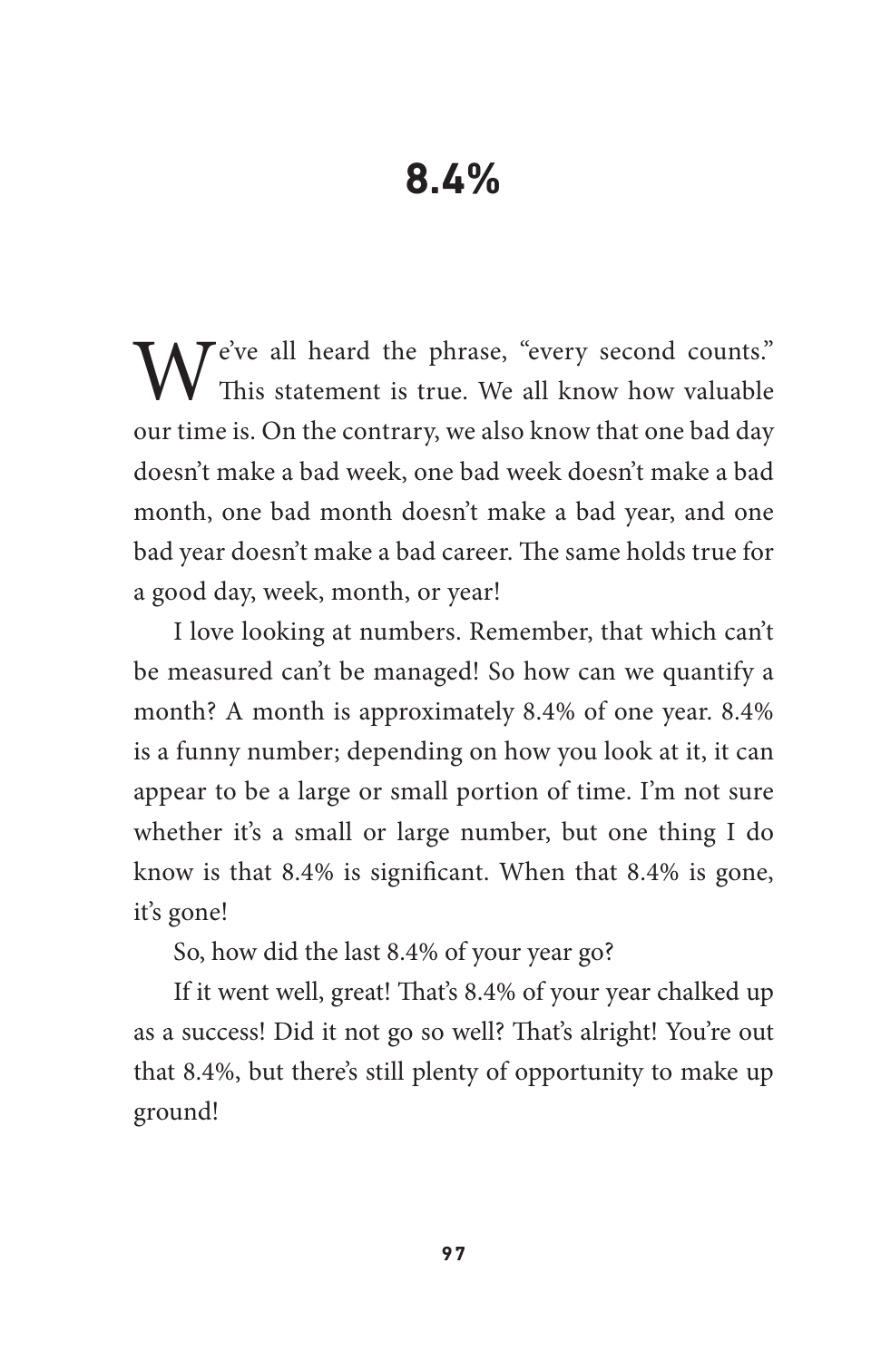# 8.4%

We've all heard the phrase, "every second counts." This statement is true. We all know how valuable our time is. On the contrary, we also know that one bad day doesn't make a bad week, one bad week doesn't make a bad month, one bad month doesn't make a bad year, and one bad year doesn't make a bad career. The same holds true for a good day, week, month, or year!

I love looking at numbers. Remember, that which can't be measured can't be managed! So how can we quantify a month? A month is approximately 8.4% of one year. 8.4% is a funny number; depending on how you look at it, it can appear to be a large or small portion of time. I'm not sure whether it's a small or large number, but one thing I do know is that 8.4% is significant. When that 8.4% is gone, it's gone!

So, how did the last 8.4% of your year go?

If it went well, great! That's 8.4% of your year chalked up as a success! Did it not go so well? That's alright! You're out that 8.4%, but there's still plenty of opportunity to make up ground!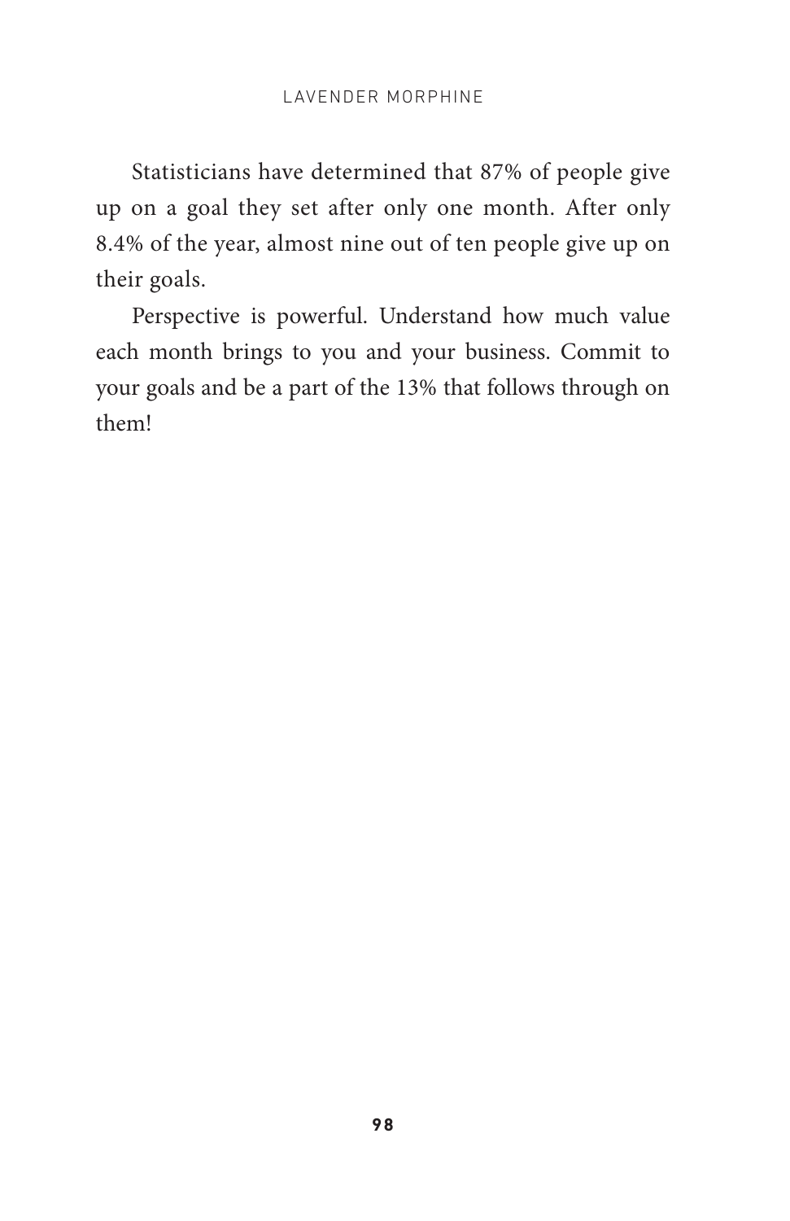Statisticians have determined that 87% of people give up on a goal they set after only one month. After only 8.4% of the year, almost nine out of ten people give up on their goals.

Perspective is powerful. Understand how much value each month brings to you and your business. Commit to your goals and be a part of the 13% that follows through on them!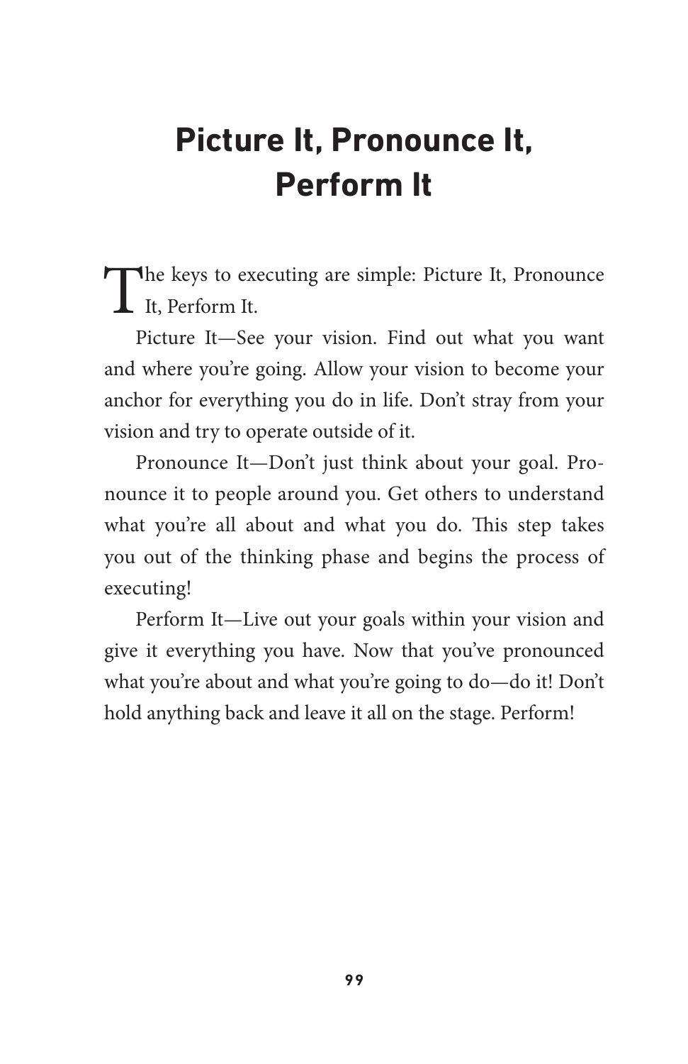# Picture It, Pronounce It, Perform It

The keys to executing are simple: Picture It, Pronounce It, Perform It.

Picture It—See your vision. Find out what you want and where you're going. Allow your vision to become your anchor for everything you do in life. Don't stray from your vision and try to operate outside of it.

Pronounce It—Don't just think about your goal. Pronounce it to people around you. Get others to understand what you're all about and what you do. This step takes you out of the thinking phase and begins the process of executing!

Perform It—Live out your goals within your vision and give it everything you have. Now that you've pronounced what you're about and what you're going to do—do it! Don't hold anything back and leave it all on the stage. Perform!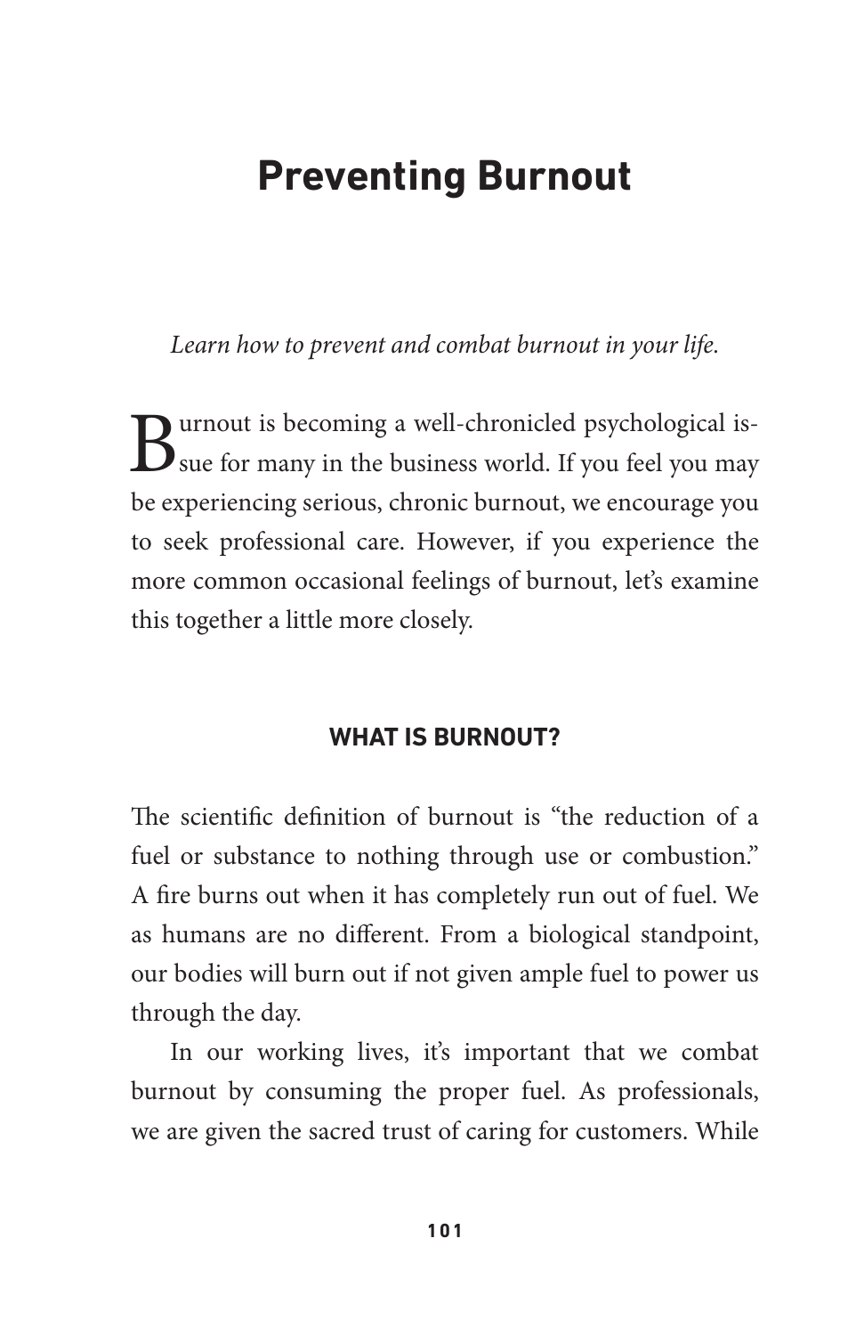# Preventing Burnout

*Learn how to prevent and combat burnout in your life.*

Burnout is becoming a well-chronicled psychological issue for many in the business world. If you feel you may be experiencing serious, chronic burnout, we encourage you to seek professional care. However, if you experience the more common occasional feelings of burnout, let's examine this together a little more closely.

## WHAT IS BURNOUT?

The scientific definition of burnout is "the reduction of a fuel or substance to nothing through use or combustion." A fire burns out when it has completely run out of fuel. We as humans are no different. From a biological standpoint, our bodies will burn out if not given ample fuel to power us through the day.

In our working lives, it's important that we combat burnout by consuming the proper fuel. As professionals, we are given the sacred trust of caring for customers. While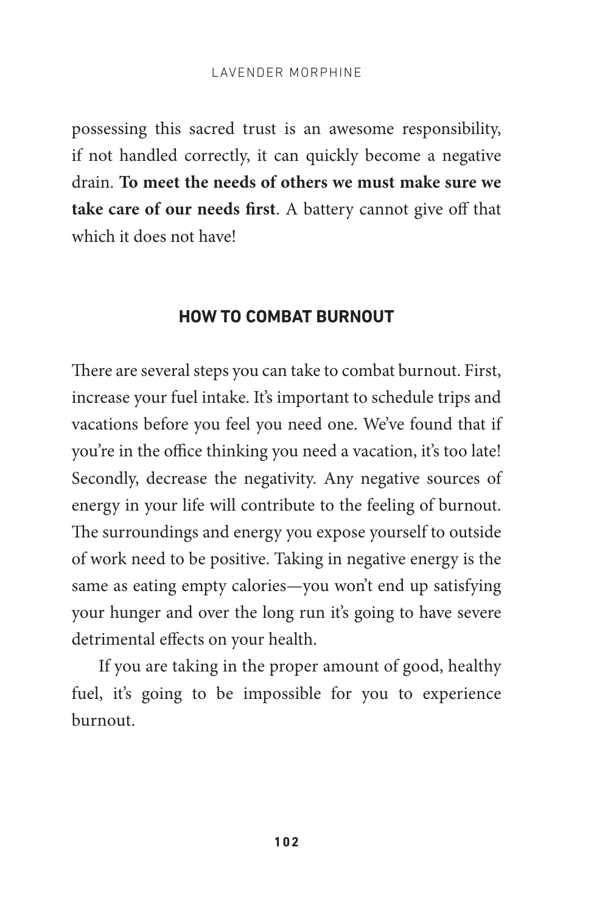possessing this sacred trust is an awesome responsibility, if not handled correctly, it can quickly become a negative drain. **To meet the needs of others we must make sure we take care of our needs first**. A battery cannot give off that which it does not have!

## HOW TO COMBAT BURNOUT

There are several steps you can take to combat burnout. First, increase your fuel intake. It's important to schedule trips and vacations before you feel you need one. We've found that if you're in the office thinking you need a vacation, it's too late! Secondly, decrease the negativity. Any negative sources of energy in your life will contribute to the feeling of burnout. The surroundings and energy you expose yourself to outside of work need to be positive. Taking in negative energy is the same as eating empty calories—you won't end up satisfying your hunger and over the long run it's going to have severe detrimental effects on your health.

If you are taking in the proper amount of good, healthy fuel, it's going to be impossible for you to experience burnout.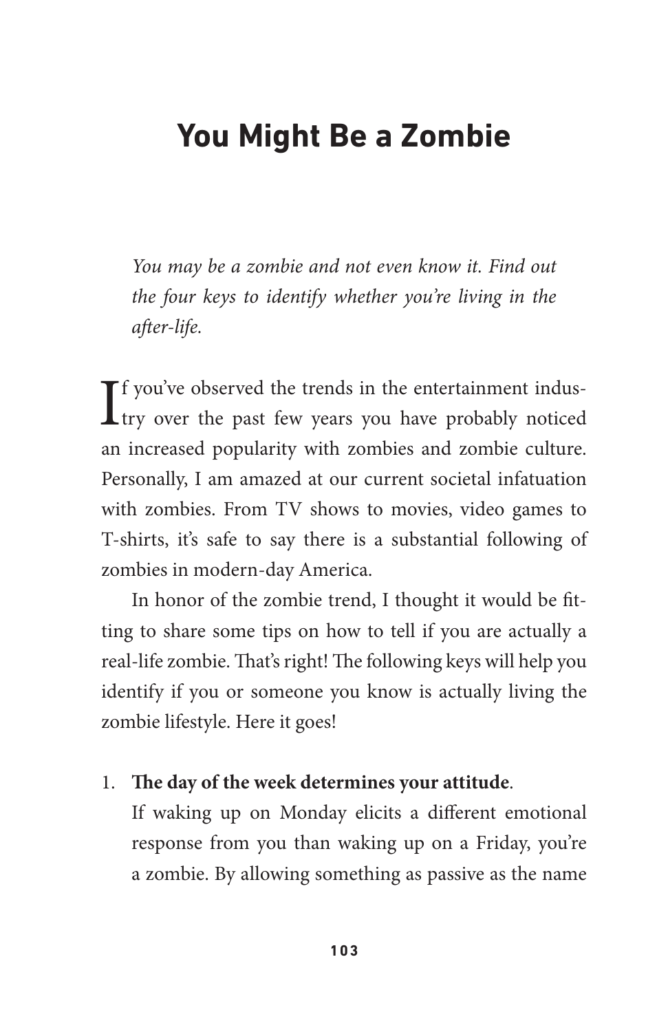# You Might Be a Zombie

*You may be a zombie and not even know it. Find out the four keys to identify whether you're living in the after-life.*

If you've observed the trends in the entertainment industry over the past few years you have probably noticed an increased popularity with zombies and zombie culture. Personally, I am amazed at our current societal infatuation with zombies. From TV shows to movies, video games to T-shirts, it's safe to say there is a substantial following of zombies in modern-day America.

In honor of the zombie trend, I thought it would be fitting to share some tips on how to tell if you are actually a real-life zombie. That's right! The following keys will help you identify if you or someone you know is actually living the zombie lifestyle. Here it goes!

1. **The day of the week determines your attitude**.
   If waking up on Monday elicits a different emotional response from you than waking up on a Friday, you're a zombie. By allowing something as passive as the name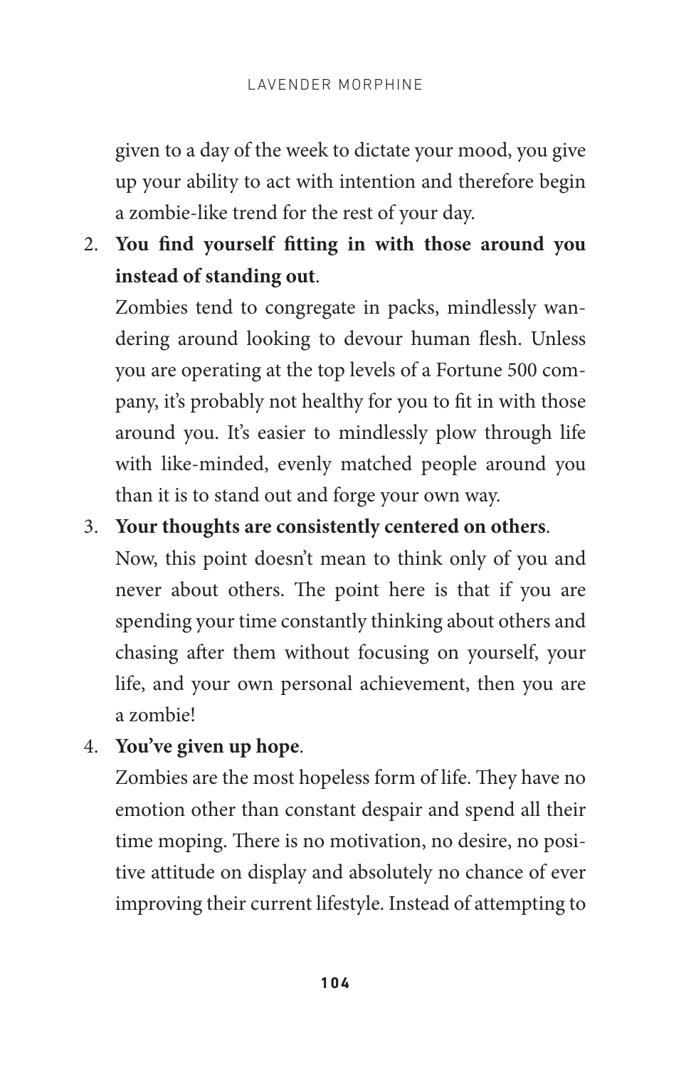given to a day of the week to dictate your mood, you give up your ability to act with intention and therefore begin a zombie-like trend for the rest of your day.

2. **You find yourself fitting in with those around you instead of standing out**.

   Zombies tend to congregate in packs, mindlessly wandering around looking to devour human flesh. Unless you are operating at the top levels of a Fortune 500 company, it's probably not healthy for you to fit in with those around you. It's easier to mindlessly plow through life with like-minded, evenly matched people around you than it is to stand out and forge your own way.

3. **Your thoughts are consistently centered on others**.

   Now, this point doesn't mean to think only of you and never about others. The point here is that if you are spending your time constantly thinking about others and chasing after them without focusing on yourself, your life, and your own personal achievement, then you are a zombie!

4. **You've given up hope**.

   Zombies are the most hopeless form of life. They have no emotion other than constant despair and spend all their time moping. There is no motivation, no desire, no positive attitude on display and absolutely no chance of ever improving their current lifestyle. Instead of attempting to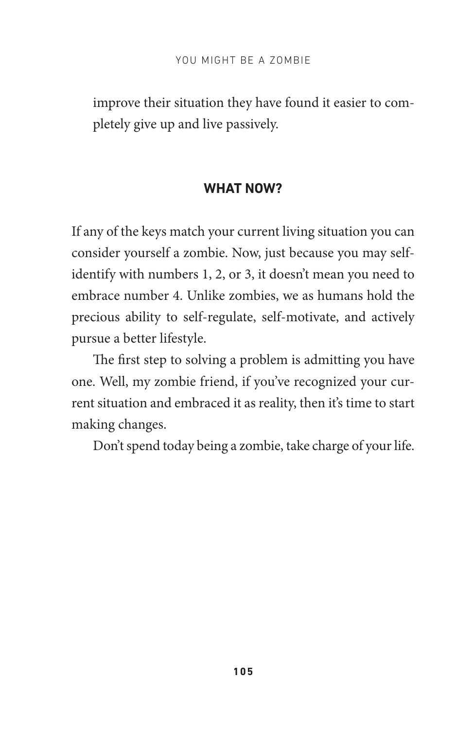improve their situation they have found it easier to completely give up and live passively.

## WHAT NOW?

If any of the keys match your current living situation you can consider yourself a zombie. Now, just because you may self-identify with numbers 1, 2, or 3, it doesn't mean you need to embrace number 4. Unlike zombies, we as humans hold the precious ability to self-regulate, self-motivate, and actively pursue a better lifestyle.

The first step to solving a problem is admitting you have one. Well, my zombie friend, if you've recognized your current situation and embraced it as reality, then it's time to start making changes.

Don't spend today being a zombie, take charge of your life.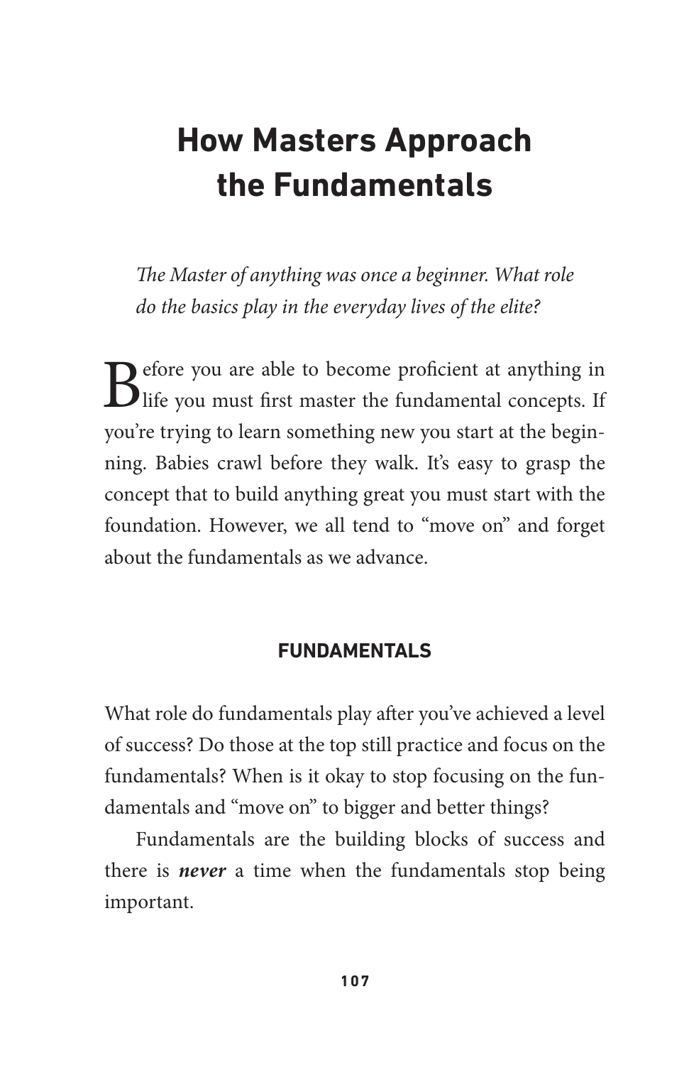# How Masters Approach the Fundamentals

*The Master of anything was once a beginner. What role do the basics play in the everyday lives of the elite?*

Before you are able to become proficient at anything in life you must first master the fundamental concepts. If you're trying to learn something new you start at the beginning. Babies crawl before they walk. It's easy to grasp the concept that to build anything great you must start with the foundation. However, we all tend to "move on" and forget about the fundamentals as we advance.

## FUNDAMENTALS

What role do fundamentals play after you've achieved a level of success? Do those at the top still practice and focus on the fundamentals? When is it okay to stop focusing on the fundamentals and "move on" to bigger and better things?

Fundamentals are the building blocks of success and there is ***never*** a time when the fundamentals stop being important.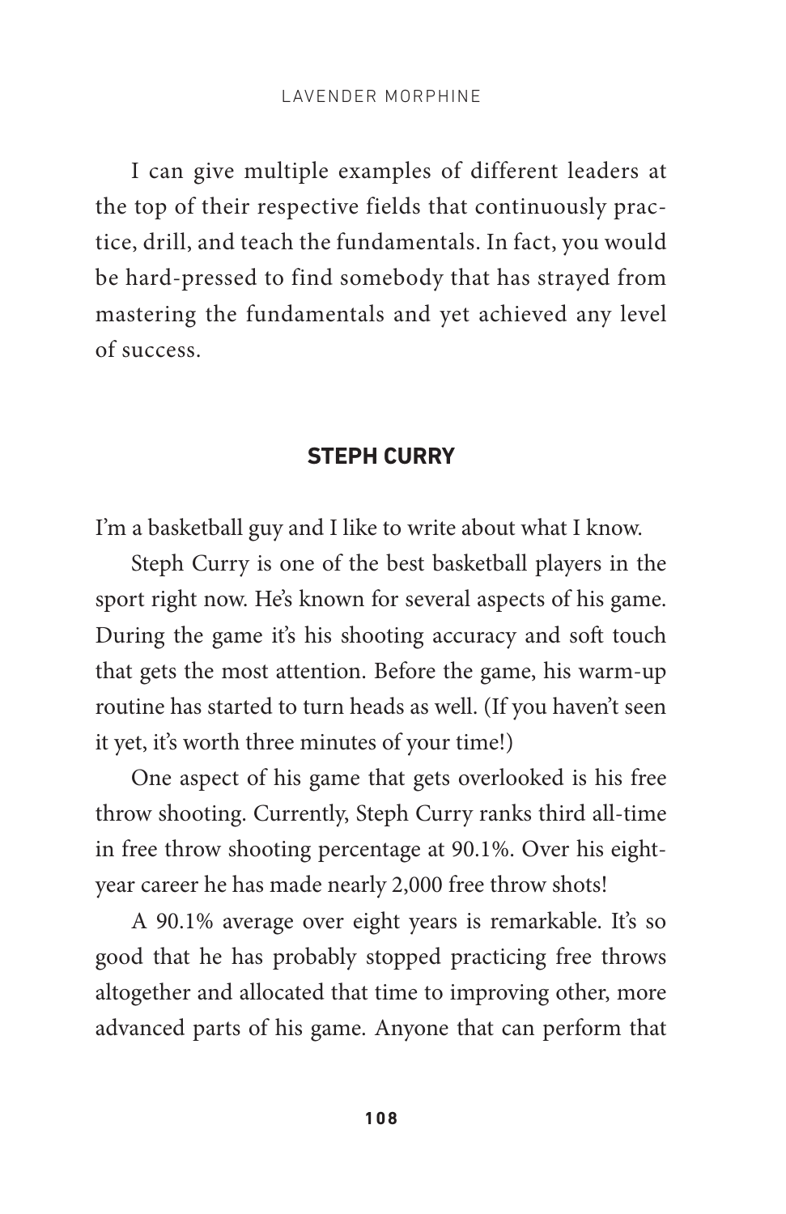I can give multiple examples of different leaders at the top of their respective fields that continuously practice, drill, and teach the fundamentals. In fact, you would be hard-pressed to find somebody that has strayed from mastering the fundamentals and yet achieved any level of success.

## STEPH CURRY

I'm a basketball guy and I like to write about what I know.

Steph Curry is one of the best basketball players in the sport right now. He's known for several aspects of his game. During the game it's his shooting accuracy and soft touch that gets the most attention. Before the game, his warm-up routine has started to turn heads as well. (If you haven't seen it yet, it's worth three minutes of your time!)

One aspect of his game that gets overlooked is his free throw shooting. Currently, Steph Curry ranks third all-time in free throw shooting percentage at 90.1%. Over his eight-year career he has made nearly 2,000 free throw shots!

A 90.1% average over eight years is remarkable. It's so good that he has probably stopped practicing free throws altogether and allocated that time to improving other, more advanced parts of his game. Anyone that can perform that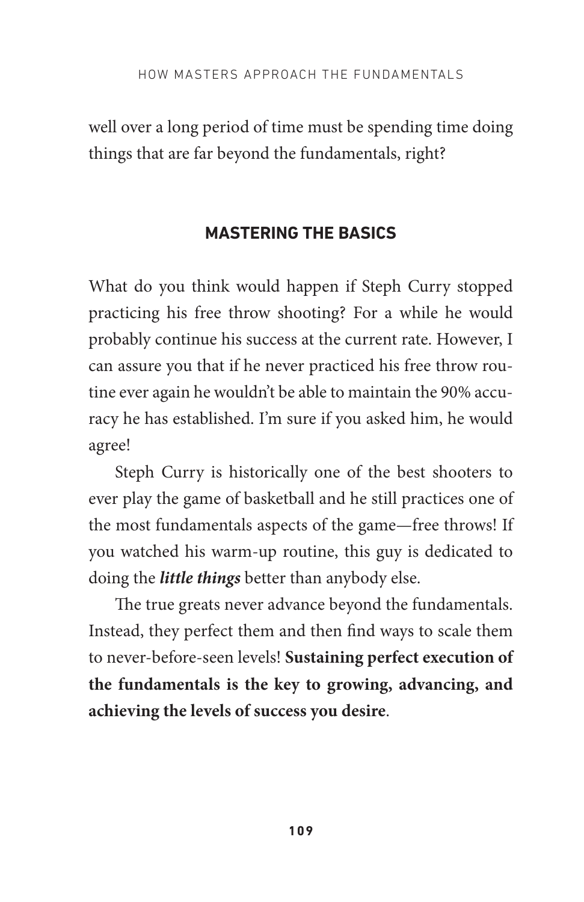well over a long period of time must be spending time doing things that are far beyond the fundamentals, right?

## MASTERING THE BASICS

What do you think would happen if Steph Curry stopped practicing his free throw shooting? For a while he would probably continue his success at the current rate. However, I can assure you that if he never practiced his free throw routine ever again he wouldn't be able to maintain the 90% accuracy he has established. I'm sure if you asked him, he would agree!

Steph Curry is historically one of the best shooters to ever play the game of basketball and he still practices one of the most fundamentals aspects of the game—free throws! If you watched his warm-up routine, this guy is dedicated to doing the ***little things*** better than anybody else.

The true greats never advance beyond the fundamentals. Instead, they perfect them and then find ways to scale them to never-before-seen levels! **Sustaining perfect execution of the fundamentals is the key to growing, advancing, and achieving the levels of success you desire**.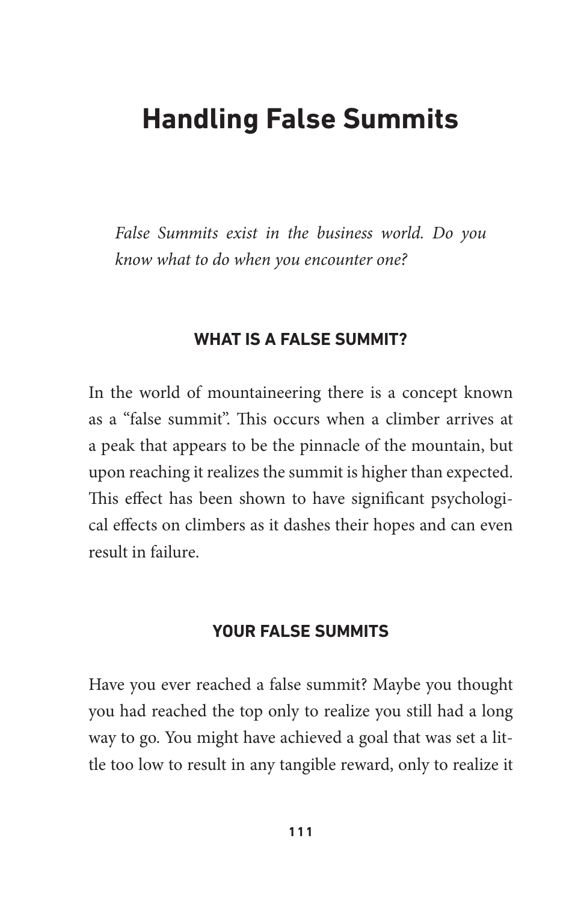# Handling False Summits

*False Summits exist in the business world. Do you know what to do when you encounter one?*

### WHAT IS A FALSE SUMMIT?

In the world of mountaineering there is a concept known as a "false summit". This occurs when a climber arrives at a peak that appears to be the pinnacle of the mountain, but upon reaching it realizes the summit is higher than expected. This effect has been shown to have significant psychological effects on climbers as it dashes their hopes and can even result in failure.

### YOUR FALSE SUMMITS

Have you ever reached a false summit? Maybe you thought you had reached the top only to realize you still had a long way to go. You might have achieved a goal that was set a little too low to result in any tangible reward, only to realize it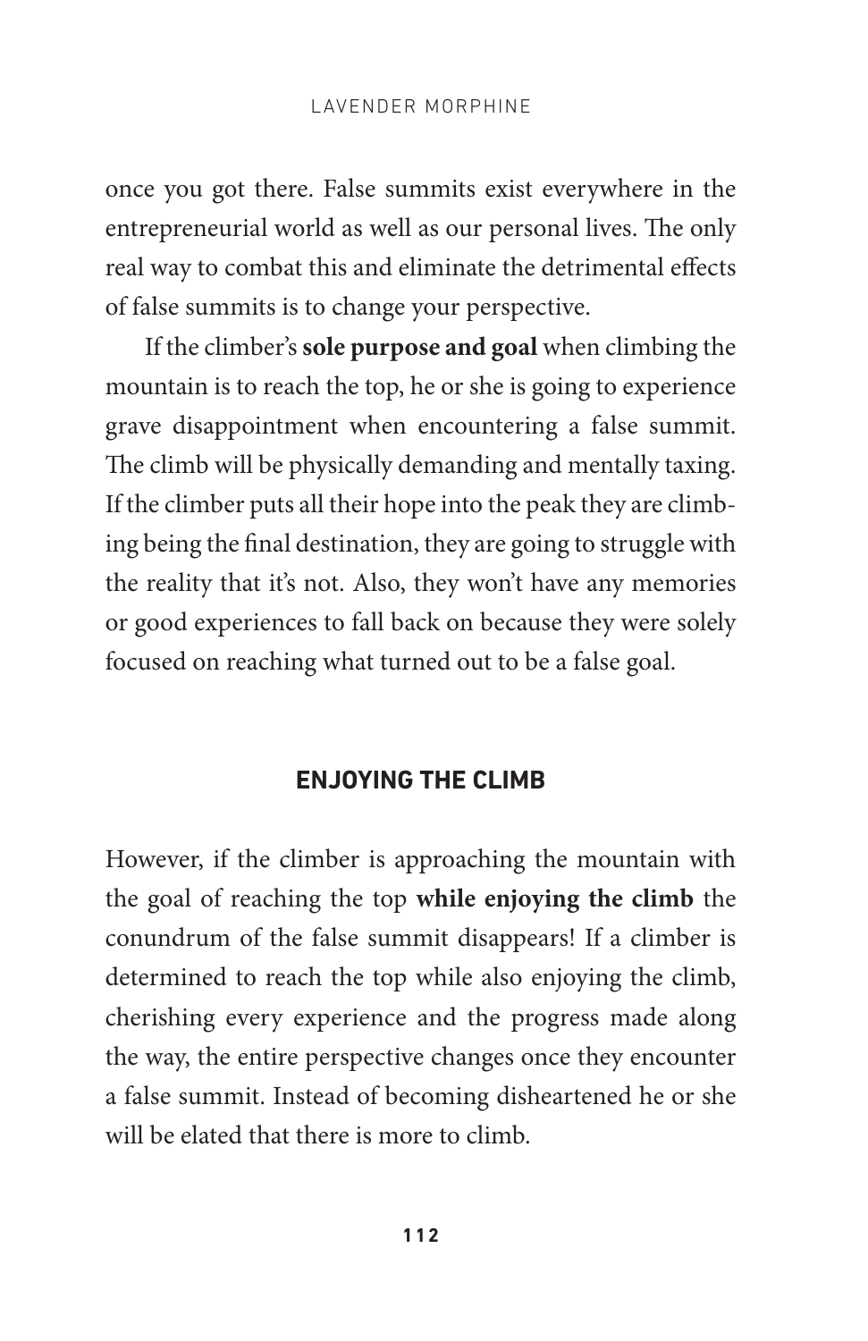once you got there. False summits exist everywhere in the entrepreneurial world as well as our personal lives. The only real way to combat this and eliminate the detrimental effects of false summits is to change your perspective.

If the climber's **sole purpose and goal** when climbing the mountain is to reach the top, he or she is going to experience grave disappointment when encountering a false summit. The climb will be physically demanding and mentally taxing. If the climber puts all their hope into the peak they are climbing being the final destination, they are going to struggle with the reality that it's not. Also, they won't have any memories or good experiences to fall back on because they were solely focused on reaching what turned out to be a false goal.

### ENJOYING THE CLIMB

However, if the climber is approaching the mountain with the goal of reaching the top **while enjoying the climb** the conundrum of the false summit disappears! If a climber is determined to reach the top while also enjoying the climb, cherishing every experience and the progress made along the way, the entire perspective changes once they encounter a false summit. Instead of becoming disheartened he or she will be elated that there is more to climb.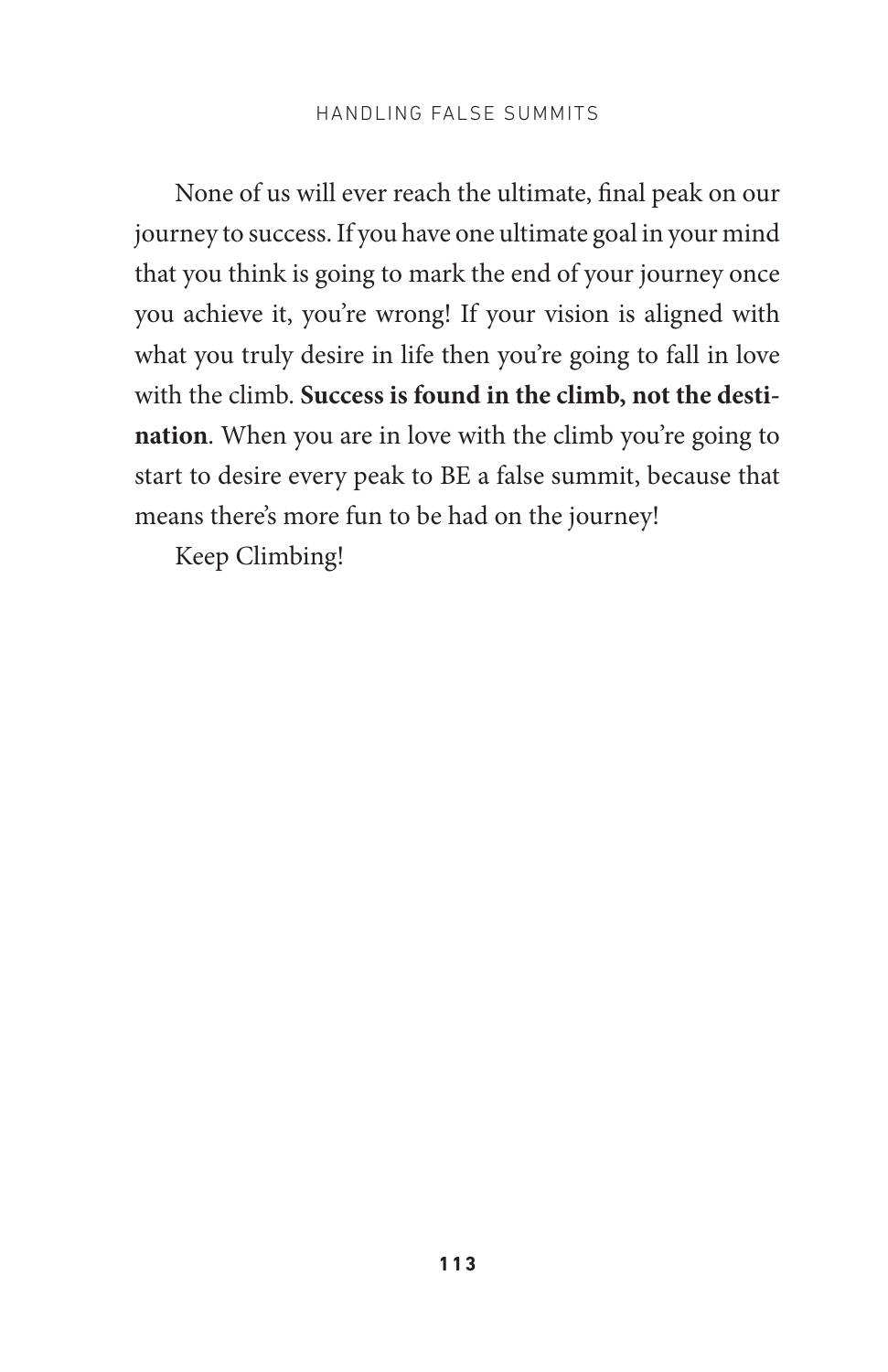None of us will ever reach the ultimate, final peak on our journey to success. If you have one ultimate goal in your mind that you think is going to mark the end of your journey once you achieve it, you're wrong! If your vision is aligned with what you truly desire in life then you're going to fall in love with the climb. **Success is found in the climb, not the destination**. When you are in love with the climb you're going to start to desire every peak to BE a false summit, because that means there's more fun to be had on the journey!

Keep Climbing!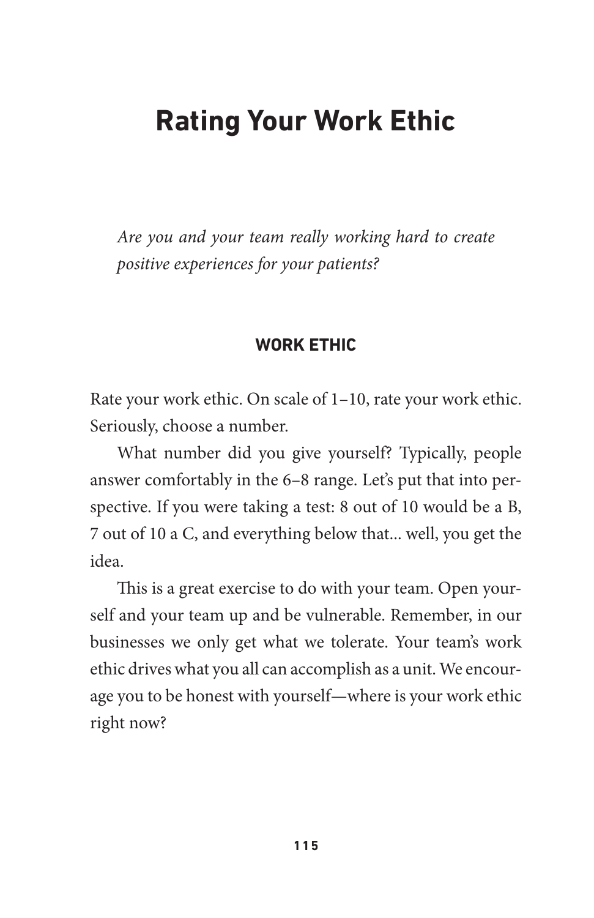# Rating Your Work Ethic

*Are you and your team really working hard to create positive experiences for your patients?*

### WORK ETHIC

Rate your work ethic. On scale of 1–10, rate your work ethic. Seriously, choose a number.

What number did you give yourself? Typically, people answer comfortably in the 6–8 range. Let's put that into perspective. If you were taking a test: 8 out of 10 would be a B, 7 out of 10 a C, and everything below that... well, you get the idea.

This is a great exercise to do with your team. Open yourself and your team up and be vulnerable. Remember, in our businesses we only get what we tolerate. Your team's work ethic drives what you all can accomplish as a unit. We encourage you to be honest with yourself—where is your work ethic right now?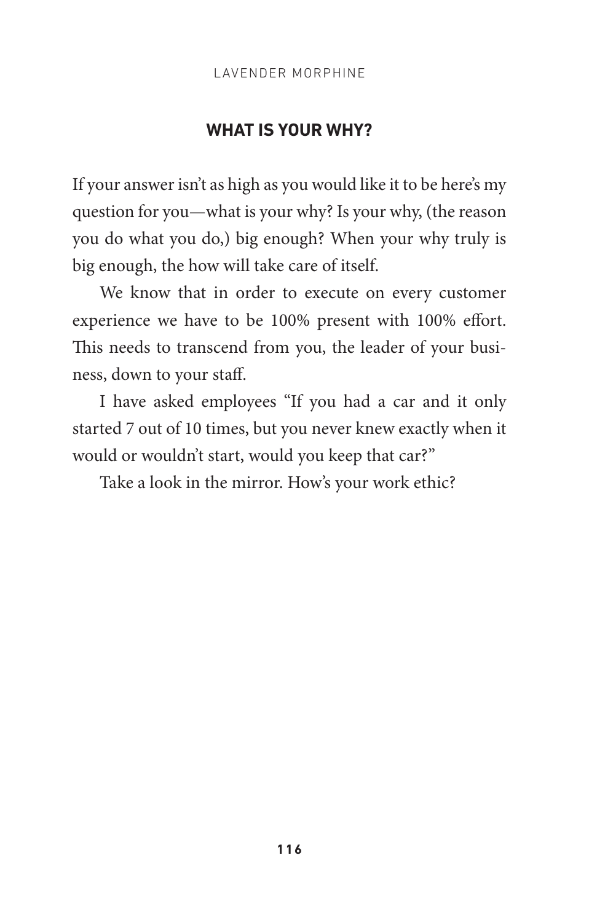## WHAT IS YOUR WHY?

If your answer isn't as high as you would like it to be here's my question for you—what is your why? Is your why, (the reason you do what you do,) big enough? When your why truly is big enough, the how will take care of itself.

We know that in order to execute on every customer experience we have to be 100% present with 100% effort. This needs to transcend from you, the leader of your business, down to your staff.

I have asked employees "If you had a car and it only started 7 out of 10 times, but you never knew exactly when it would or wouldn't start, would you keep that car?"

Take a look in the mirror. How's your work ethic?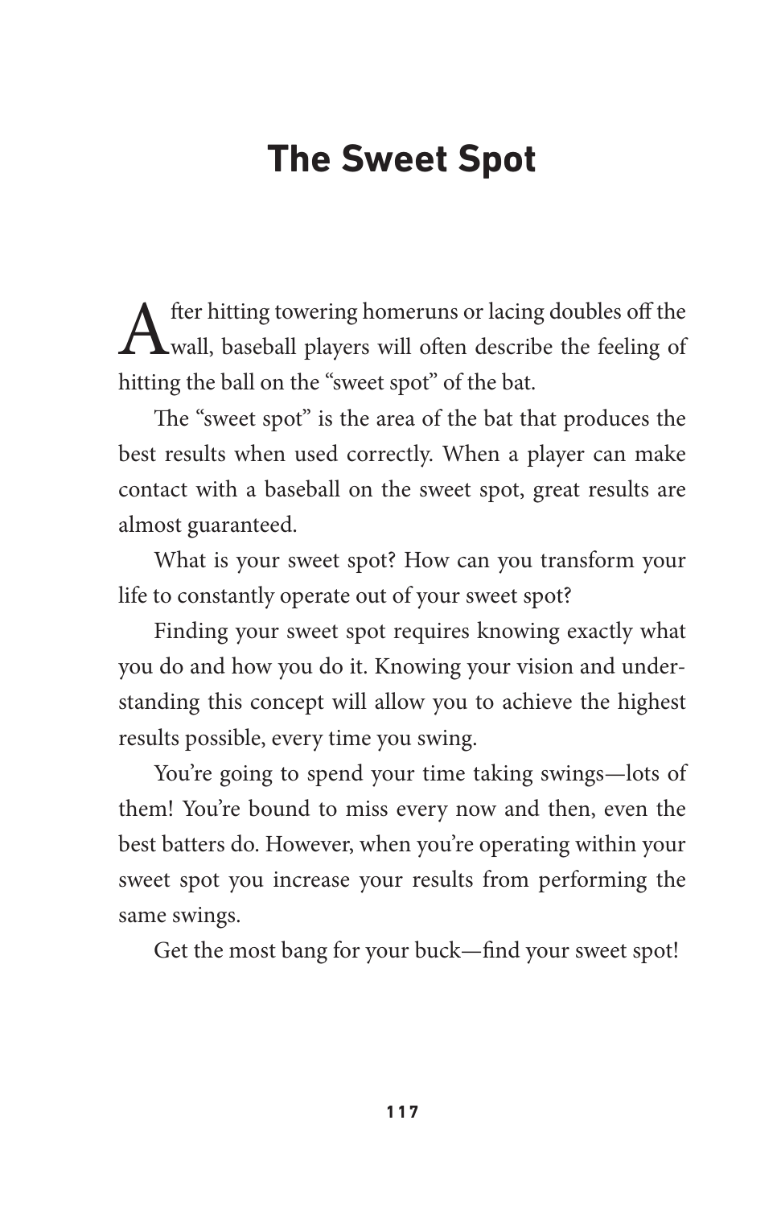# The Sweet Spot

After hitting towering homeruns or lacing doubles off the wall, baseball players will often describe the feeling of hitting the ball on the "sweet spot" of the bat.

The "sweet spot" is the area of the bat that produces the best results when used correctly. When a player can make contact with a baseball on the sweet spot, great results are almost guaranteed.

What is your sweet spot? How can you transform your life to constantly operate out of your sweet spot?

Finding your sweet spot requires knowing exactly what you do and how you do it. Knowing your vision and understanding this concept will allow you to achieve the highest results possible, every time you swing.

You're going to spend your time taking swings—lots of them! You're bound to miss every now and then, even the best batters do. However, when you're operating within your sweet spot you increase your results from performing the same swings.

Get the most bang for your buck—find your sweet spot!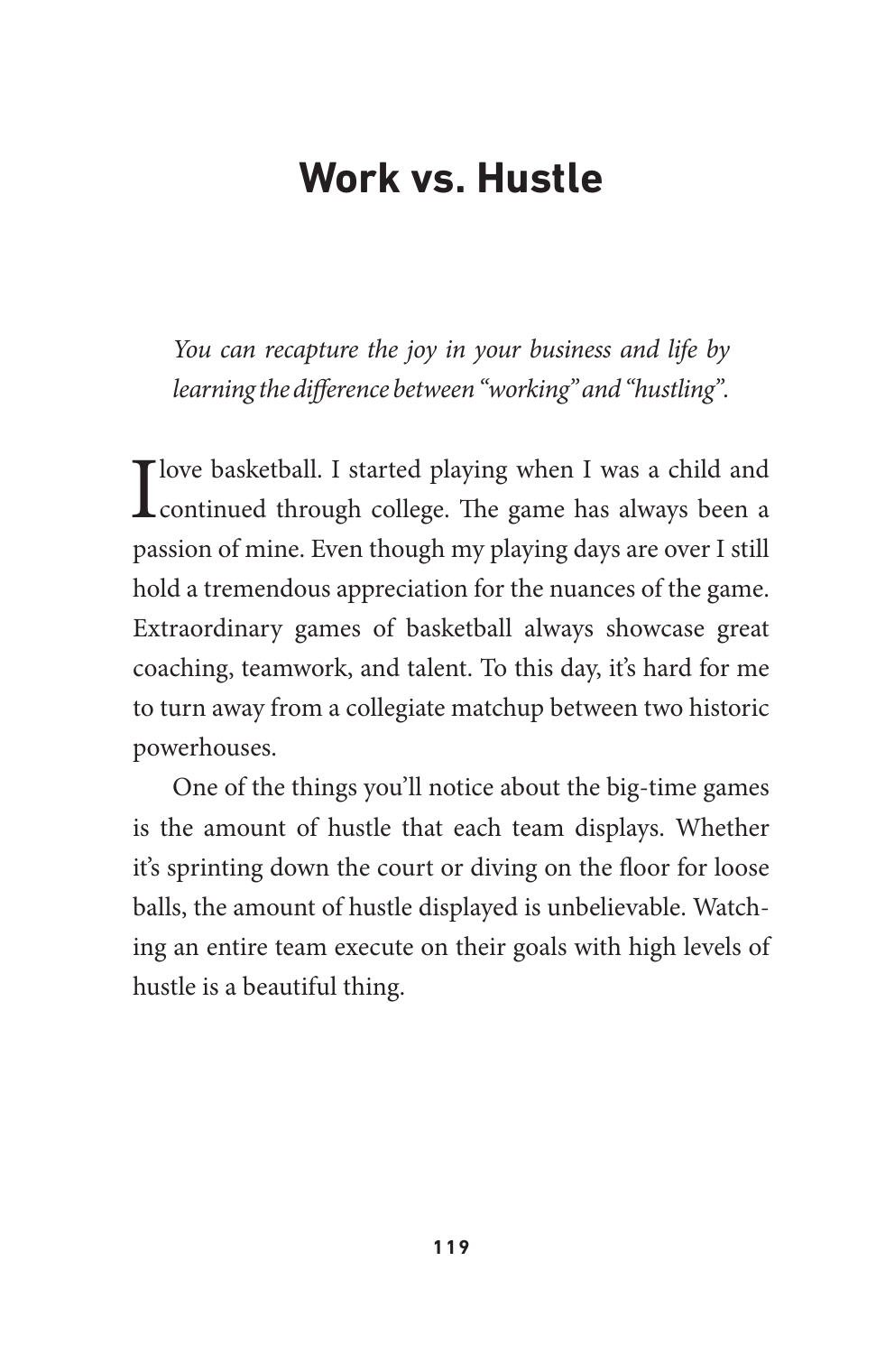# Work vs. Hustle

*You can recapture the joy in your business and life by learning the difference between "working" and "hustling".*

I love basketball. I started playing when I was a child and continued through college. The game has always been a passion of mine. Even though my playing days are over I still hold a tremendous appreciation for the nuances of the game. Extraordinary games of basketball always showcase great coaching, teamwork, and talent. To this day, it's hard for me to turn away from a collegiate matchup between two historic powerhouses.

One of the things you'll notice about the big-time games is the amount of hustle that each team displays. Whether it's sprinting down the court or diving on the floor for loose balls, the amount of hustle displayed is unbelievable. Watching an entire team execute on their goals with high levels of hustle is a beautiful thing.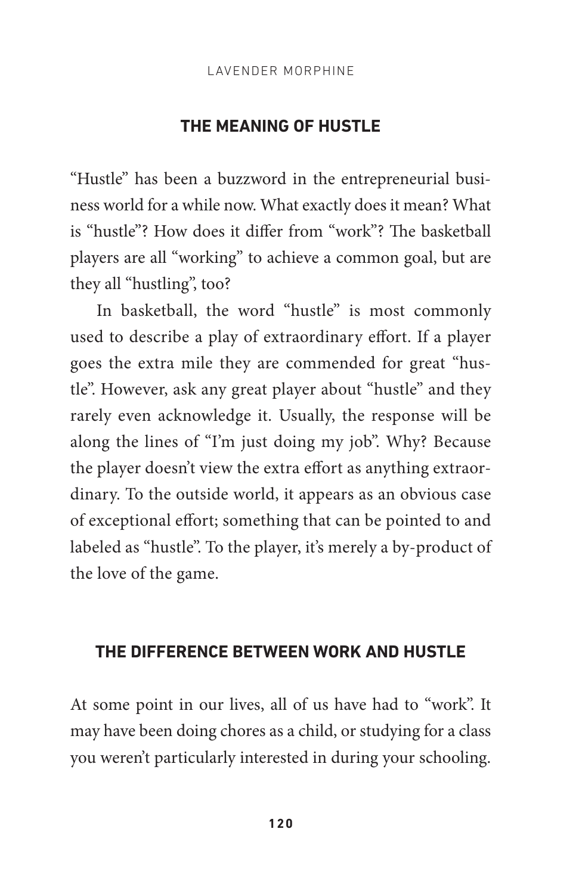## THE MEANING OF HUSTLE

"Hustle" has been a buzzword in the entrepreneurial business world for a while now. What exactly does it mean? What is "hustle"? How does it differ from "work"? The basketball players are all "working" to achieve a common goal, but are they all "hustling", too?

In basketball, the word "hustle" is most commonly used to describe a play of extraordinary effort. If a player goes the extra mile they are commended for great "hustle". However, ask any great player about "hustle" and they rarely even acknowledge it. Usually, the response will be along the lines of "I'm just doing my job". Why? Because the player doesn't view the extra effort as anything extraordinary. To the outside world, it appears as an obvious case of exceptional effort; something that can be pointed to and labeled as "hustle". To the player, it's merely a by-product of the love of the game.

## THE DIFFERENCE BETWEEN WORK AND HUSTLE

At some point in our lives, all of us have had to "work". It may have been doing chores as a child, or studying for a class you weren't particularly interested in during your schooling.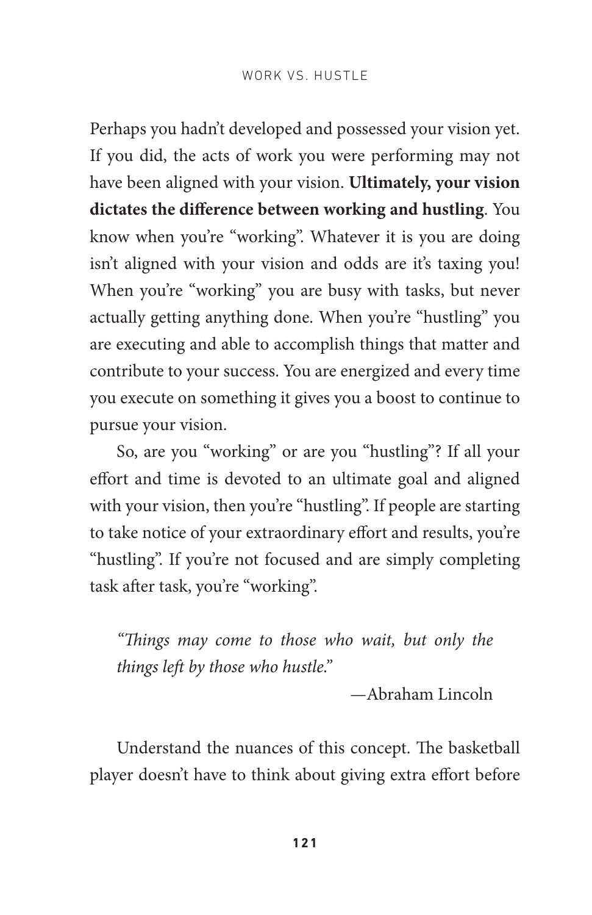Perhaps you hadn't developed and possessed your vision yet. If you did, the acts of work you were performing may not have been aligned with your vision. **Ultimately, your vision dictates the difference between working and hustling**. You know when you're "working". Whatever it is you are doing isn't aligned with your vision and odds are it's taxing you! When you're "working" you are busy with tasks, but never actually getting anything done. When you're "hustling" you are executing and able to accomplish things that matter and contribute to your success. You are energized and every time you execute on something it gives you a boost to continue to pursue your vision.

So, are you "working" or are you "hustling"? If all your effort and time is devoted to an ultimate goal and aligned with your vision, then you're "hustling". If people are starting to take notice of your extraordinary effort and results, you're "hustling". If you're not focused and are simply completing task after task, you're "working".

> *"Things may come to those who wait, but only the things left by those who hustle."*
>
> —Abraham Lincoln

Understand the nuances of this concept. The basketball player doesn't have to think about giving extra effort before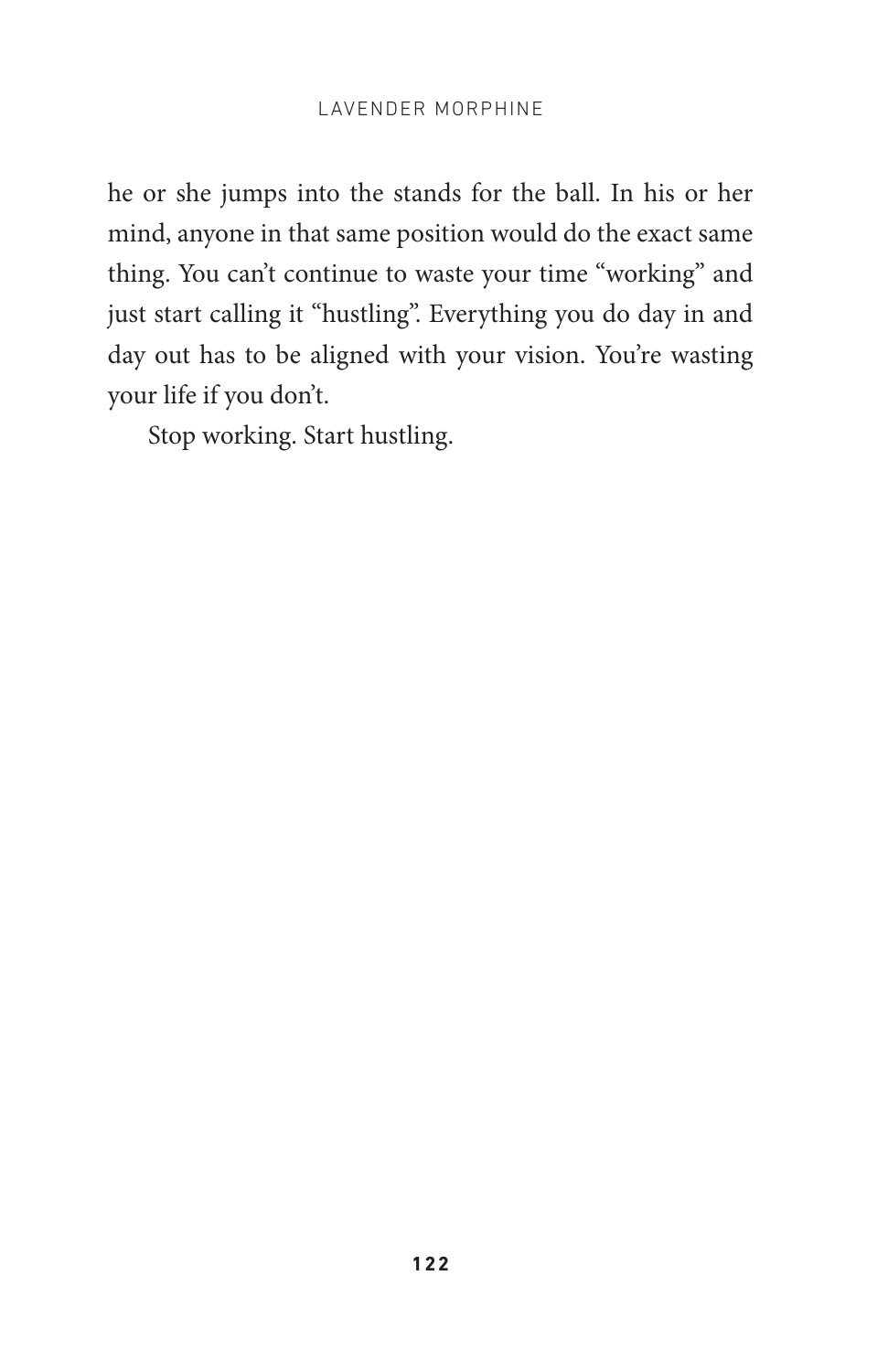he or she jumps into the stands for the ball. In his or her mind, anyone in that same position would do the exact same thing. You can't continue to waste your time "working" and just start calling it "hustling". Everything you do day in and day out has to be aligned with your vision. You're wasting your life if you don't.

Stop working. Start hustling.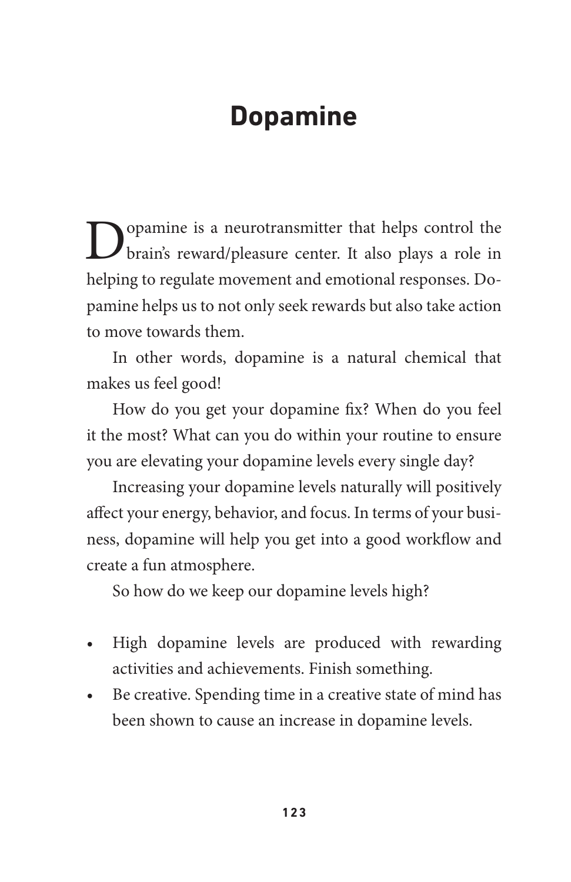# Dopamine

Dopamine is a neurotransmitter that helps control the brain's reward/pleasure center. It also plays a role in helping to regulate movement and emotional responses. Dopamine helps us to not only seek rewards but also take action to move towards them.

In other words, dopamine is a natural chemical that makes us feel good!

How do you get your dopamine fix? When do you feel it the most? What can you do within your routine to ensure you are elevating your dopamine levels every single day?

Increasing your dopamine levels naturally will positively affect your energy, behavior, and focus. In terms of your business, dopamine will help you get into a good workflow and create a fun atmosphere.

So how do we keep our dopamine levels high?

- High dopamine levels are produced with rewarding activities and achievements. Finish something.
- Be creative. Spending time in a creative state of mind has been shown to cause an increase in dopamine levels.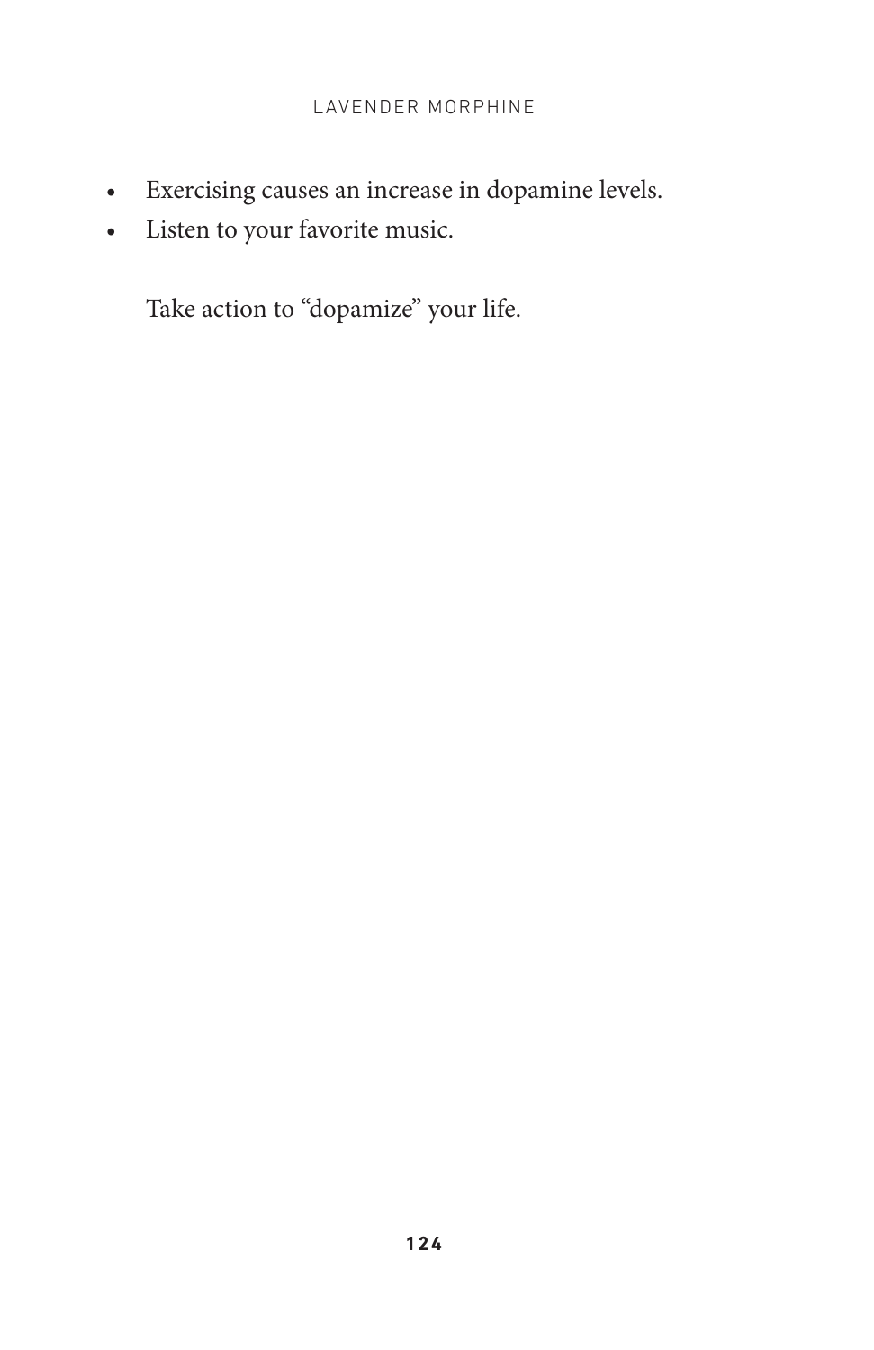- Exercising causes an increase in dopamine levels.
- Listen to your favorite music.

Take action to “dopamize” your life.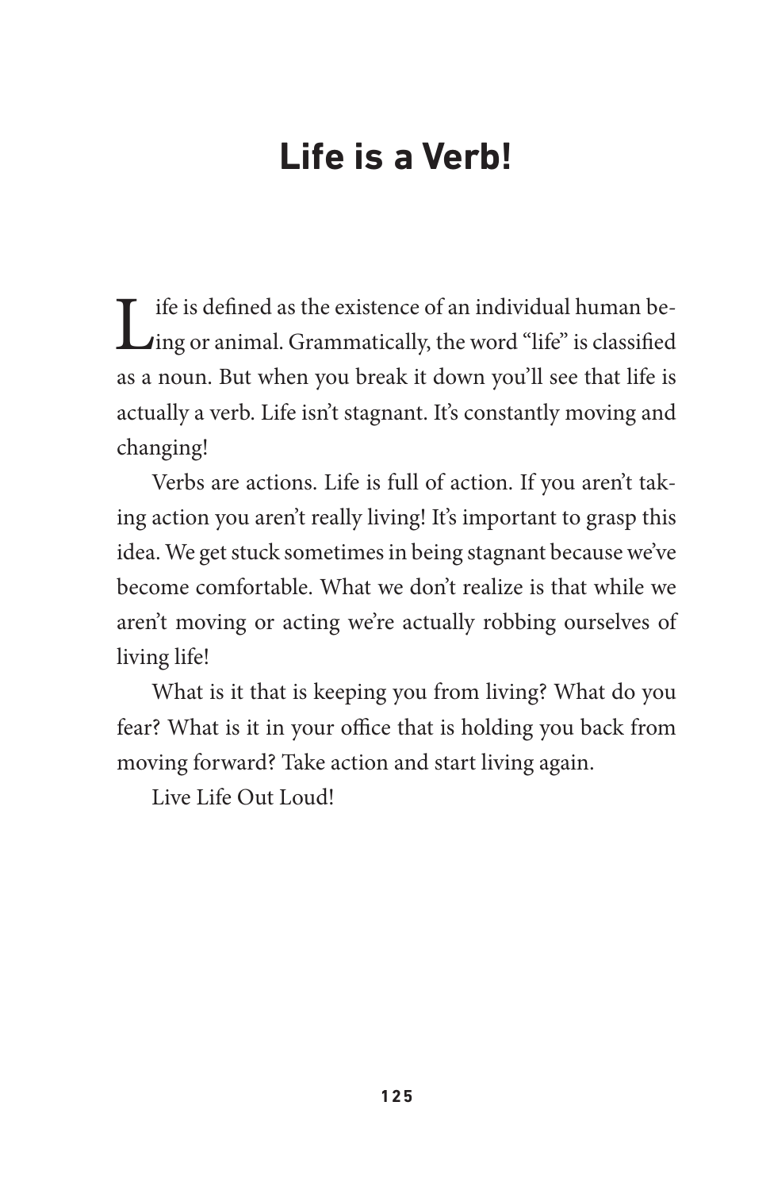# Life is a Verb!

Life is defined as the existence of an individual human being or animal. Grammatically, the word "life" is classified as a noun. But when you break it down you'll see that life is actually a verb. Life isn't stagnant. It's constantly moving and changing!

Verbs are actions. Life is full of action. If you aren't taking action you aren't really living! It's important to grasp this idea. We get stuck sometimes in being stagnant because we've become comfortable. What we don't realize is that while we aren't moving or acting we're actually robbing ourselves of living life!

What is it that is keeping you from living? What do you fear? What is it in your office that is holding you back from moving forward? Take action and start living again.

Live Life Out Loud!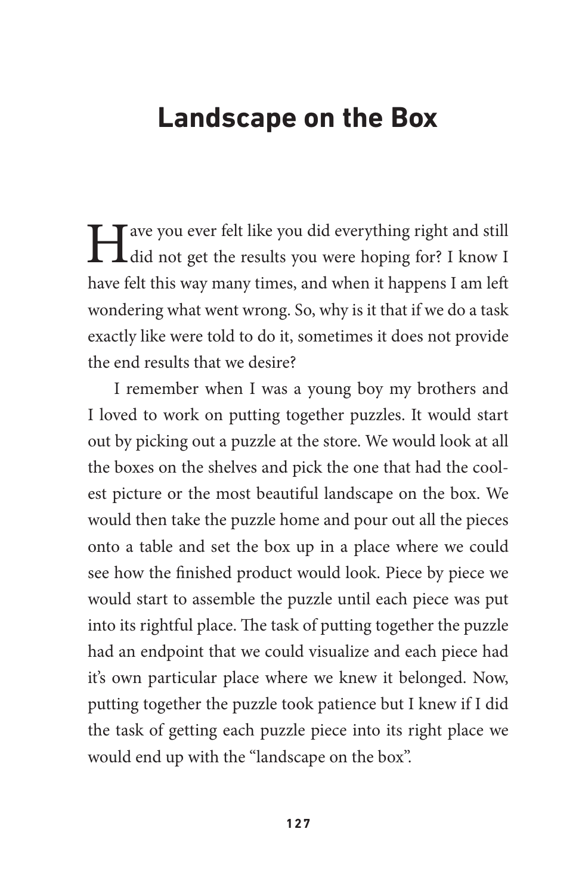# Landscape on the Box

Have you ever felt like you did everything right and still did not get the results you were hoping for? I know I have felt this way many times, and when it happens I am left wondering what went wrong. So, why is it that if we do a task exactly like were told to do it, sometimes it does not provide the end results that we desire?

I remember when I was a young boy my brothers and I loved to work on putting together puzzles. It would start out by picking out a puzzle at the store. We would look at all the boxes on the shelves and pick the one that had the coolest picture or the most beautiful landscape on the box. We would then take the puzzle home and pour out all the pieces onto a table and set the box up in a place where we could see how the finished product would look. Piece by piece we would start to assemble the puzzle until each piece was put into its rightful place. The task of putting together the puzzle had an endpoint that we could visualize and each piece had it's own particular place where we knew it belonged. Now, putting together the puzzle took patience but I knew if I did the task of getting each puzzle piece into its right place we would end up with the "landscape on the box".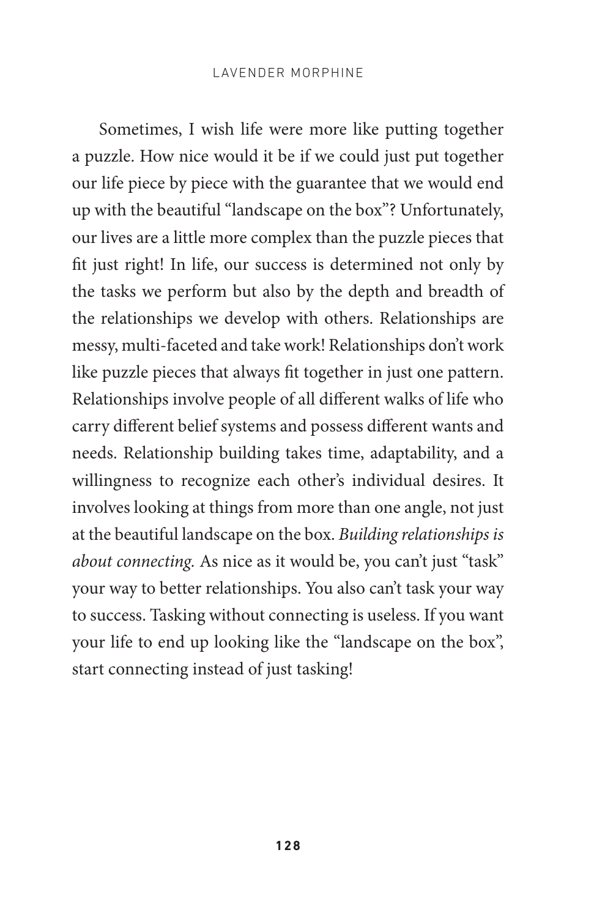Sometimes, I wish life were more like putting together a puzzle. How nice would it be if we could just put together our life piece by piece with the guarantee that we would end up with the beautiful "landscape on the box"? Unfortunately, our lives are a little more complex than the puzzle pieces that fit just right! In life, our success is determined not only by the tasks we perform but also by the depth and breadth of the relationships we develop with others. Relationships are messy, multi-faceted and take work! Relationships don't work like puzzle pieces that always fit together in just one pattern. Relationships involve people of all different walks of life who carry different belief systems and possess different wants and needs. Relationship building takes time, adaptability, and a willingness to recognize each other's individual desires. It involves looking at things from more than one angle, not just at the beautiful landscape on the box. *Building relationships is about connecting.* As nice as it would be, you can't just "task" your way to better relationships. You also can't task your way to success. Tasking without connecting is useless. If you want your life to end up looking like the "landscape on the box", start connecting instead of just tasking!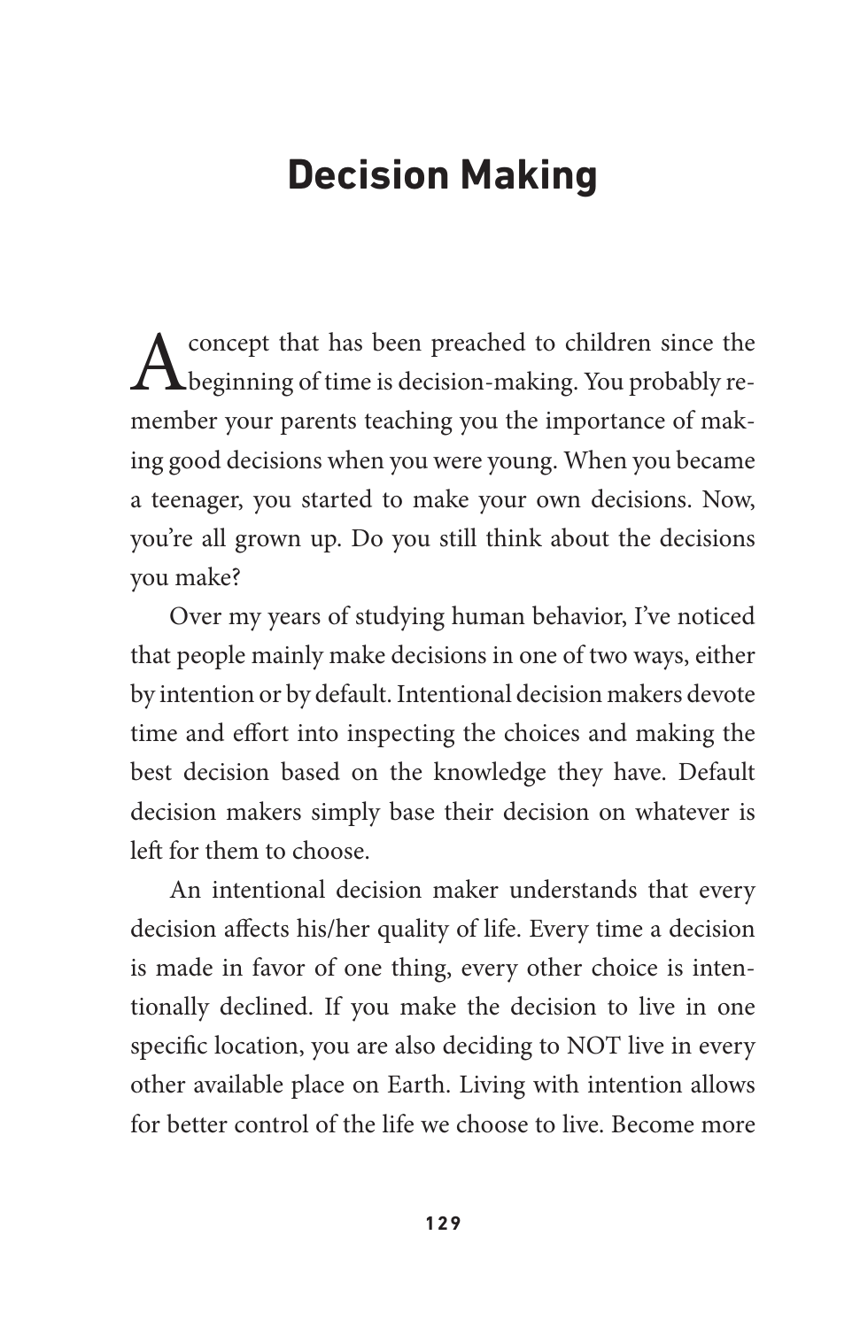# Decision Making

A concept that has been preached to children since the beginning of time is decision-making. You probably remember your parents teaching you the importance of making good decisions when you were young. When you became a teenager, you started to make your own decisions. Now, you're all grown up. Do you still think about the decisions you make?

Over my years of studying human behavior, I've noticed that people mainly make decisions in one of two ways, either by intention or by default. Intentional decision makers devote time and effort into inspecting the choices and making the best decision based on the knowledge they have. Default decision makers simply base their decision on whatever is left for them to choose.

An intentional decision maker understands that every decision affects his/her quality of life. Every time a decision is made in favor of one thing, every other choice is intentionally declined. If you make the decision to live in one specific location, you are also deciding to NOT live in every other available place on Earth. Living with intention allows for better control of the life we choose to live. Become more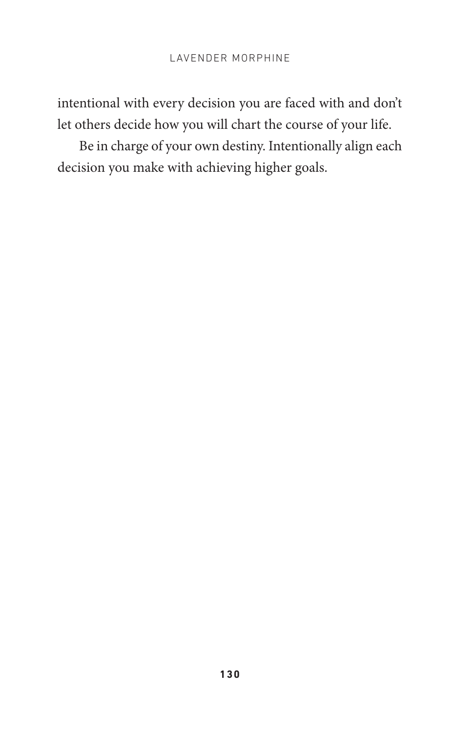intentional with every decision you are faced with and don't let others decide how you will chart the course of your life.

Be in charge of your own destiny. Intentionally align each decision you make with achieving higher goals.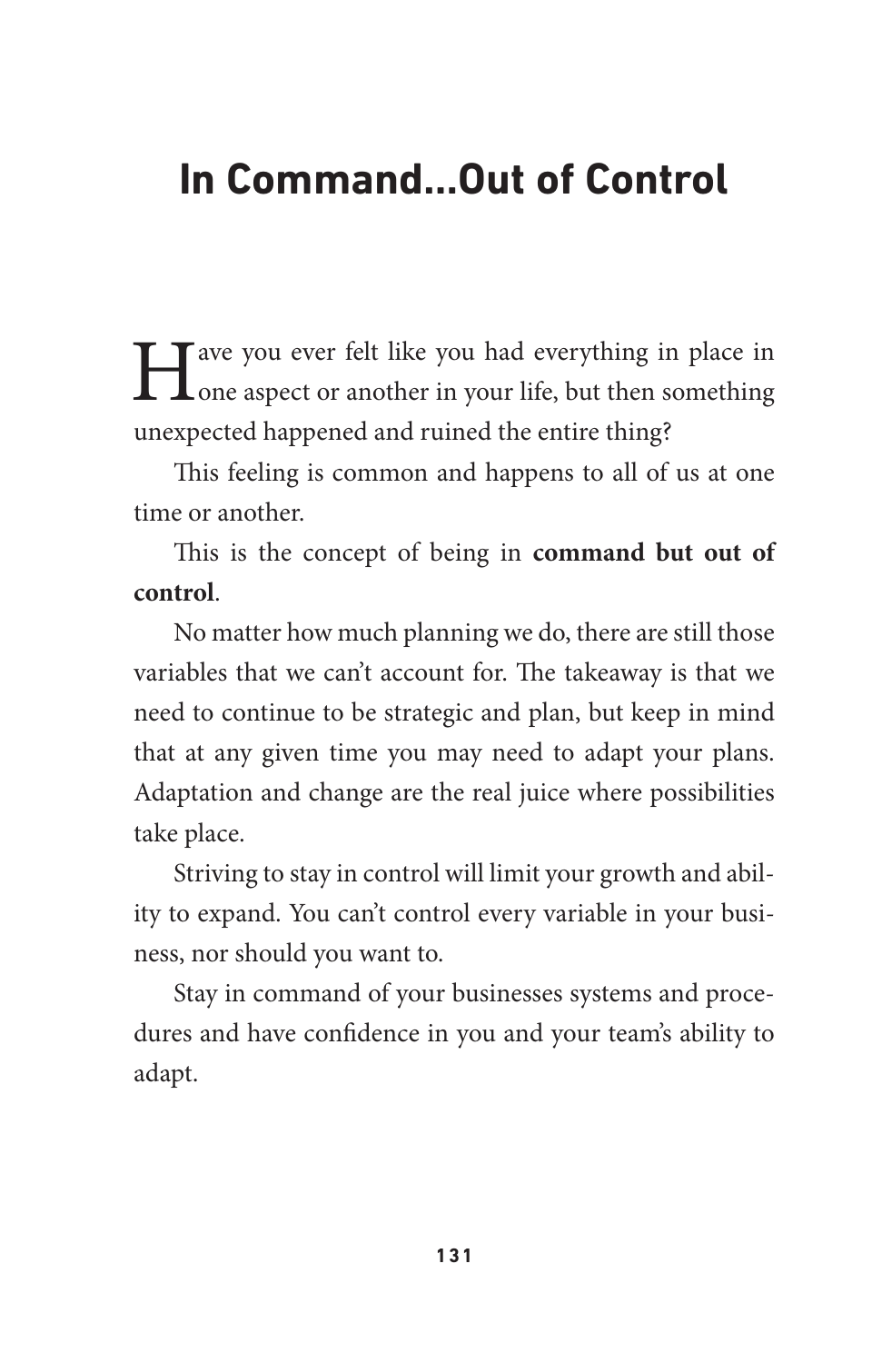# In Command...Out of Control

Have you ever felt like you had everything in place in one aspect or another in your life, but then something unexpected happened and ruined the entire thing?

This feeling is common and happens to all of us at one time or another.

This is the concept of being in **command but out of control**.

No matter how much planning we do, there are still those variables that we can't account for. The takeaway is that we need to continue to be strategic and plan, but keep in mind that at any given time you may need to adapt your plans. Adaptation and change are the real juice where possibilities take place.

Striving to stay in control will limit your growth and ability to expand. You can't control every variable in your business, nor should you want to.

Stay in command of your businesses systems and procedures and have confidence in you and your team's ability to adapt.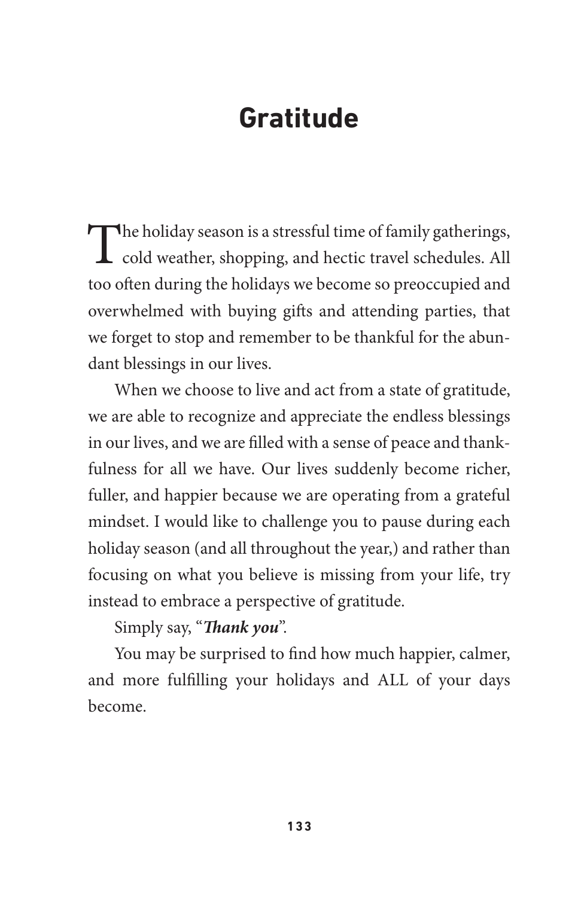# Gratitude

The holiday season is a stressful time of family gatherings, cold weather, shopping, and hectic travel schedules. All too often during the holidays we become so preoccupied and overwhelmed with buying gifts and attending parties, that we forget to stop and remember to be thankful for the abundant blessings in our lives.

When we choose to live and act from a state of gratitude, we are able to recognize and appreciate the endless blessings in our lives, and we are filled with a sense of peace and thankfulness for all we have. Our lives suddenly become richer, fuller, and happier because we are operating from a grateful mindset. I would like to challenge you to pause during each holiday season (and all throughout the year,) and rather than focusing on what you believe is missing from your life, try instead to embrace a perspective of gratitude.

Simply say, "***Thank you***".

You may be surprised to find how much happier, calmer, and more fulfilling your holidays and ALL of your days become.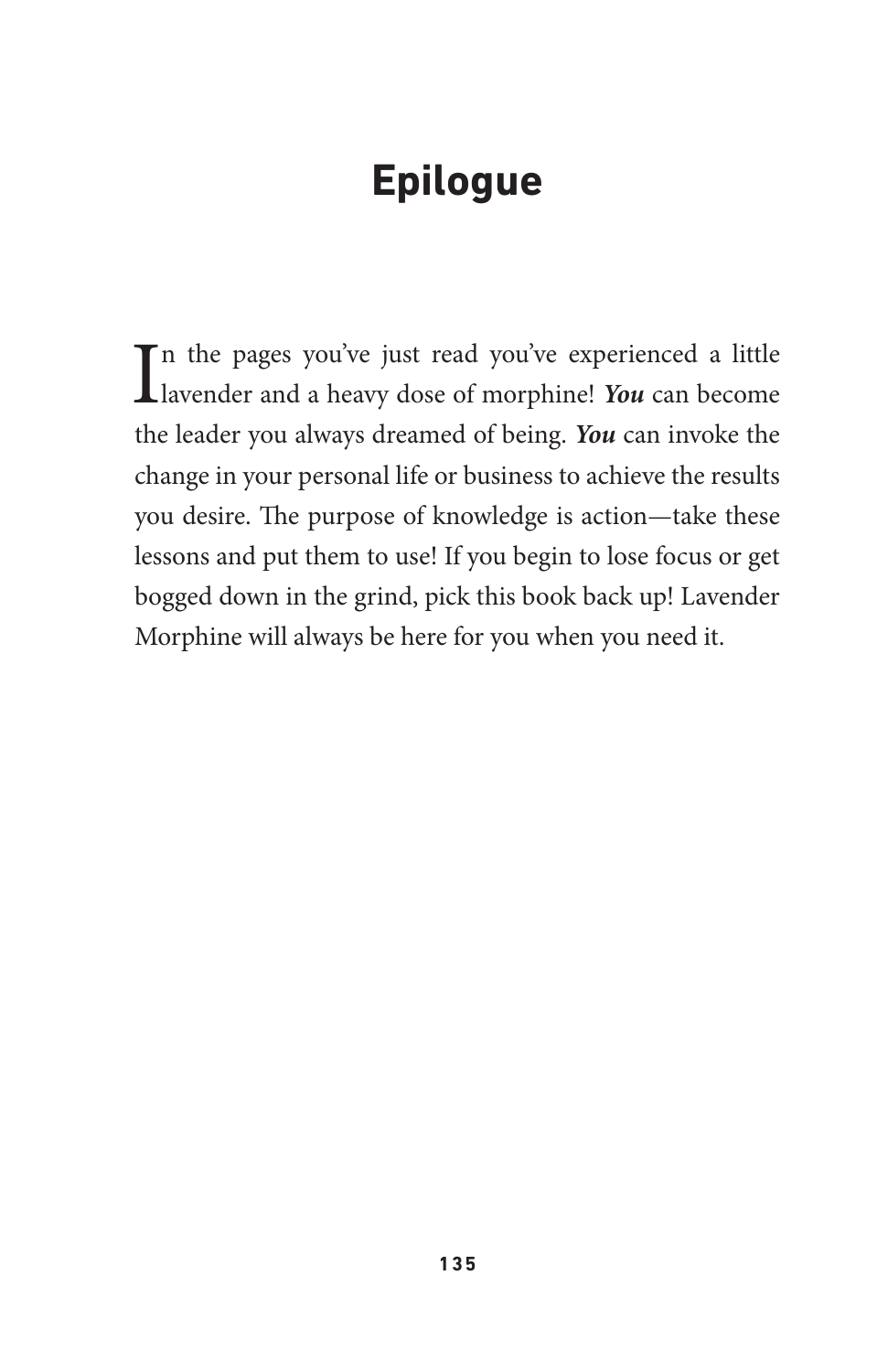# Epilogue

In the pages you've just read you've experienced a little lavender and a heavy dose of morphine! ***You*** can become the leader you always dreamed of being. ***You*** can invoke the change in your personal life or business to achieve the results you desire. The purpose of knowledge is action—take these lessons and put them to use! If you begin to lose focus or get bogged down in the grind, pick this book back up! Lavender Morphine will always be here for you when you need it.